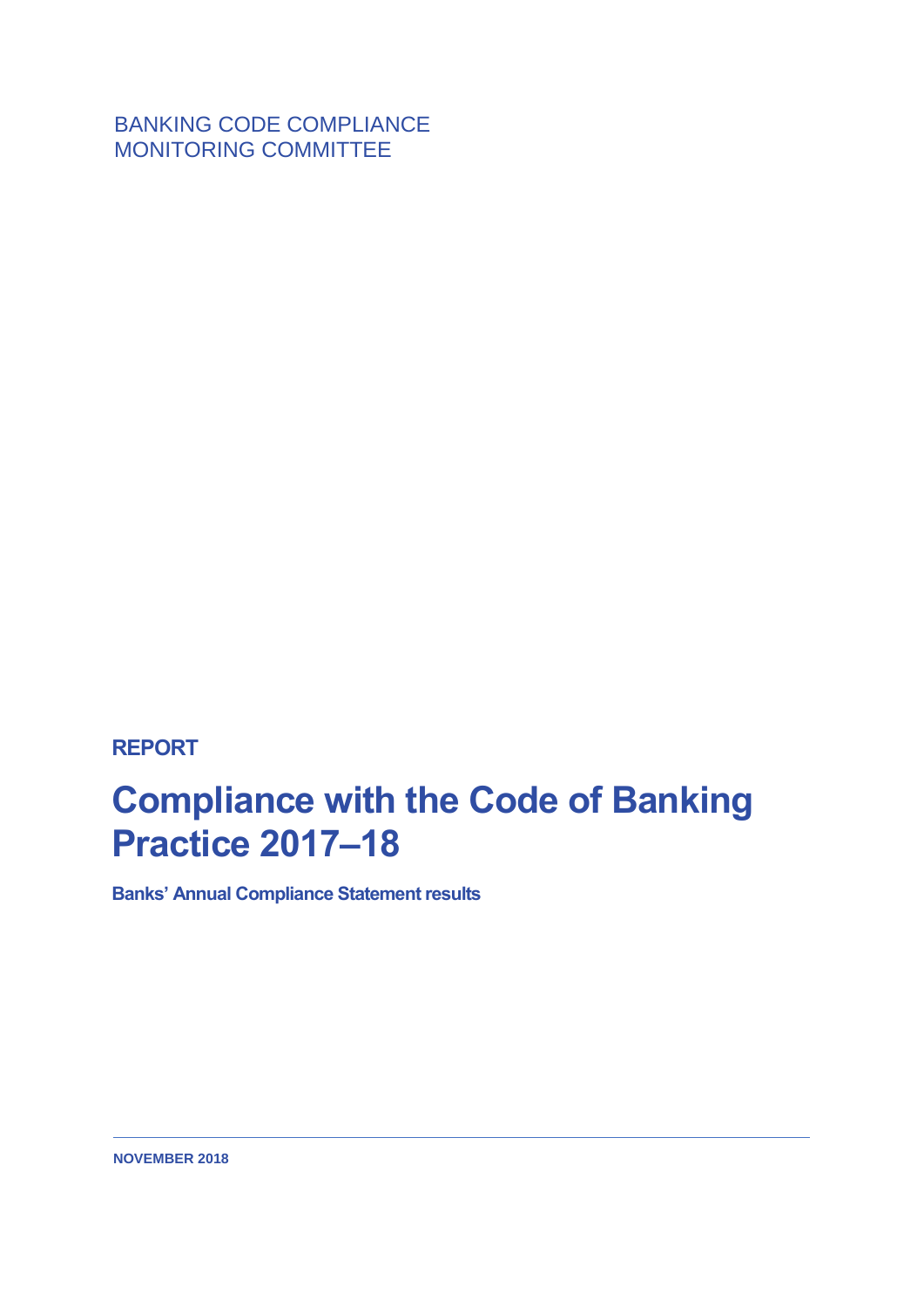BANKING CODE COMPLIANCE
MONITORING COMMITTEE

**REPORT**

# Compliance with the Code of Banking Practice 2017–18

**Banks' Annual Compliance Statement results**

**NOVEMBER 2018**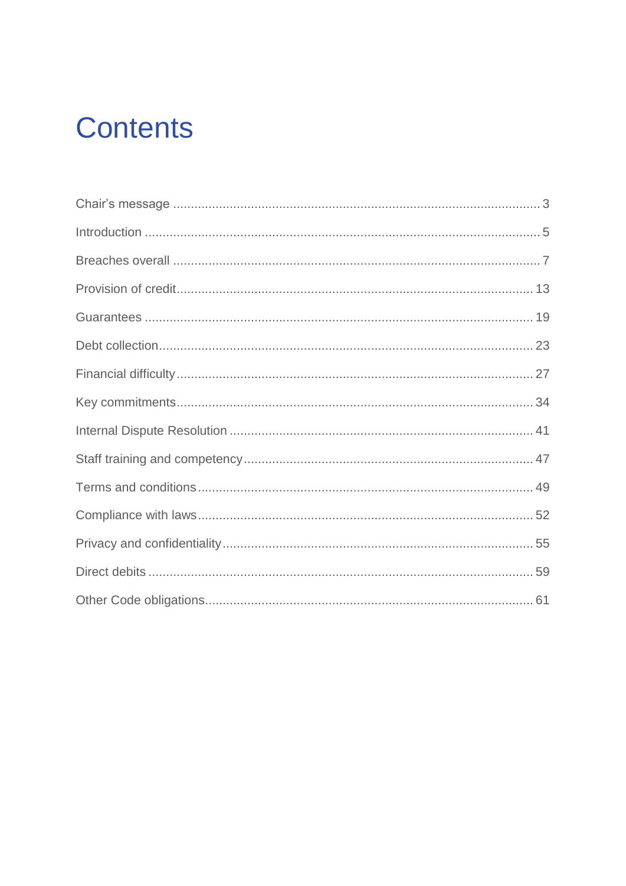# Contents

- Chair's message ... 3
- Introduction ... 5
- Breaches overall ... 7
- Provision of credit ... 13
- Guarantees ... 19
- Debt collection ... 23
- Financial difficulty ... 27
- Key commitments ... 34
- Internal Dispute Resolution ... 41
- Staff training and competency ... 47
- Terms and conditions ... 49
- Compliance with laws ... 52
- Privacy and confidentiality ... 55
- Direct debits ... 59
- Other Code obligations ... 61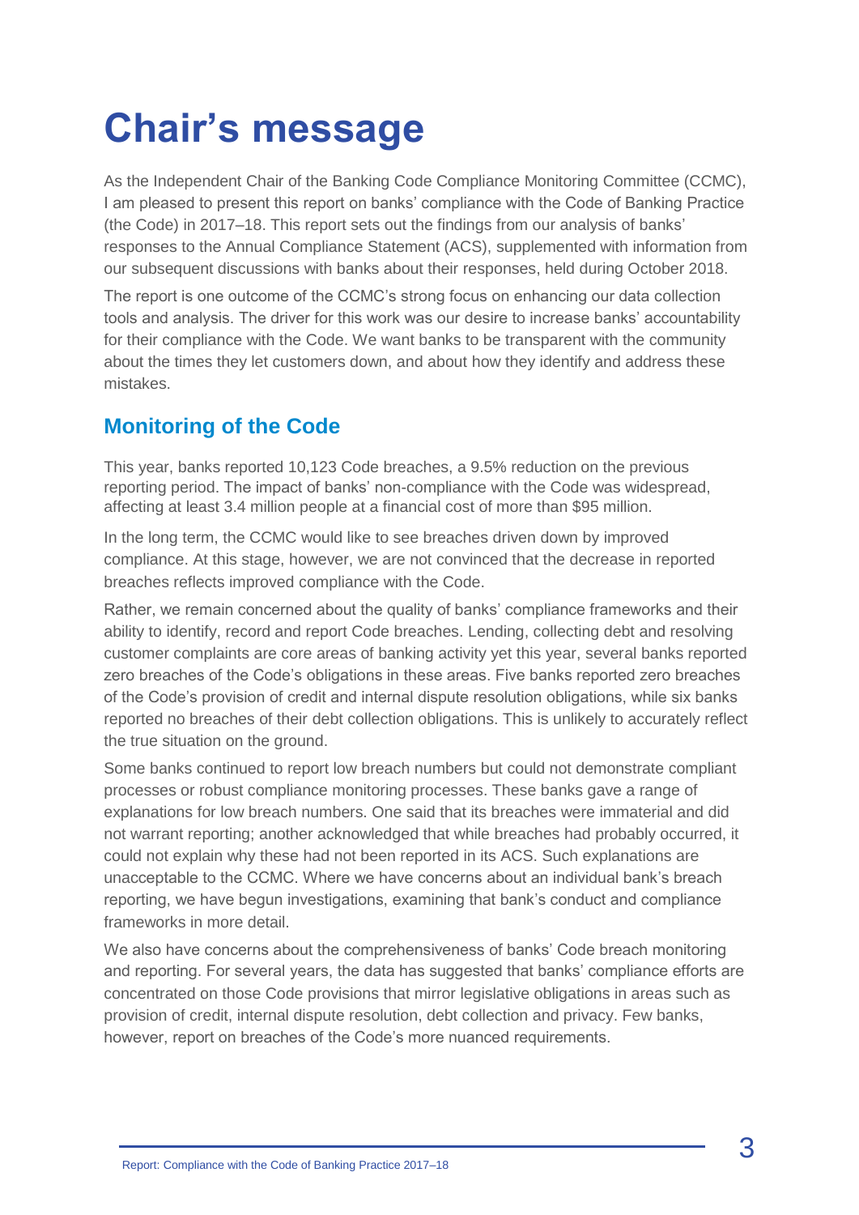# Chair's message

As the Independent Chair of the Banking Code Compliance Monitoring Committee (CCMC), I am pleased to present this report on banks' compliance with the Code of Banking Practice (the Code) in 2017–18. This report sets out the findings from our analysis of banks' responses to the Annual Compliance Statement (ACS), supplemented with information from our subsequent discussions with banks about their responses, held during October 2018.

The report is one outcome of the CCMC's strong focus on enhancing our data collection tools and analysis. The driver for this work was our desire to increase banks' accountability for their compliance with the Code. We want banks to be transparent with the community about the times they let customers down, and about how they identify and address these mistakes.

## Monitoring of the Code

This year, banks reported 10,123 Code breaches, a 9.5% reduction on the previous reporting period. The impact of banks' non-compliance with the Code was widespread, affecting at least 3.4 million people at a financial cost of more than $95 million.

In the long term, the CCMC would like to see breaches driven down by improved compliance. At this stage, however, we are not convinced that the decrease in reported breaches reflects improved compliance with the Code.

Rather, we remain concerned about the quality of banks' compliance frameworks and their ability to identify, record and report Code breaches. Lending, collecting debt and resolving customer complaints are core areas of banking activity yet this year, several banks reported zero breaches of the Code's obligations in these areas. Five banks reported zero breaches of the Code's provision of credit and internal dispute resolution obligations, while six banks reported no breaches of their debt collection obligations. This is unlikely to accurately reflect the true situation on the ground.

Some banks continued to report low breach numbers but could not demonstrate compliant processes or robust compliance monitoring processes. These banks gave a range of explanations for low breach numbers. One said that its breaches were immaterial and did not warrant reporting; another acknowledged that while breaches had probably occurred, it could not explain why these had not been reported in its ACS. Such explanations are unacceptable to the CCMC. Where we have concerns about an individual bank's breach reporting, we have begun investigations, examining that bank's conduct and compliance frameworks in more detail.

We also have concerns about the comprehensiveness of banks' Code breach monitoring and reporting. For several years, the data has suggested that banks' compliance efforts are concentrated on those Code provisions that mirror legislative obligations in areas such as provision of credit, internal dispute resolution, debt collection and privacy. Few banks, however, report on breaches of the Code's more nuanced requirements.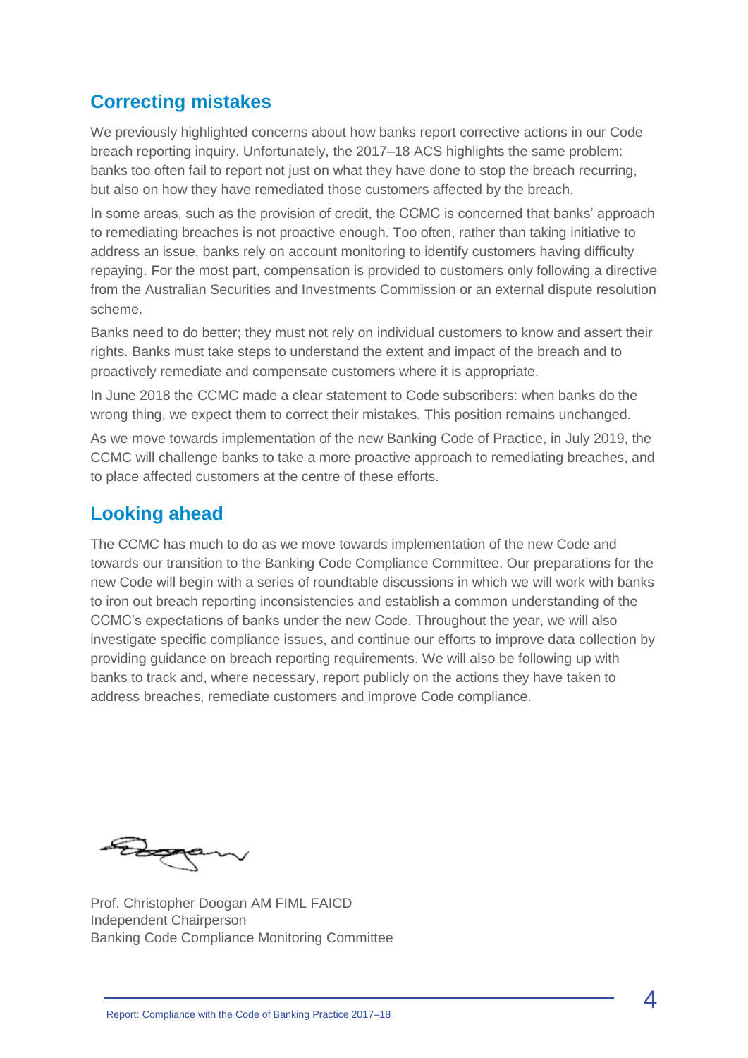## Correcting mistakes

We previously highlighted concerns about how banks report corrective actions in our Code breach reporting inquiry. Unfortunately, the 2017–18 ACS highlights the same problem: banks too often fail to report not just on what they have done to stop the breach recurring, but also on how they have remediated those customers affected by the breach.

In some areas, such as the provision of credit, the CCMC is concerned that banks' approach to remediating breaches is not proactive enough. Too often, rather than taking initiative to address an issue, banks rely on account monitoring to identify customers having difficulty repaying. For the most part, compensation is provided to customers only following a directive from the Australian Securities and Investments Commission or an external dispute resolution scheme.

Banks need to do better; they must not rely on individual customers to know and assert their rights. Banks must take steps to understand the extent and impact of the breach and to proactively remediate and compensate customers where it is appropriate.

In June 2018 the CCMC made a clear statement to Code subscribers: when banks do the wrong thing, we expect them to correct their mistakes. This position remains unchanged.

As we move towards implementation of the new Banking Code of Practice, in July 2019, the CCMC will challenge banks to take a more proactive approach to remediating breaches, and to place affected customers at the centre of these efforts.

## Looking ahead

The CCMC has much to do as we move towards implementation of the new Code and towards our transition to the Banking Code Compliance Committee. Our preparations for the new Code will begin with a series of roundtable discussions in which we will work with banks to iron out breach reporting inconsistencies and establish a common understanding of the CCMC's expectations of banks under the new Code. Throughout the year, we will also investigate specific compliance issues, and continue our efforts to improve data collection by providing guidance on breach reporting requirements. We will also be following up with banks to track and, where necessary, report publicly on the actions they have taken to address breaches, remediate customers and improve Code compliance.

Prof. Christopher Doogan AM FIML FAICD
Independent Chairperson
Banking Code Compliance Monitoring Committee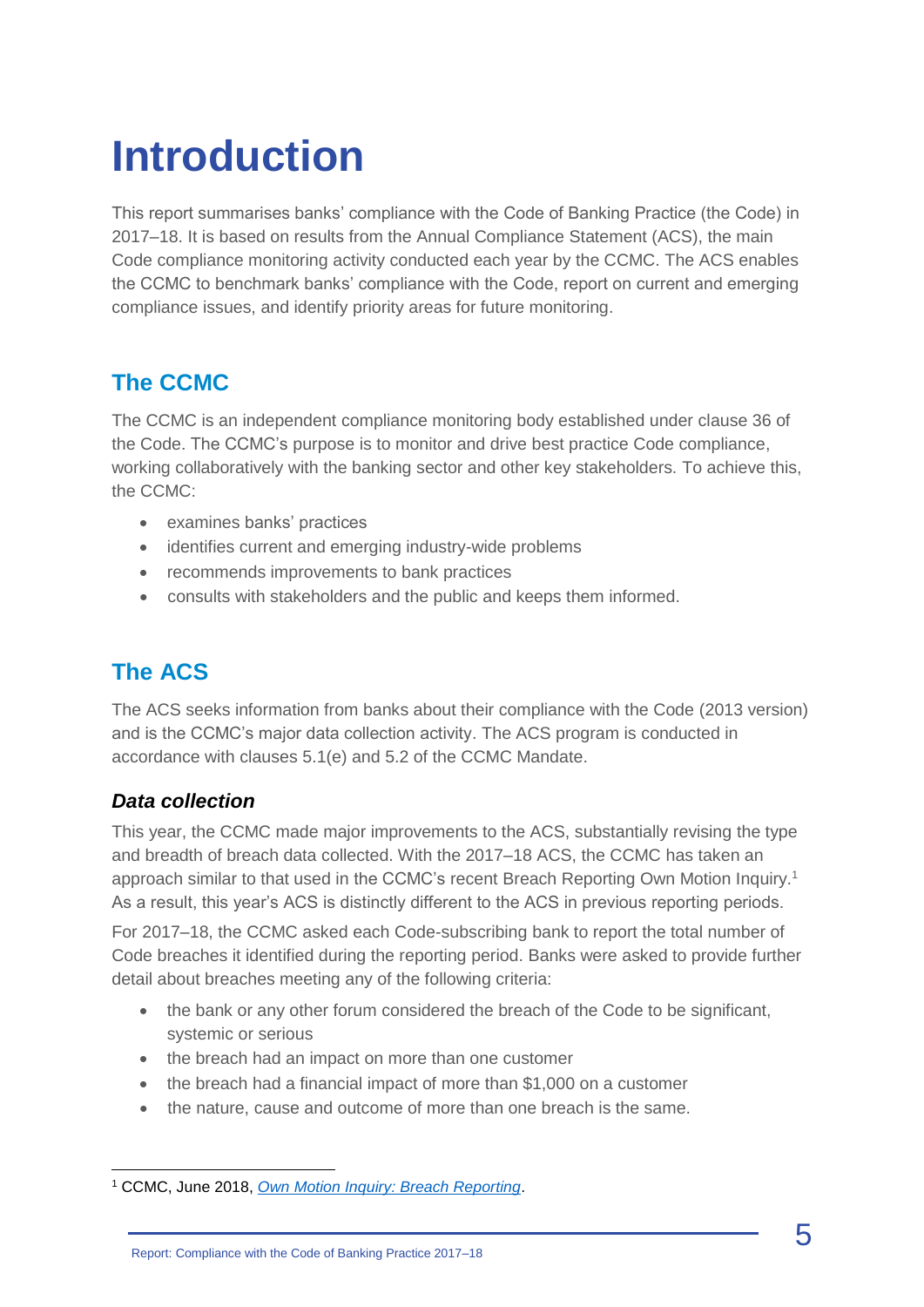# Introduction

This report summarises banks' compliance with the Code of Banking Practice (the Code) in 2017–18. It is based on results from the Annual Compliance Statement (ACS), the main Code compliance monitoring activity conducted each year by the CCMC. The ACS enables the CCMC to benchmark banks' compliance with the Code, report on current and emerging compliance issues, and identify priority areas for future monitoring.

## The CCMC

The CCMC is an independent compliance monitoring body established under clause 36 of the Code. The CCMC's purpose is to monitor and drive best practice Code compliance, working collaboratively with the banking sector and other key stakeholders. To achieve this, the CCMC:

- examines banks' practices
- identifies current and emerging industry-wide problems
- recommends improvements to bank practices
- consults with stakeholders and the public and keeps them informed.

## The ACS

The ACS seeks information from banks about their compliance with the Code (2013 version) and is the CCMC's major data collection activity. The ACS program is conducted in accordance with clauses 5.1(e) and 5.2 of the CCMC Mandate.

### *Data collection*

This year, the CCMC made major improvements to the ACS, substantially revising the type and breadth of breach data collected. With the 2017–18 ACS, the CCMC has taken an approach similar to that used in the CCMC's recent Breach Reporting Own Motion Inquiry.[1] As a result, this year's ACS is distinctly different to the ACS in previous reporting periods.

For 2017–18, the CCMC asked each Code-subscribing bank to report the total number of Code breaches it identified during the reporting period. Banks were asked to provide further detail about breaches meeting any of the following criteria:

- the bank or any other forum considered the breach of the Code to be significant, systemic or serious
- the breach had an impact on more than one customer
- the breach had a financial impact of more than $1,000 on a customer
- the nature, cause and outcome of more than one breach is the same.

[1] CCMC, June 2018, *Own Motion Inquiry: Breach Reporting*.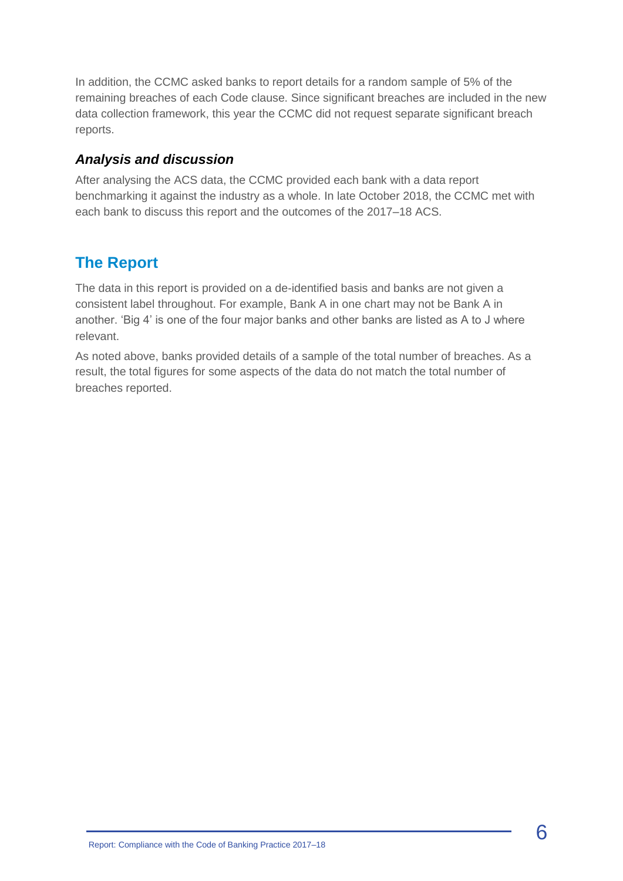In addition, the CCMC asked banks to report details for a random sample of 5% of the remaining breaches of each Code clause. Since significant breaches are included in the new data collection framework, this year the CCMC did not request separate significant breach reports.

### *Analysis and discussion*

After analysing the ACS data, the CCMC provided each bank with a data report benchmarking it against the industry as a whole. In late October 2018, the CCMC met with each bank to discuss this report and the outcomes of the 2017–18 ACS.

## The Report

The data in this report is provided on a de-identified basis and banks are not given a consistent label throughout. For example, Bank A in one chart may not be Bank A in another. 'Big 4' is one of the four major banks and other banks are listed as A to J where relevant.

As noted above, banks provided details of a sample of the total number of breaches. As a result, the total figures for some aspects of the data do not match the total number of breaches reported.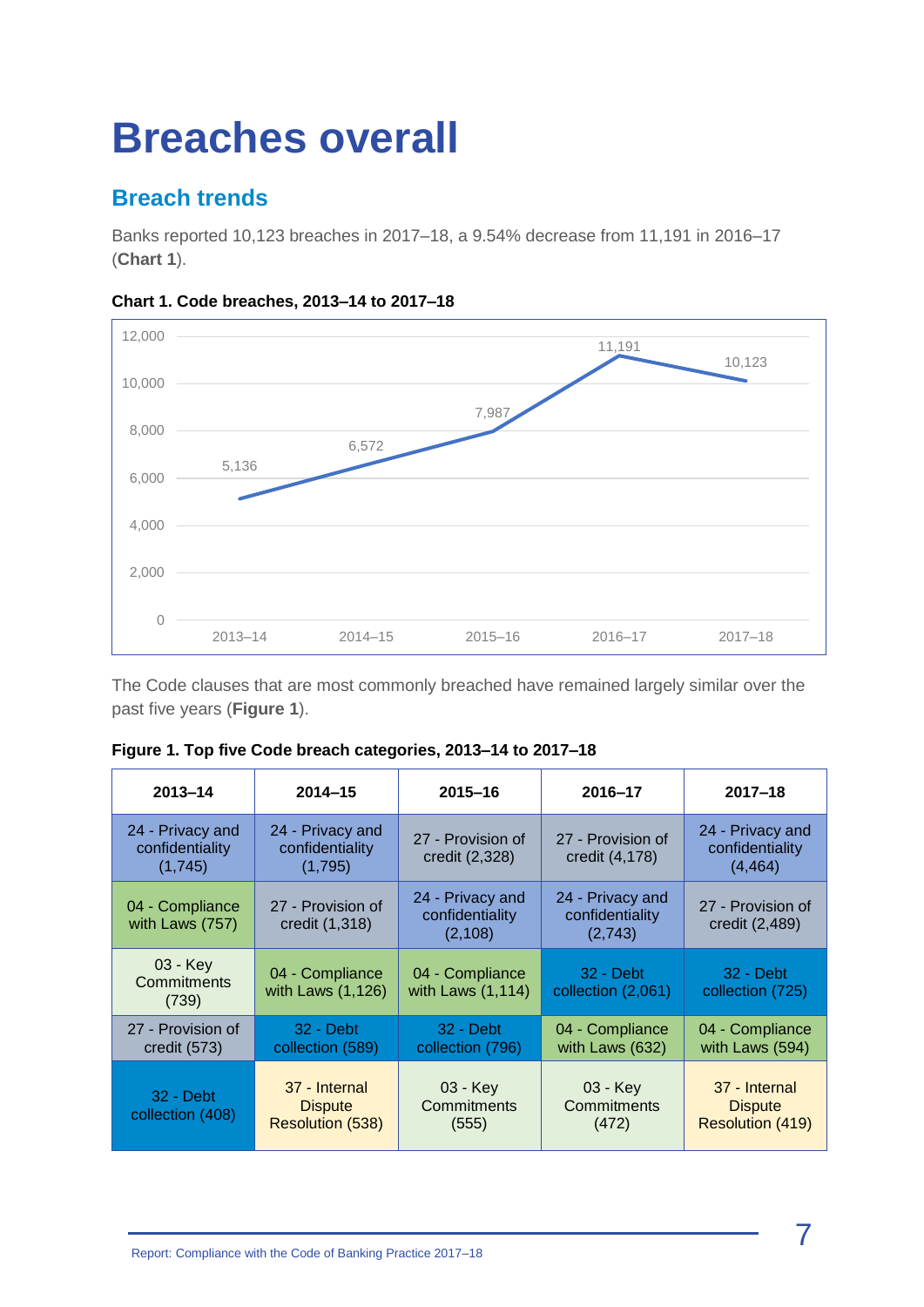# Breaches overall

## Breach trends

Banks reported 10,123 breaches in 2017–18, a 9.54% decrease from 11,191 in 2016–17 (**Chart 1**).

**Chart 1. Code breaches, 2013–14 to 2017–18**

| Year | Code breaches |
|---|---|
| 2013–14 | 5,136 |
| 2014–15 | 6,572 |
| 2015–16 | 7,987 |
| 2016–17 | 11,191 |
| 2017–18 | 10,123 |

The Code clauses that are most commonly breached have remained largely similar over the past five years (**Figure 1**).

**Figure 1. Top five Code breach categories, 2013–14 to 2017–18**

| 2013–14 | 2014–15 | 2015–16 | 2016–17 | 2017–18 |
|---|---|---|---|---|
| 24 - Privacy and confidentiality (1,745) | 24 - Privacy and confidentiality (1,795) | 27 - Provision of credit (2,328) | 27 - Provision of credit (4,178) | 24 - Privacy and confidentiality (4,464) |
| 04 - Compliance with Laws (757) | 27 - Provision of credit (1,318) | 24 - Privacy and confidentiality (2,108) | 24 - Privacy and confidentiality (2,743) | 27 - Provision of credit (2,489) |
| 03 - Key Commitments (739) | 04 - Compliance with Laws (1,126) | 04 - Compliance with Laws (1,114) | 32 - Debt collection (2,061) | 32 - Debt collection (725) |
| 27 - Provision of credit (573) | 32 - Debt collection (589) | 32 - Debt collection (796) | 04 - Compliance with Laws (632) | 04 - Compliance with Laws (594) |
| 32 - Debt collection (408) | 37 - Internal Dispute Resolution (538) | 03 - Key Commitments (555) | 03 - Key Commitments (472) | 37 - Internal Dispute Resolution (419) |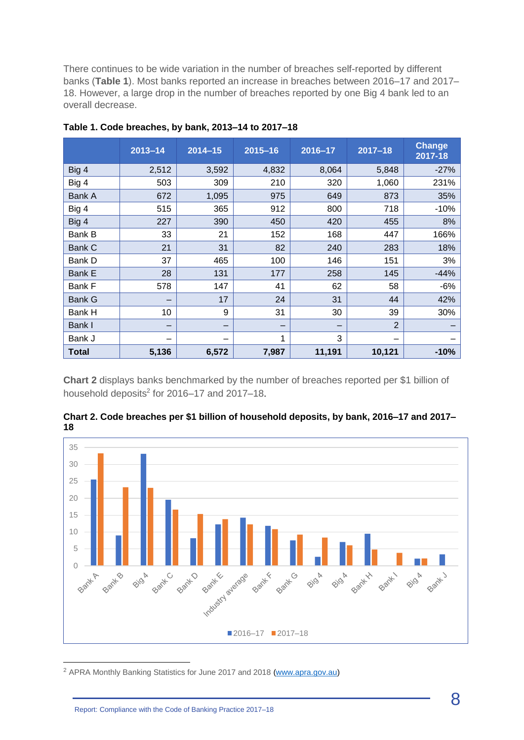There continues to be wide variation in the number of breaches self-reported by different banks (**Table 1**). Most banks reported an increase in breaches between 2016–17 and 2017–18. However, a large drop in the number of breaches reported by one Big 4 bank led to an overall decrease.

**Table 1. Code breaches, by bank, 2013–14 to 2017–18**

| | 2013–14 | 2014–15 | 2015–16 | 2016–17 | 2017–18 | Change 2017-18 |
|---|---|---|---|---|---|---|
| Big 4 | 2,512 | 3,592 | 4,832 | 8,064 | 5,848 | -27% |
| Big 4 | 503 | 309 | 210 | 320 | 1,060 | 231% |
| Bank A | 672 | 1,095 | 975 | 649 | 873 | 35% |
| Big 4 | 515 | 365 | 912 | 800 | 718 | -10% |
| Big 4 | 227 | 390 | 450 | 420 | 455 | 8% |
| Bank B | 33 | 21 | 152 | 168 | 447 | 166% |
| Bank C | 21 | 31 | 82 | 240 | 283 | 18% |
| Bank D | 37 | 465 | 100 | 146 | 151 | 3% |
| Bank E | 28 | 131 | 177 | 258 | 145 | -44% |
| Bank F | 578 | 147 | 41 | 62 | 58 | -6% |
| Bank G | – | 17 | 24 | 31 | 44 | 42% |
| Bank H | 10 | 9 | 31 | 30 | 39 | 30% |
| Bank I | – | – | – | – | 2 | – |
| Bank J | – | – | 1 | 3 | – | – |
| **Total** | **5,136** | **6,572** | **7,987** | **11,191** | **10,121** | **-10%** |

**Chart 2** displays banks benchmarked by the number of breaches reported per $1 billion of household deposits[2] for 2016–17 and 2017–18.

**Chart 2. Code breaches per $1 billion of household deposits, by bank, 2016–17 and 2017–18**

[2] APRA Monthly Banking Statistics for June 2017 and 2018 (www.apra.gov.au)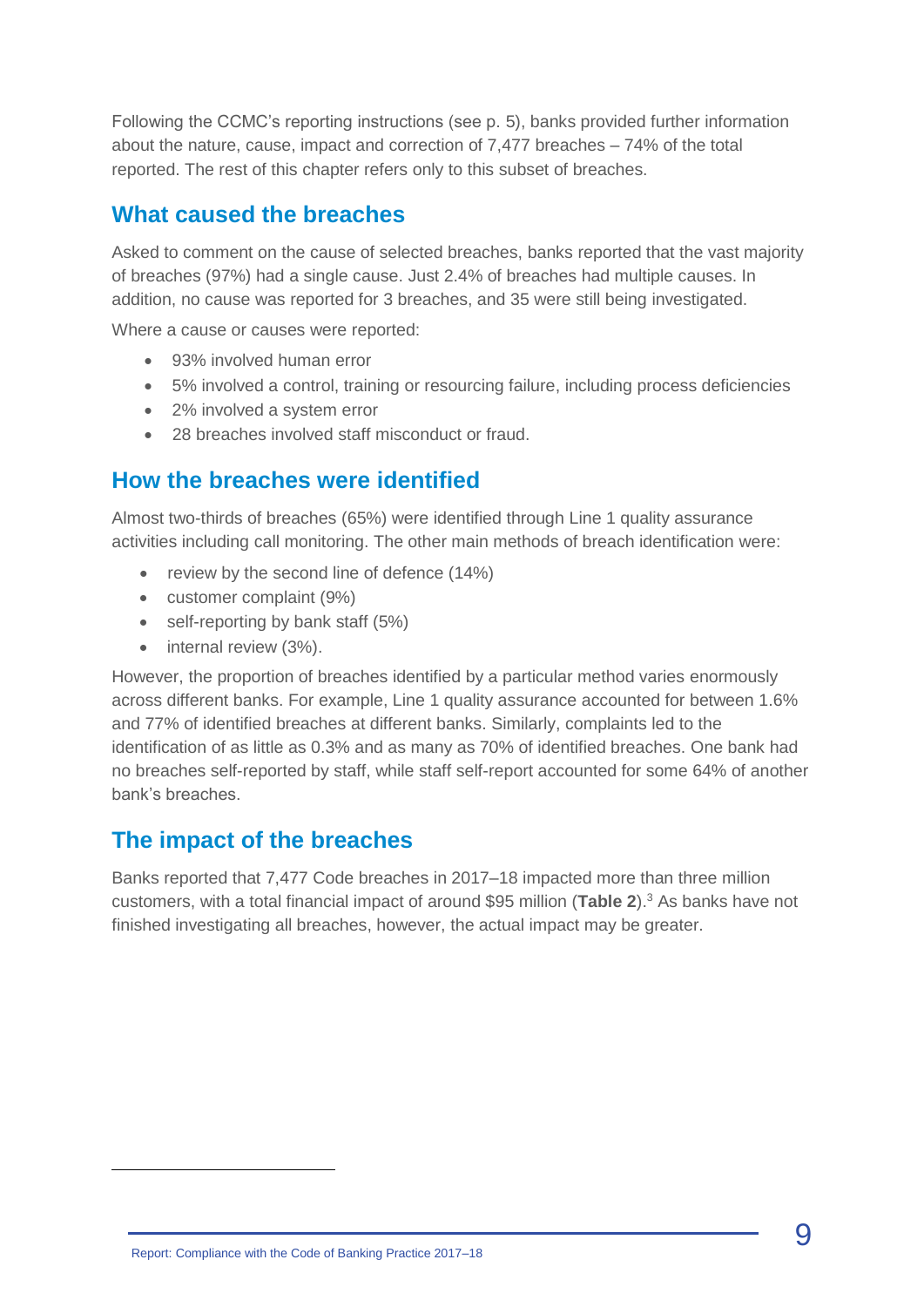Following the CCMC's reporting instructions (see p. 5), banks provided further information about the nature, cause, impact and correction of 7,477 breaches – 74% of the total reported. The rest of this chapter refers only to this subset of breaches.

## What caused the breaches

Asked to comment on the cause of selected breaches, banks reported that the vast majority of breaches (97%) had a single cause. Just 2.4% of breaches had multiple causes. In addition, no cause was reported for 3 breaches, and 35 were still being investigated.

Where a cause or causes were reported:

- 93% involved human error
- 5% involved a control, training or resourcing failure, including process deficiencies
- 2% involved a system error
- 28 breaches involved staff misconduct or fraud.

## How the breaches were identified

Almost two-thirds of breaches (65%) were identified through Line 1 quality assurance activities including call monitoring. The other main methods of breach identification were:

- review by the second line of defence (14%)
- customer complaint (9%)
- self-reporting by bank staff (5%)
- internal review (3%).

However, the proportion of breaches identified by a particular method varies enormously across different banks. For example, Line 1 quality assurance accounted for between 1.6% and 77% of identified breaches at different banks. Similarly, complaints led to the identification of as little as 0.3% and as many as 70% of identified breaches. One bank had no breaches self-reported by staff, while staff self-report accounted for some 64% of another bank's breaches.

## The impact of the breaches

Banks reported that 7,477 Code breaches in 2017–18 impacted more than three million customers, with a total financial impact of around $95 million (**Table 2**).[3] As banks have not finished investigating all breaches, however, the actual impact may be greater.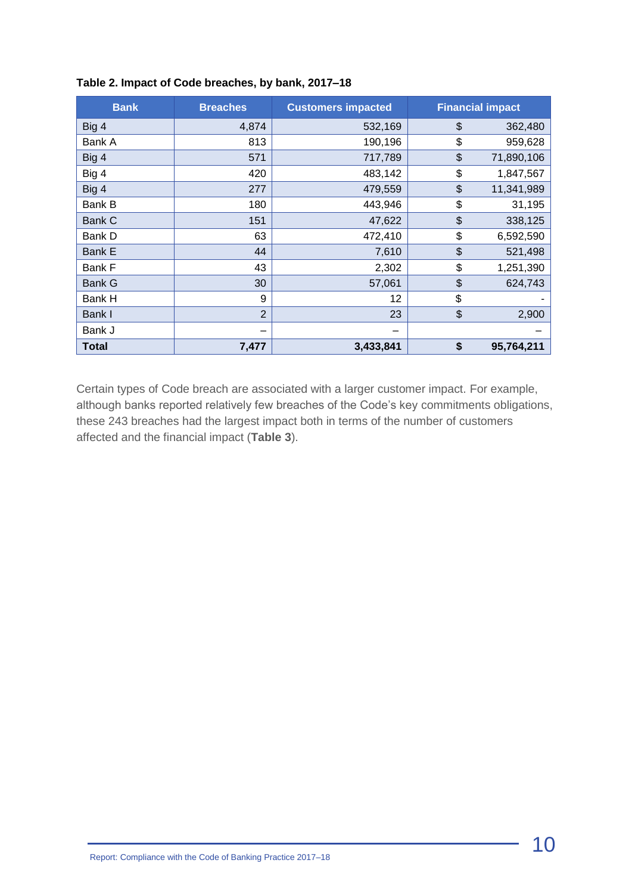**Table 2. Impact of Code breaches, by bank, 2017–18**

| Bank | Breaches | Customers impacted | Financial impact |
|---|---|---|---|
| Big 4 | 4,874 | 532,169 | $ 362,480 |
| Bank A | 813 | 190,196 | $ 959,628 |
| Big 4 | 571 | 717,789 | $ 71,890,106 |
| Big 4 | 420 | 483,142 | $ 1,847,567 |
| Big 4 | 277 | 479,559 | $ 11,341,989 |
| Bank B | 180 | 443,946 | $ 31,195 |
| Bank C | 151 | 47,622 | $ 338,125 |
| Bank D | 63 | 472,410 | $ 6,592,590 |
| Bank E | 44 | 7,610 | $ 521,498 |
| Bank F | 43 | 2,302 | $ 1,251,390 |
| Bank G | 30 | 57,061 | $ 624,743 |
| Bank H | 9 | 12 | $ - |
| Bank I | 2 | 23 | $ 2,900 |
| Bank J | – | – | – |
| **Total** | **7,477** | **3,433,841** | **$ 95,764,211** |

Certain types of Code breach are associated with a larger customer impact. For example, although banks reported relatively few breaches of the Code's key commitments obligations, these 243 breaches had the largest impact both in terms of the number of customers affected and the financial impact (**Table 3**).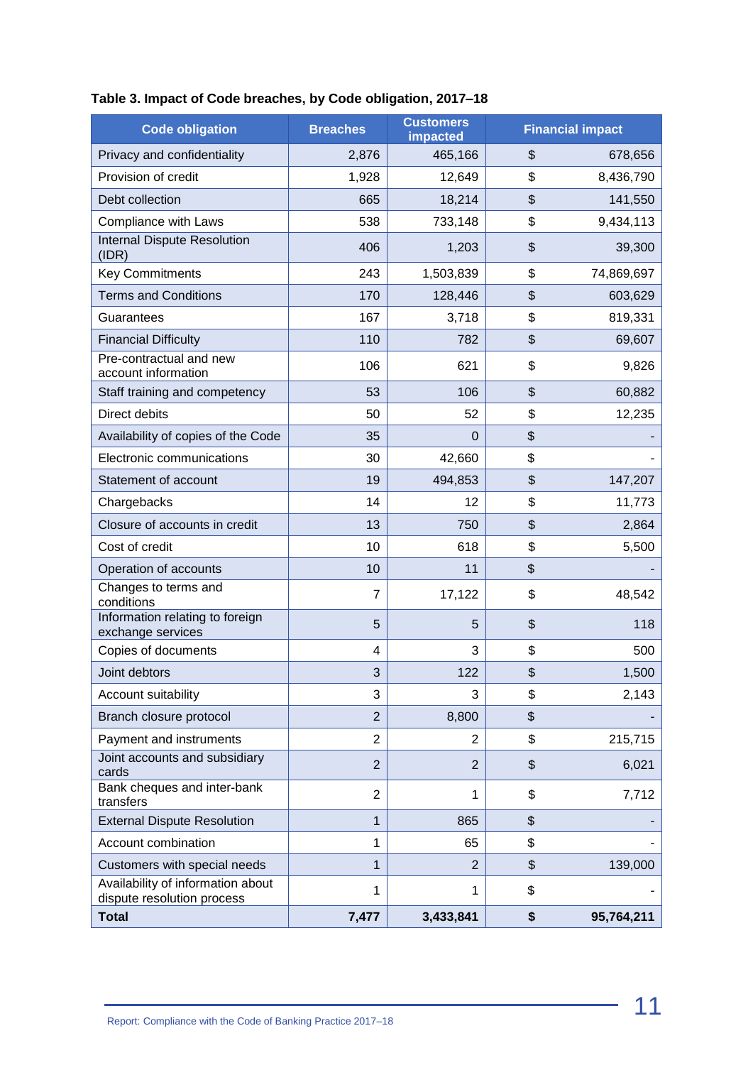**Table 3. Impact of Code breaches, by Code obligation, 2017–18**

| Code obligation | Breaches | Customers impacted | Financial impact |
|---|---|---|---|
| Privacy and confidentiality | 2,876 | 465,166 | $ 678,656 |
| Provision of credit | 1,928 | 12,649 | $ 8,436,790 |
| Debt collection | 665 | 18,214 | $ 141,550 |
| Compliance with Laws | 538 | 733,148 | $ 9,434,113 |
| Internal Dispute Resolution (IDR) | 406 | 1,203 | $ 39,300 |
| Key Commitments | 243 | 1,503,839 | $ 74,869,697 |
| Terms and Conditions | 170 | 128,446 | $ 603,629 |
| Guarantees | 167 | 3,718 | $ 819,331 |
| Financial Difficulty | 110 | 782 | $ 69,607 |
| Pre-contractual and new account information | 106 | 621 | $ 9,826 |
| Staff training and competency | 53 | 106 | $ 60,882 |
| Direct debits | 50 | 52 | $ 12,235 |
| Availability of copies of the Code | 35 | 0 | $ - |
| Electronic communications | 30 | 42,660 | $ - |
| Statement of account | 19 | 494,853 | $ 147,207 |
| Chargebacks | 14 | 12 | $ 11,773 |
| Closure of accounts in credit | 13 | 750 | $ 2,864 |
| Cost of credit | 10 | 618 | $ 5,500 |
| Operation of accounts | 10 | 11 | $ - |
| Changes to terms and conditions | 7 | 17,122 | $ 48,542 |
| Information relating to foreign exchange services | 5 | 5 | $ 118 |
| Copies of documents | 4 | 3 | $ 500 |
| Joint debtors | 3 | 122 | $ 1,500 |
| Account suitability | 3 | 3 | $ 2,143 |
| Branch closure protocol | 2 | 8,800 | $ - |
| Payment and instruments | 2 | 2 | $ 215,715 |
| Joint accounts and subsidiary cards | 2 | 2 | $ 6,021 |
| Bank cheques and inter-bank transfers | 2 | 1 | $ 7,712 |
| External Dispute Resolution | 1 | 865 | $ - |
| Account combination | 1 | 65 | $ - |
| Customers with special needs | 1 | 2 | $ 139,000 |
| Availability of information about dispute resolution process | 1 | 1 | $ - |
| **Total** | **7,477** | **3,433,841** | **$ 95,764,211** |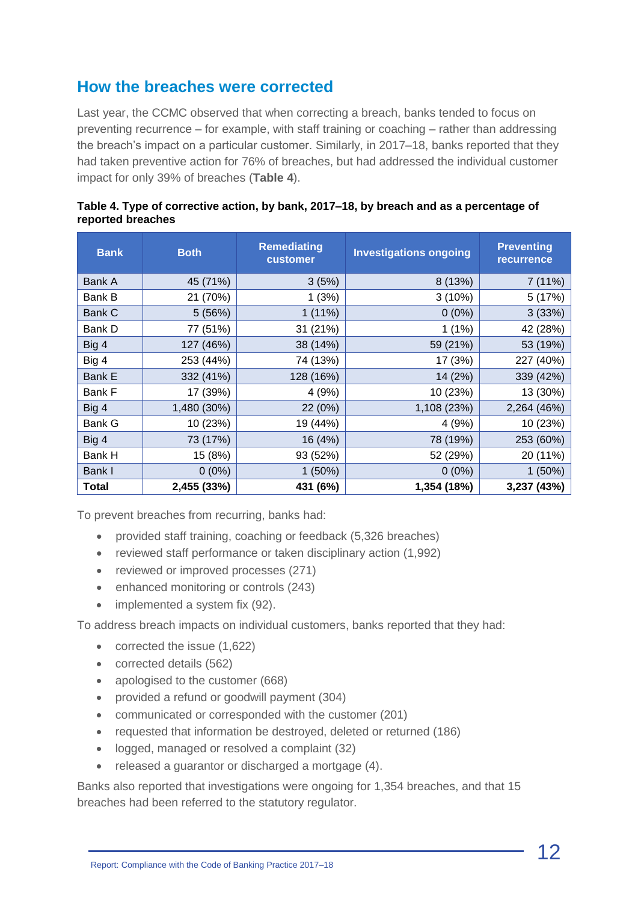## How the breaches were corrected

Last year, the CCMC observed that when correcting a breach, banks tended to focus on preventing recurrence – for example, with staff training or coaching – rather than addressing the breach's impact on a particular customer. Similarly, in 2017–18, banks reported that they had taken preventive action for 76% of breaches, but had addressed the individual customer impact for only 39% of breaches (**Table 4**).

**Table 4. Type of corrective action, by bank, 2017–18, by breach and as a percentage of reported breaches**

| Bank | Both | Remediating customer | Investigations ongoing | Preventing recurrence |
|---|---|---|---|---|
| Bank A | 45 (71%) | 3 (5%) | 8 (13%) | 7 (11%) |
| Bank B | 21 (70%) | 1 (3%) | 3 (10%) | 5 (17%) |
| Bank C | 5 (56%) | 1 (11%) | 0 (0%) | 3 (33%) |
| Bank D | 77 (51%) | 31 (21%) | 1 (1%) | 42 (28%) |
| Big 4 | 127 (46%) | 38 (14%) | 59 (21%) | 53 (19%) |
| Big 4 | 253 (44%) | 74 (13%) | 17 (3%) | 227 (40%) |
| Bank E | 332 (41%) | 128 (16%) | 14 (2%) | 339 (42%) |
| Bank F | 17 (39%) | 4 (9%) | 10 (23%) | 13 (30%) |
| Big 4 | 1,480 (30%) | 22 (0%) | 1,108 (23%) | 2,264 (46%) |
| Bank G | 10 (23%) | 19 (44%) | 4 (9%) | 10 (23%) |
| Big 4 | 73 (17%) | 16 (4%) | 78 (19%) | 253 (60%) |
| Bank H | 15 (8%) | 93 (52%) | 52 (29%) | 20 (11%) |
| Bank I | 0 (0%) | 1 (50%) | 0 (0%) | 1 (50%) |
| **Total** | **2,455 (33%)** | **431 (6%)** | **1,354 (18%)** | **3,237 (43%)** |

To prevent breaches from recurring, banks had:

- provided staff training, coaching or feedback (5,326 breaches)
- reviewed staff performance or taken disciplinary action (1,992)
- reviewed or improved processes (271)
- enhanced monitoring or controls (243)
- implemented a system fix (92).

To address breach impacts on individual customers, banks reported that they had:

- corrected the issue (1,622)
- corrected details (562)
- apologised to the customer (668)
- provided a refund or goodwill payment (304)
- communicated or corresponded with the customer (201)
- requested that information be destroyed, deleted or returned (186)
- logged, managed or resolved a complaint (32)
- released a guarantor or discharged a mortgage (4).

Banks also reported that investigations were ongoing for 1,354 breaches, and that 15 breaches had been referred to the statutory regulator.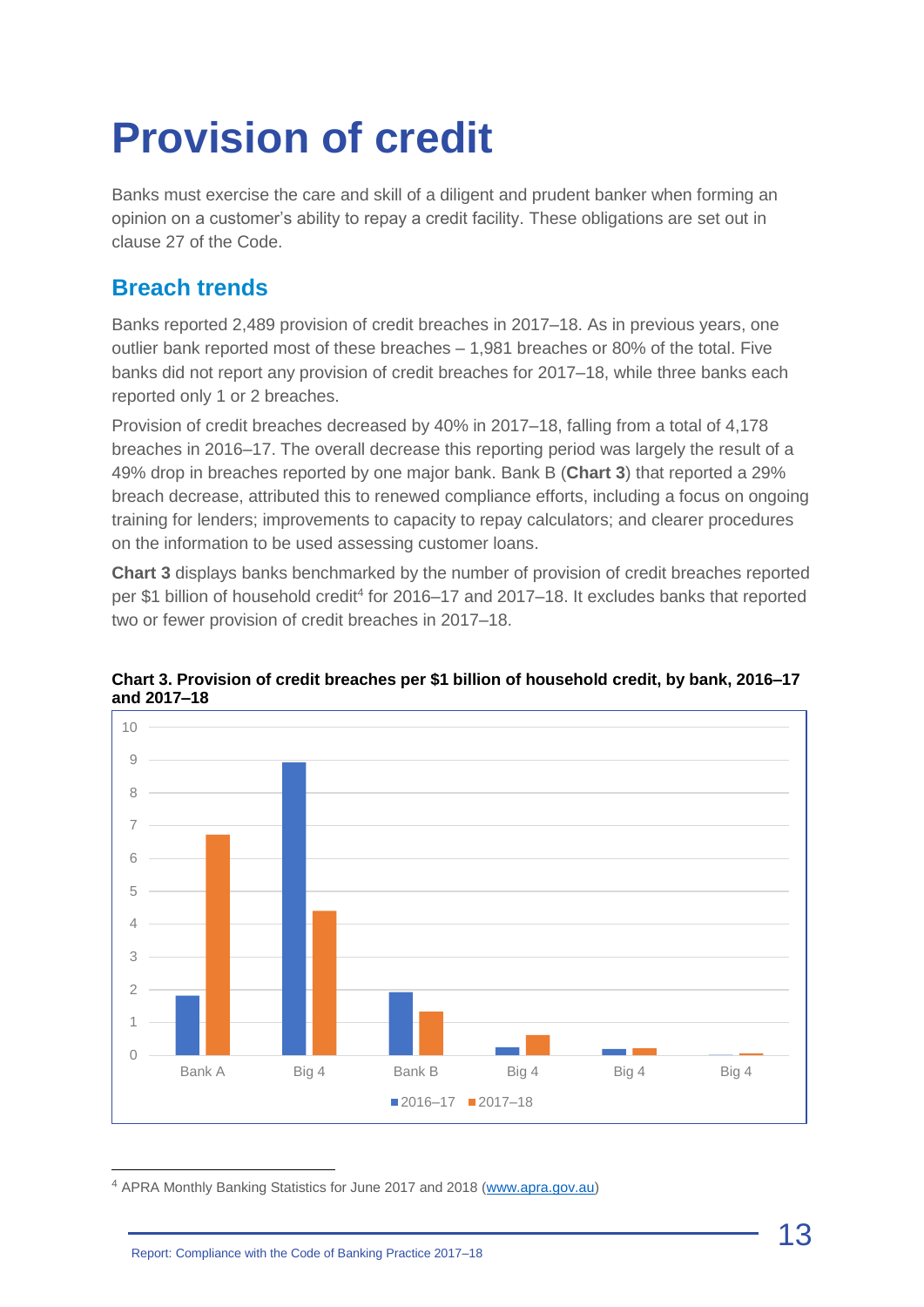# Provision of credit

Banks must exercise the care and skill of a diligent and prudent banker when forming an opinion on a customer's ability to repay a credit facility. These obligations are set out in clause 27 of the Code.

## Breach trends

Banks reported 2,489 provision of credit breaches in 2017–18. As in previous years, one outlier bank reported most of these breaches – 1,981 breaches or 80% of the total. Five banks did not report any provision of credit breaches for 2017–18, while three banks each reported only 1 or 2 breaches.

Provision of credit breaches decreased by 40% in 2017–18, falling from a total of 4,178 breaches in 2016–17. The overall decrease this reporting period was largely the result of a 49% drop in breaches reported by one major bank. Bank B (**Chart 3**) that reported a 29% breach decrease, attributed this to renewed compliance efforts, including a focus on ongoing training for lenders; improvements to capacity to repay calculators; and clearer procedures on the information to be used assessing customer loans.

**Chart 3** displays banks benchmarked by the number of provision of credit breaches reported per $1 billion of household credit[4] for 2016–17 and 2017–18. It excludes banks that reported two or fewer provision of credit breaches in 2017–18.

**Chart 3. Provision of credit breaches per $1 billion of household credit, by bank, 2016–17 and 2017–18**

| Bank | 2016–17 | 2017–18 |
|---|---|---|
| Bank A | 1.8 | 6.7 |
| Big 4 | 8.9 | 4.4 |
| Bank B | 1.9 | 1.3 |
| Big 4 | 0.2 | 0.6 |
| Big 4 | 0.2 | 0.2 |
| Big 4 | 0.0 | 0.1 |

[4] APRA Monthly Banking Statistics for June 2017 and 2018 (www.apra.gov.au)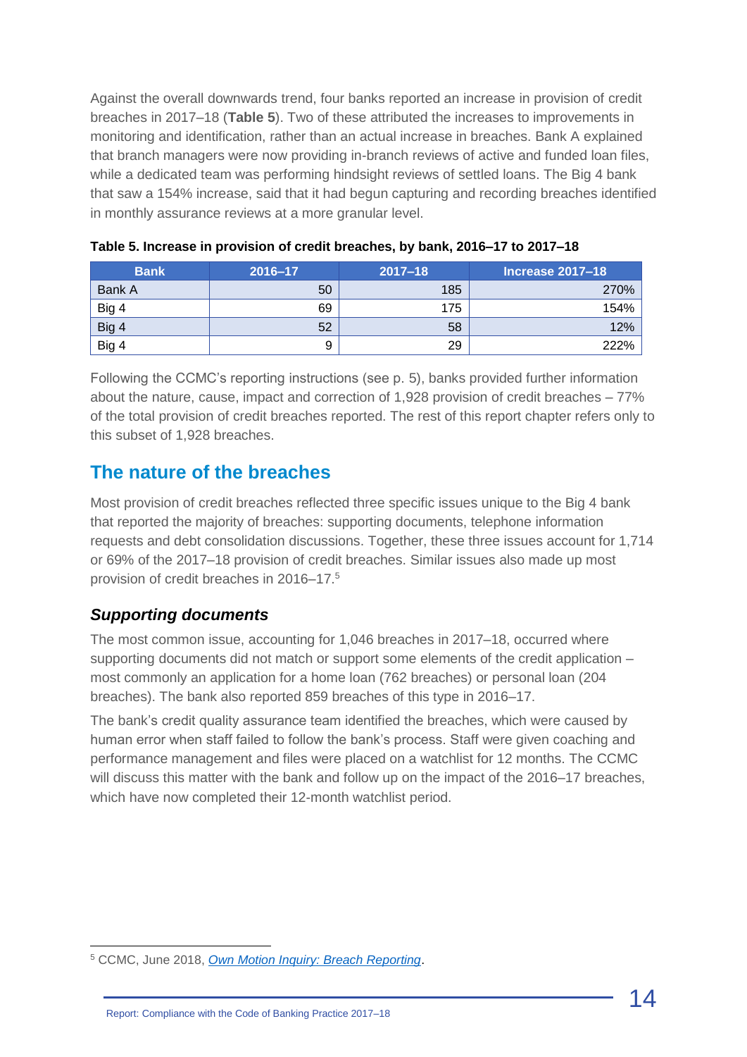Against the overall downwards trend, four banks reported an increase in provision of credit breaches in 2017–18 (**Table 5**). Two of these attributed the increases to improvements in monitoring and identification, rather than an actual increase in breaches. Bank A explained that branch managers were now providing in-branch reviews of active and funded loan files, while a dedicated team was performing hindsight reviews of settled loans. The Big 4 bank that saw a 154% increase, said that it had begun capturing and recording breaches identified in monthly assurance reviews at a more granular level.

**Table 5. Increase in provision of credit breaches, by bank, 2016–17 to 2017–18**

| Bank | 2016–17 | 2017–18 | Increase 2017–18 |
|---|---|---|---|
| Bank A | 50 | 185 | 270% |
| Big 4 | 69 | 175 | 154% |
| Big 4 | 52 | 58 | 12% |
| Big 4 | 9 | 29 | 222% |

Following the CCMC's reporting instructions (see p. 5), banks provided further information about the nature, cause, impact and correction of 1,928 provision of credit breaches – 77% of the total provision of credit breaches reported. The rest of this report chapter refers only to this subset of 1,928 breaches.

## The nature of the breaches

Most provision of credit breaches reflected three specific issues unique to the Big 4 bank that reported the majority of breaches: supporting documents, telephone information requests and debt consolidation discussions. Together, these three issues account for 1,714 or 69% of the 2017–18 provision of credit breaches. Similar issues also made up most provision of credit breaches in 2016–17.[5]

### *Supporting documents*

The most common issue, accounting for 1,046 breaches in 2017–18, occurred where supporting documents did not match or support some elements of the credit application – most commonly an application for a home loan (762 breaches) or personal loan (204 breaches). The bank also reported 859 breaches of this type in 2016–17.

The bank's credit quality assurance team identified the breaches, which were caused by human error when staff failed to follow the bank's process. Staff were given coaching and performance management and files were placed on a watchlist for 12 months. The CCMC will discuss this matter with the bank and follow up on the impact of the 2016–17 breaches, which have now completed their 12-month watchlist period.

[5] CCMC, June 2018, *Own Motion Inquiry: Breach Reporting*.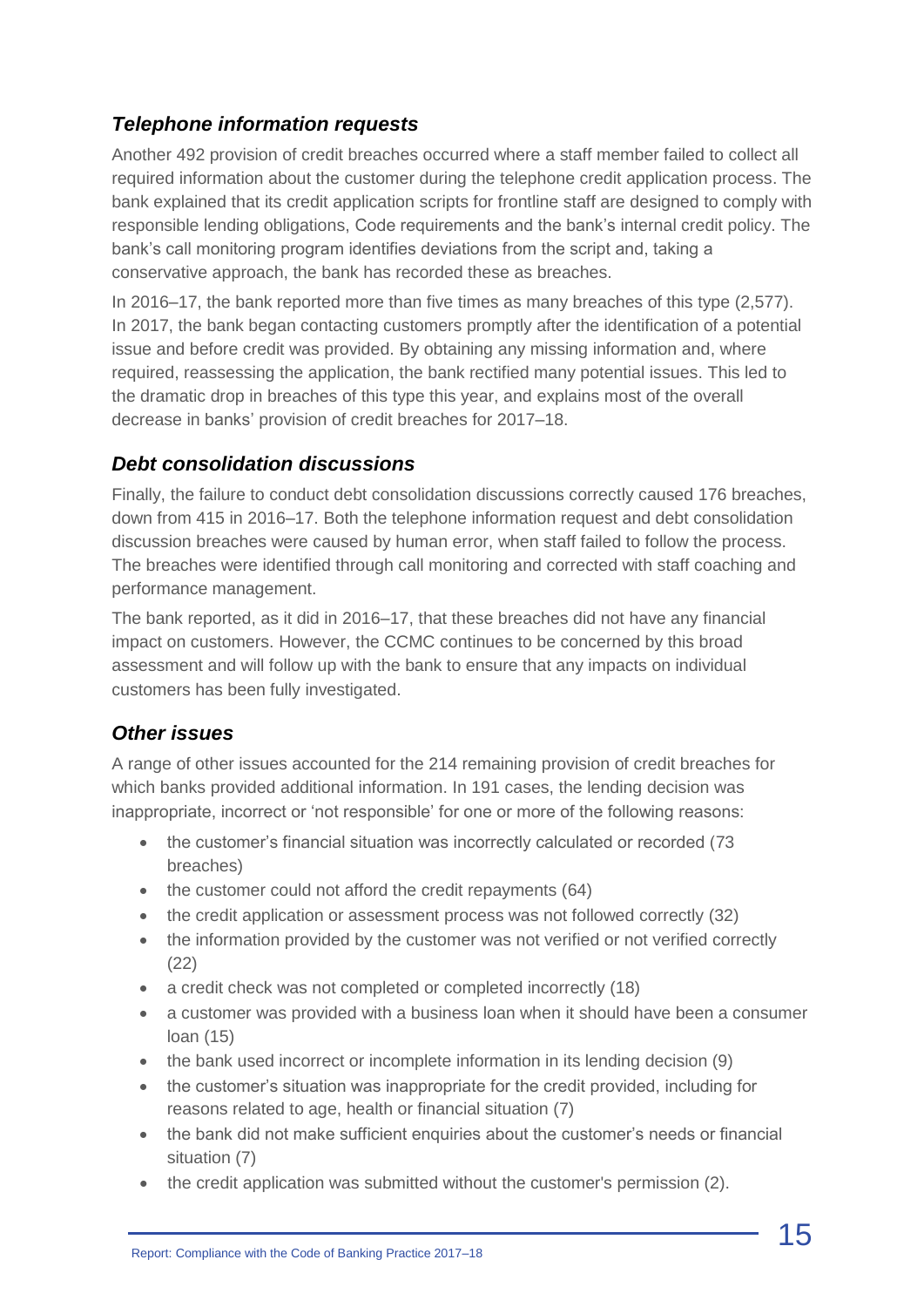### *Telephone information requests*

Another 492 provision of credit breaches occurred where a staff member failed to collect all required information about the customer during the telephone credit application process. The bank explained that its credit application scripts for frontline staff are designed to comply with responsible lending obligations, Code requirements and the bank's internal credit policy. The bank's call monitoring program identifies deviations from the script and, taking a conservative approach, the bank has recorded these as breaches.

In 2016–17, the bank reported more than five times as many breaches of this type (2,577). In 2017, the bank began contacting customers promptly after the identification of a potential issue and before credit was provided. By obtaining any missing information and, where required, reassessing the application, the bank rectified many potential issues. This led to the dramatic drop in breaches of this type this year, and explains most of the overall decrease in banks' provision of credit breaches for 2017–18.

### *Debt consolidation discussions*

Finally, the failure to conduct debt consolidation discussions correctly caused 176 breaches, down from 415 in 2016–17. Both the telephone information request and debt consolidation discussion breaches were caused by human error, when staff failed to follow the process. The breaches were identified through call monitoring and corrected with staff coaching and performance management.

The bank reported, as it did in 2016–17, that these breaches did not have any financial impact on customers. However, the CCMC continues to be concerned by this broad assessment and will follow up with the bank to ensure that any impacts on individual customers has been fully investigated.

### *Other issues*

A range of other issues accounted for the 214 remaining provision of credit breaches for which banks provided additional information. In 191 cases, the lending decision was inappropriate, incorrect or 'not responsible' for one or more of the following reasons:

- the customer's financial situation was incorrectly calculated or recorded (73 breaches)
- the customer could not afford the credit repayments (64)
- the credit application or assessment process was not followed correctly (32)
- the information provided by the customer was not verified or not verified correctly (22)
- a credit check was not completed or completed incorrectly (18)
- a customer was provided with a business loan when it should have been a consumer loan (15)
- the bank used incorrect or incomplete information in its lending decision (9)
- the customer's situation was inappropriate for the credit provided, including for reasons related to age, health or financial situation (7)
- the bank did not make sufficient enquiries about the customer's needs or financial situation (7)
- the credit application was submitted without the customer's permission (2).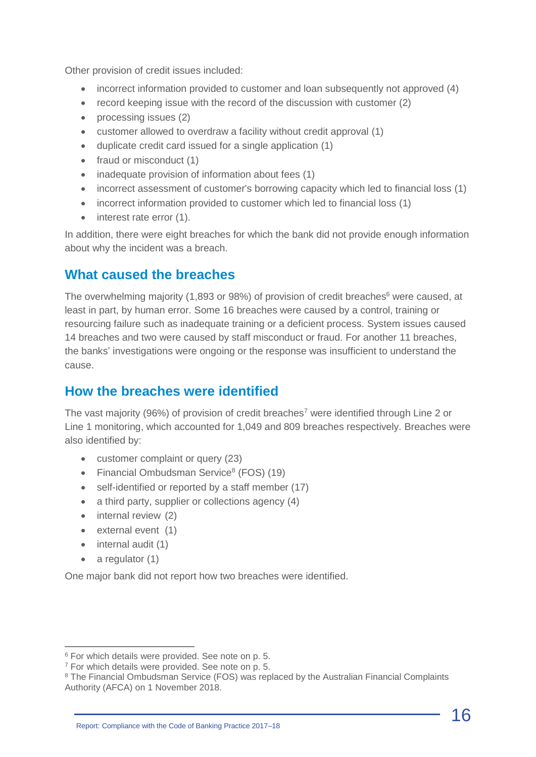Other provision of credit issues included:

- incorrect information provided to customer and loan subsequently not approved (4)
- record keeping issue with the record of the discussion with customer (2)
- processing issues (2)
- customer allowed to overdraw a facility without credit approval (1)
- duplicate credit card issued for a single application (1)
- fraud or misconduct (1)
- inadequate provision of information about fees (1)
- incorrect assessment of customer's borrowing capacity which led to financial loss (1)
- incorrect information provided to customer which led to financial loss (1)
- interest rate error (1).

In addition, there were eight breaches for which the bank did not provide enough information about why the incident was a breach.

## What caused the breaches

The overwhelming majority (1,893 or 98%) of provision of credit breaches[6] were caused, at least in part, by human error. Some 16 breaches were caused by a control, training or resourcing failure such as inadequate training or a deficient process. System issues caused 14 breaches and two were caused by staff misconduct or fraud. For another 11 breaches, the banks' investigations were ongoing or the response was insufficient to understand the cause.

## How the breaches were identified

The vast majority (96%) of provision of credit breaches[7] were identified through Line 2 or Line 1 monitoring, which accounted for 1,049 and 809 breaches respectively. Breaches were also identified by:

- customer complaint or query (23)
- Financial Ombudsman Service[8] (FOS) (19)
- self-identified or reported by a staff member (17)
- a third party, supplier or collections agency (4)
- internal review (2)
- external event (1)
- internal audit (1)
- a regulator (1)

One major bank did not report how two breaches were identified.

---

[6] For which details were provided. See note on p. 5.

[7] For which details were provided. See note on p. 5.

[8] The Financial Ombudsman Service (FOS) was replaced by the Australian Financial Complaints Authority (AFCA) on 1 November 2018.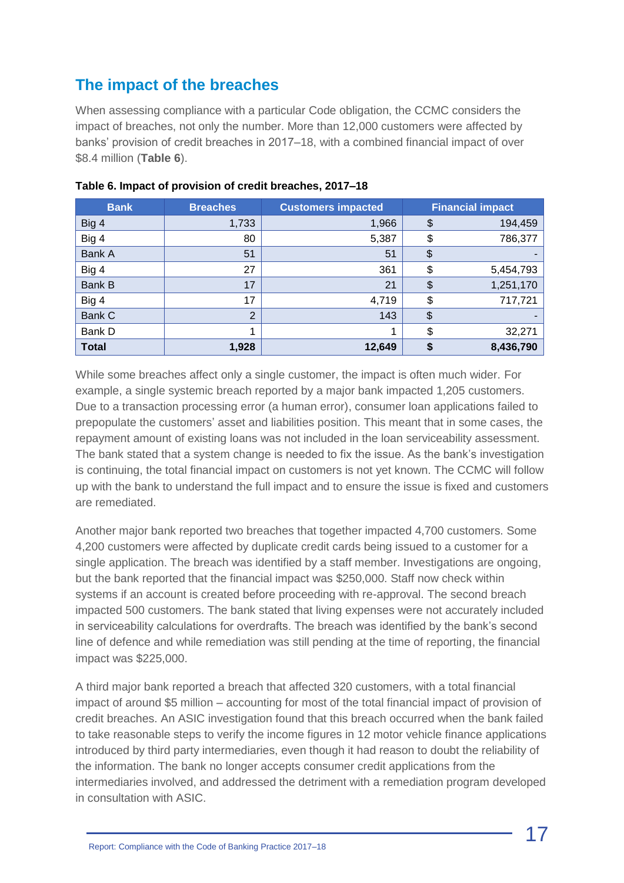## The impact of the breaches

When assessing compliance with a particular Code obligation, the CCMC considers the impact of breaches, not only the number. More than 12,000 customers were affected by banks' provision of credit breaches in 2017–18, with a combined financial impact of over $8.4 million (**Table 6**).

**Table 6. Impact of provision of credit breaches, 2017–18**

| Bank | Breaches | Customers impacted | Financial impact |
|---|---|---|---|
| Big 4 | 1,733 | 1,966 | $ 194,459 |
| Big 4 | 80 | 5,387 | $ 786,377 |
| Bank A | 51 | 51 | $ - |
| Big 4 | 27 | 361 | $ 5,454,793 |
| Bank B | 17 | 21 | $ 1,251,170 |
| Big 4 | 17 | 4,719 | $ 717,721 |
| Bank C | 2 | 143 | $ - |
| Bank D | 1 | 1 | $ 32,271 |
| **Total** | **1,928** | **12,649** | **$ 8,436,790** |

While some breaches affect only a single customer, the impact is often much wider. For example, a single systemic breach reported by a major bank impacted 1,205 customers. Due to a transaction processing error (a human error), consumer loan applications failed to prepopulate the customers' asset and liabilities position. This meant that in some cases, the repayment amount of existing loans was not included in the loan serviceability assessment. The bank stated that a system change is needed to fix the issue. As the bank's investigation is continuing, the total financial impact on customers is not yet known. The CCMC will follow up with the bank to understand the full impact and to ensure the issue is fixed and customers are remediated.

Another major bank reported two breaches that together impacted 4,700 customers. Some 4,200 customers were affected by duplicate credit cards being issued to a customer for a single application. The breach was identified by a staff member. Investigations are ongoing, but the bank reported that the financial impact was $250,000. Staff now check within systems if an account is created before proceeding with re-approval. The second breach impacted 500 customers. The bank stated that living expenses were not accurately included in serviceability calculations for overdrafts. The breach was identified by the bank's second line of defence and while remediation was still pending at the time of reporting, the financial impact was $225,000.

A third major bank reported a breach that affected 320 customers, with a total financial impact of around $5 million – accounting for most of the total financial impact of provision of credit breaches. An ASIC investigation found that this breach occurred when the bank failed to take reasonable steps to verify the income figures in 12 motor vehicle finance applications introduced by third party intermediaries, even though it had reason to doubt the reliability of the information. The bank no longer accepts consumer credit applications from the intermediaries involved, and addressed the detriment with a remediation program developed in consultation with ASIC.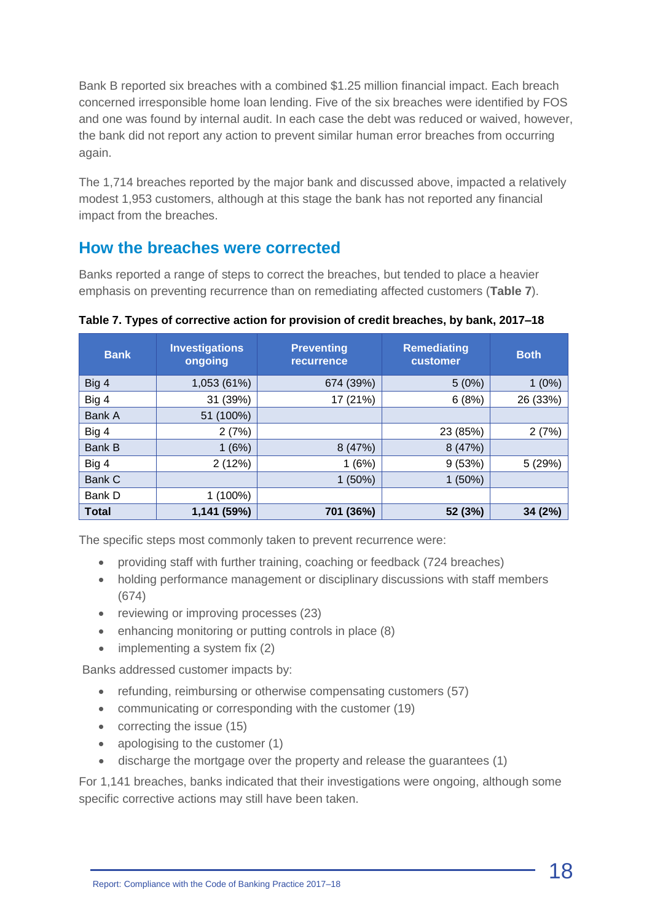Bank B reported six breaches with a combined $1.25 million financial impact. Each breach concerned irresponsible home loan lending. Five of the six breaches were identified by FOS and one was found by internal audit. In each case the debt was reduced or waived, however, the bank did not report any action to prevent similar human error breaches from occurring again.

The 1,714 breaches reported by the major bank and discussed above, impacted a relatively modest 1,953 customers, although at this stage the bank has not reported any financial impact from the breaches.

## How the breaches were corrected

Banks reported a range of steps to correct the breaches, but tended to place a heavier emphasis on preventing recurrence than on remediating affected customers (**Table 7**).

**Table 7. Types of corrective action for provision of credit breaches, by bank, 2017–18**

| Bank | Investigations ongoing | Preventing recurrence | Remediating customer | Both |
|---|---|---|---|---|
| Big 4 | 1,053 (61%) | 674 (39%) | 5 (0%) | 1 (0%) |
| Big 4 | 31 (39%) | 17 (21%) | 6 (8%) | 26 (33%) |
| Bank A | 51 (100%) | | | |
| Big 4 | 2 (7%) | | 23 (85%) | 2 (7%) |
| Bank B | 1 (6%) | 8 (47%) | 8 (47%) | |
| Big 4 | 2 (12%) | 1 (6%) | 9 (53%) | 5 (29%) |
| Bank C | | 1 (50%) | 1 (50%) | |
| Bank D | 1 (100%) | | | |
| **Total** | **1,141 (59%)** | **701 (36%)** | **52 (3%)** | **34 (2%)** |

The specific steps most commonly taken to prevent recurrence were:

- providing staff with further training, coaching or feedback (724 breaches)
- holding performance management or disciplinary discussions with staff members (674)
- reviewing or improving processes (23)
- enhancing monitoring or putting controls in place (8)
- implementing a system fix (2)

Banks addressed customer impacts by:

- refunding, reimbursing or otherwise compensating customers (57)
- communicating or corresponding with the customer (19)
- correcting the issue (15)
- apologising to the customer (1)
- discharge the mortgage over the property and release the guarantees (1)

For 1,141 breaches, banks indicated that their investigations were ongoing, although some specific corrective actions may still have been taken.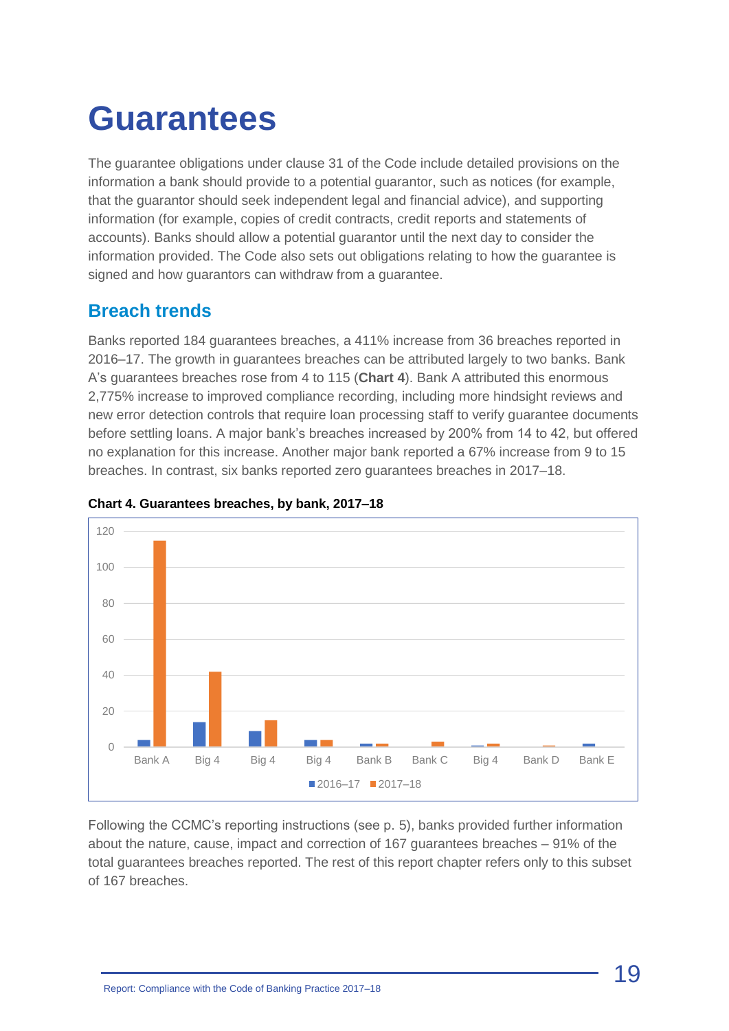# Guarantees

The guarantee obligations under clause 31 of the Code include detailed provisions on the information a bank should provide to a potential guarantor, such as notices (for example, that the guarantor should seek independent legal and financial advice), and supporting information (for example, copies of credit contracts, credit reports and statements of accounts). Banks should allow a potential guarantor until the next day to consider the information provided. The Code also sets out obligations relating to how the guarantee is signed and how guarantors can withdraw from a guarantee.

## Breach trends

Banks reported 184 guarantees breaches, a 411% increase from 36 breaches reported in 2016–17. The growth in guarantees breaches can be attributed largely to two banks. Bank A's guarantees breaches rose from 4 to 115 (**Chart 4**). Bank A attributed this enormous 2,775% increase to improved compliance recording, including more hindsight reviews and new error detection controls that require loan processing staff to verify guarantee documents before settling loans. A major bank's breaches increased by 200% from 14 to 42, but offered no explanation for this increase. Another major bank reported a 67% increase from 9 to 15 breaches. In contrast, six banks reported zero guarantees breaches in 2017–18.

**Chart 4. Guarantees breaches, by bank, 2017–18**

Following the CCMC's reporting instructions (see p. 5), banks provided further information about the nature, cause, impact and correction of 167 guarantees breaches – 91% of the total guarantees breaches reported. The rest of this report chapter refers only to this subset of 167 breaches.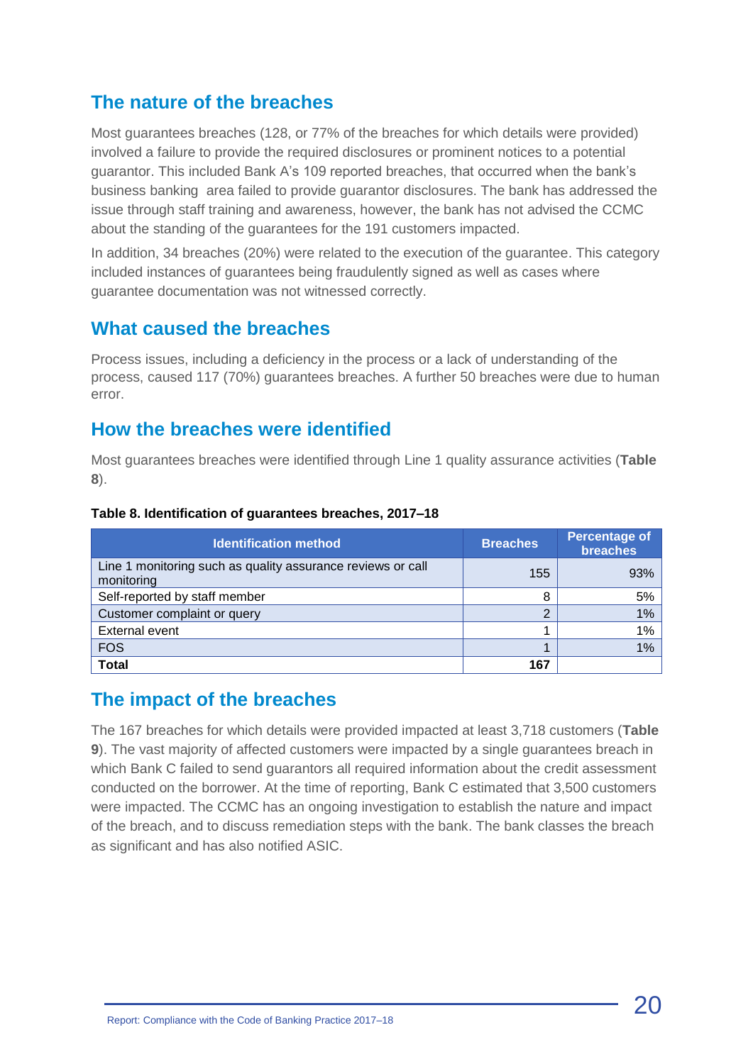## The nature of the breaches

Most guarantees breaches (128, or 77% of the breaches for which details were provided) involved a failure to provide the required disclosures or prominent notices to a potential guarantor. This included Bank A's 109 reported breaches, that occurred when the bank's business banking area failed to provide guarantor disclosures. The bank has addressed the issue through staff training and awareness, however, the bank has not advised the CCMC about the standing of the guarantees for the 191 customers impacted.

In addition, 34 breaches (20%) were related to the execution of the guarantee. This category included instances of guarantees being fraudulently signed as well as cases where guarantee documentation was not witnessed correctly.

## What caused the breaches

Process issues, including a deficiency in the process or a lack of understanding of the process, caused 117 (70%) guarantees breaches. A further 50 breaches were due to human error.

## How the breaches were identified

Most guarantees breaches were identified through Line 1 quality assurance activities (**Table 8**).

**Table 8. Identification of guarantees breaches, 2017–18**

| Identification method | Breaches | Percentage of breaches |
|---|---|---|
| Line 1 monitoring such as quality assurance reviews or call monitoring | 155 | 93% |
| Self-reported by staff member | 8 | 5% |
| Customer complaint or query | 2 | 1% |
| External event | 1 | 1% |
| FOS | 1 | 1% |
| **Total** | **167** | |

## The impact of the breaches

The 167 breaches for which details were provided impacted at least 3,718 customers (**Table 9**). The vast majority of affected customers were impacted by a single guarantees breach in which Bank C failed to send guarantors all required information about the credit assessment conducted on the borrower. At the time of reporting, Bank C estimated that 3,500 customers were impacted. The CCMC has an ongoing investigation to establish the nature and impact of the breach, and to discuss remediation steps with the bank. The bank classes the breach as significant and has also notified ASIC.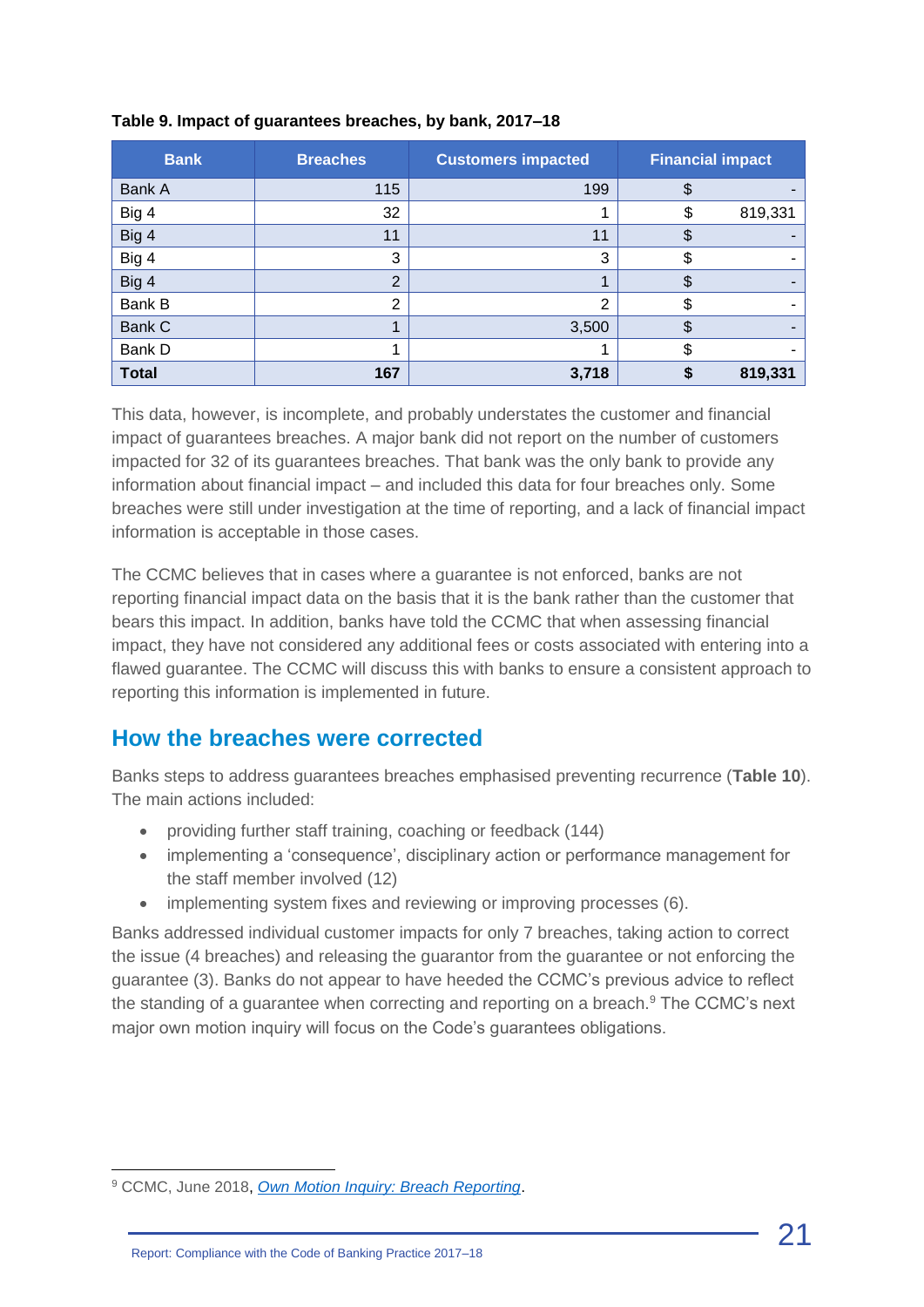**Table 9. Impact of guarantees breaches, by bank, 2017–18**

| Bank | Breaches | Customers impacted | Financial impact |
|---|---|---|---|
| Bank A | 115 | 199 | $ - |
| Big 4 | 32 | 1 | $ 819,331 |
| Big 4 | 11 | 11 | $ - |
| Big 4 | 3 | 3 | $ - |
| Big 4 | 2 | 1 | $ - |
| Bank B | 2 | 2 | $ - |
| Bank C | 1 | 3,500 | $ - |
| Bank D | 1 | 1 | $ - |
| **Total** | **167** | **3,718** | **$ 819,331** |

This data, however, is incomplete, and probably understates the customer and financial impact of guarantees breaches. A major bank did not report on the number of customers impacted for 32 of its guarantees breaches. That bank was the only bank to provide any information about financial impact – and included this data for four breaches only. Some breaches were still under investigation at the time of reporting, and a lack of financial impact information is acceptable in those cases.

The CCMC believes that in cases where a guarantee is not enforced, banks are not reporting financial impact data on the basis that it is the bank rather than the customer that bears this impact. In addition, banks have told the CCMC that when assessing financial impact, they have not considered any additional fees or costs associated with entering into a flawed guarantee. The CCMC will discuss this with banks to ensure a consistent approach to reporting this information is implemented in future.

## How the breaches were corrected

Banks steps to address guarantees breaches emphasised preventing recurrence (**Table 10**). The main actions included:

- providing further staff training, coaching or feedback (144)
- implementing a 'consequence', disciplinary action or performance management for the staff member involved (12)
- implementing system fixes and reviewing or improving processes (6).

Banks addressed individual customer impacts for only 7 breaches, taking action to correct the issue (4 breaches) and releasing the guarantor from the guarantee or not enforcing the guarantee (3). Banks do not appear to have heeded the CCMC's previous advice to reflect the standing of a guarantee when correcting and reporting on a breach.[9] The CCMC's next major own motion inquiry will focus on the Code's guarantees obligations.

---

[9] CCMC, June 2018, *Own Motion Inquiry: Breach Reporting*.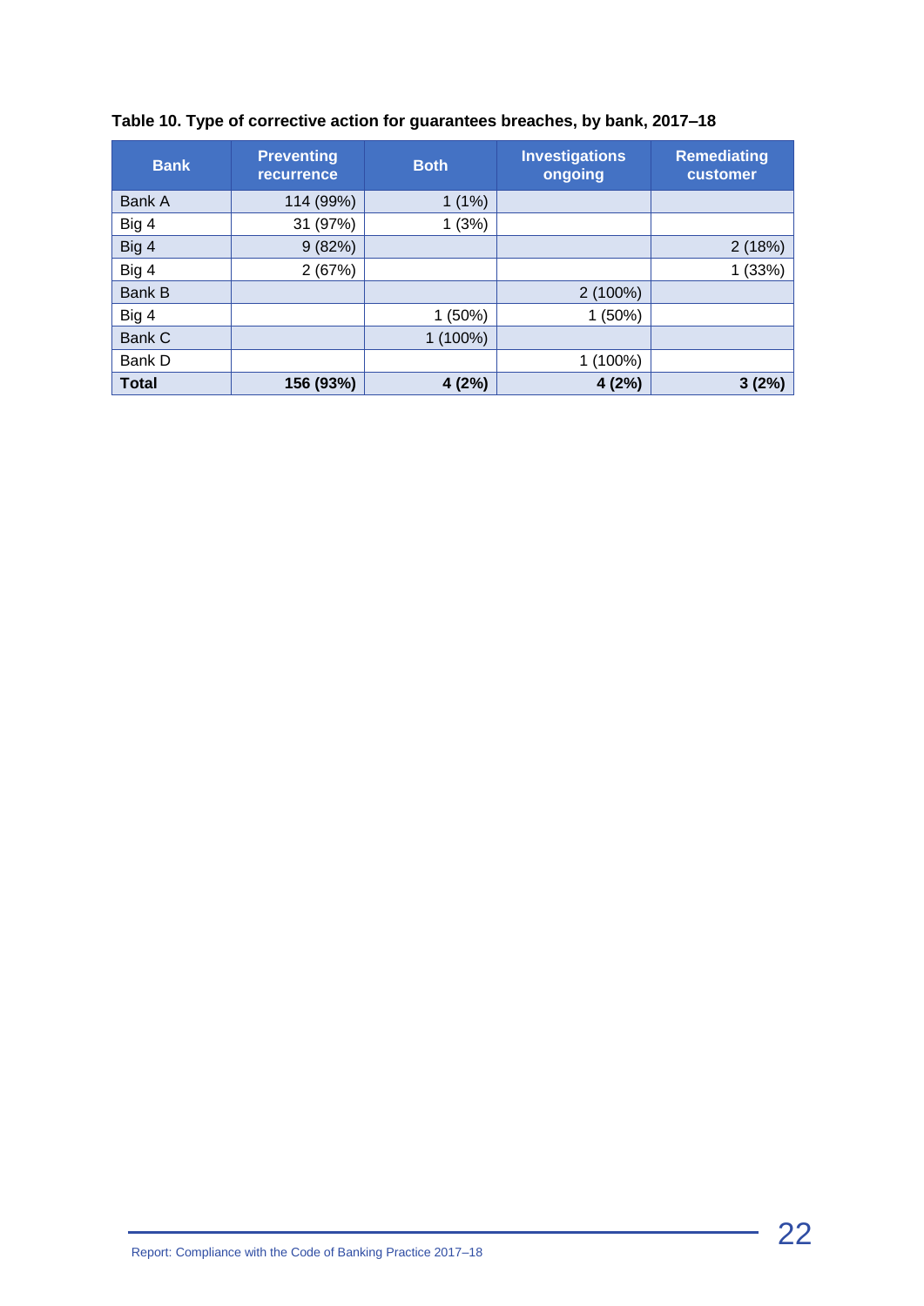**Table 10. Type of corrective action for guarantees breaches, by bank, 2017–18**

| Bank | Preventing recurrence | Both | Investigations ongoing | Remediating customer |
|---|---|---|---|---|
| Bank A | 114 (99%) | 1 (1%) | | |
| Big 4 | 31 (97%) | 1 (3%) | | |
| Big 4 | 9 (82%) | | | 2 (18%) |
| Big 4 | 2 (67%) | | | 1 (33%) |
| Bank B | | | 2 (100%) | |
| Big 4 | | 1 (50%) | 1 (50%) | |
| Bank C | | 1 (100%) | | |
| Bank D | | | 1 (100%) | |
| **Total** | **156 (93%)** | **4 (2%)** | **4 (2%)** | **3 (2%)** |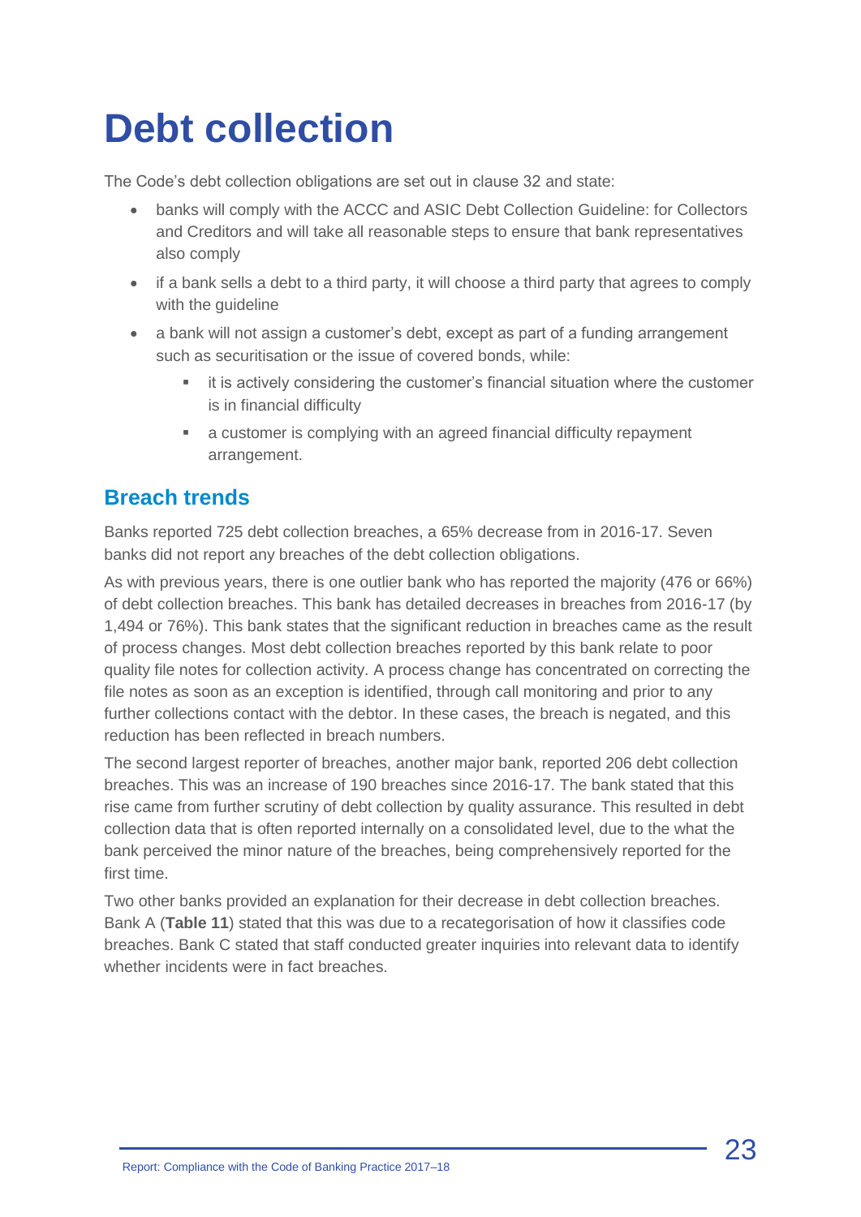# Debt collection

The Code's debt collection obligations are set out in clause 32 and state:

- banks will comply with the ACCC and ASIC Debt Collection Guideline: for Collectors and Creditors and will take all reasonable steps to ensure that bank representatives also comply
- if a bank sells a debt to a third party, it will choose a third party that agrees to comply with the guideline
- a bank will not assign a customer's debt, except as part of a funding arrangement such as securitisation or the issue of covered bonds, while:
  - it is actively considering the customer's financial situation where the customer is in financial difficulty
  - a customer is complying with an agreed financial difficulty repayment arrangement.

## Breach trends

Banks reported 725 debt collection breaches, a 65% decrease from in 2016-17. Seven banks did not report any breaches of the debt collection obligations.

As with previous years, there is one outlier bank who has reported the majority (476 or 66%) of debt collection breaches. This bank has detailed decreases in breaches from 2016-17 (by 1,494 or 76%). This bank states that the significant reduction in breaches came as the result of process changes. Most debt collection breaches reported by this bank relate to poor quality file notes for collection activity. A process change has concentrated on correcting the file notes as soon as an exception is identified, through call monitoring and prior to any further collections contact with the debtor. In these cases, the breach is negated, and this reduction has been reflected in breach numbers.

The second largest reporter of breaches, another major bank, reported 206 debt collection breaches. This was an increase of 190 breaches since 2016-17. The bank stated that this rise came from further scrutiny of debt collection by quality assurance. This resulted in debt collection data that is often reported internally on a consolidated level, due to the what the bank perceived the minor nature of the breaches, being comprehensively reported for the first time.

Two other banks provided an explanation for their decrease in debt collection breaches. Bank A (**Table 11**) stated that this was due to a recategorisation of how it classifies code breaches. Bank C stated that staff conducted greater inquiries into relevant data to identify whether incidents were in fact breaches.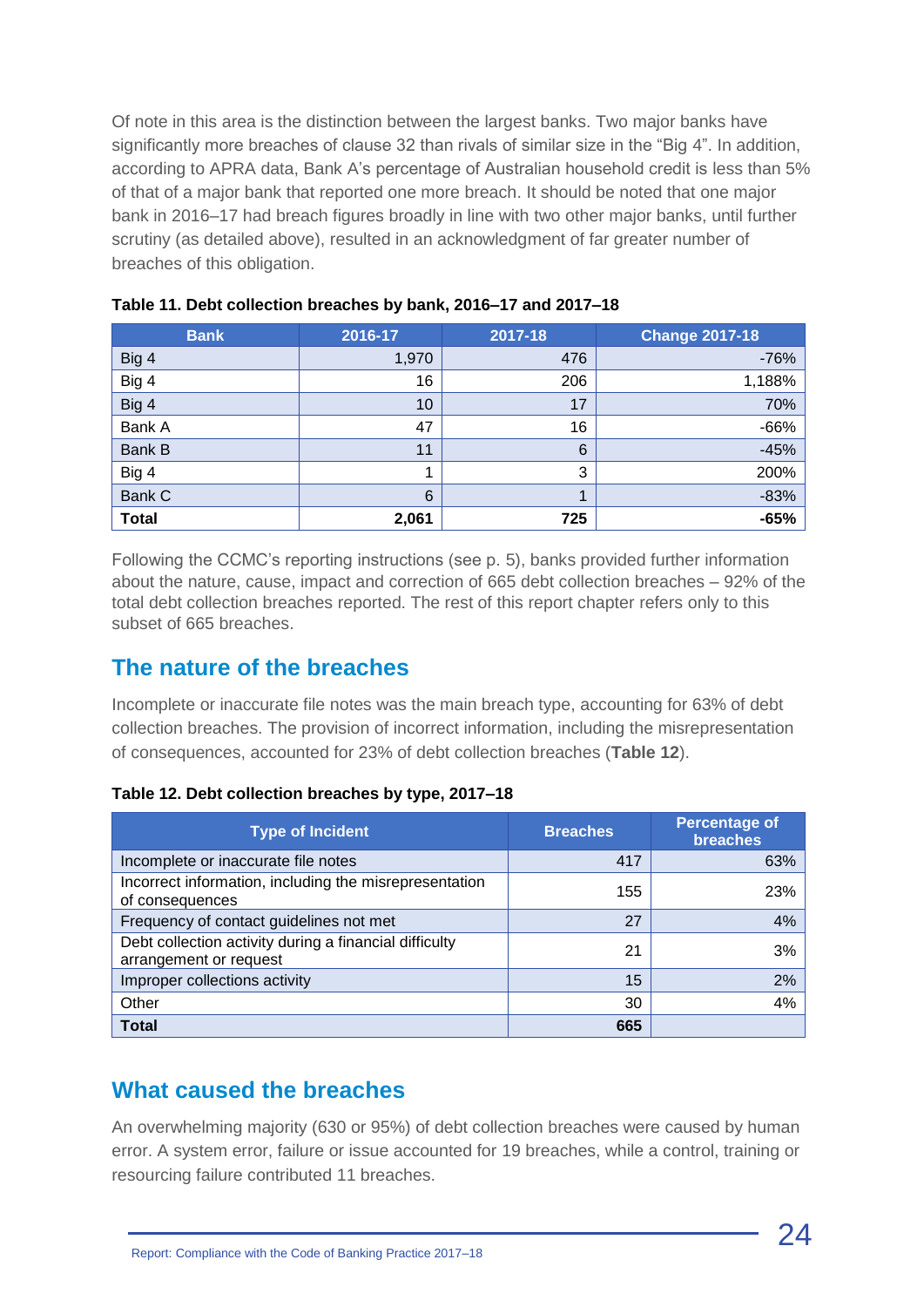Of note in this area is the distinction between the largest banks. Two major banks have significantly more breaches of clause 32 than rivals of similar size in the "Big 4". In addition, according to APRA data, Bank A's percentage of Australian household credit is less than 5% of that of a major bank that reported one more breach. It should be noted that one major bank in 2016–17 had breach figures broadly in line with two other major banks, until further scrutiny (as detailed above), resulted in an acknowledgment of far greater number of breaches of this obligation.

**Table 11. Debt collection breaches by bank, 2016–17 and 2017–18**

| Bank | 2016-17 | 2017-18 | Change 2017-18 |
|---|---:|---:|---:|
| Big 4 | 1,970 | 476 | -76% |
| Big 4 | 16 | 206 | 1,188% |
| Big 4 | 10 | 17 | 70% |
| Bank A | 47 | 16 | -66% |
| Bank B | 11 | 6 | -45% |
| Big 4 | 1 | 3 | 200% |
| Bank C | 6 | 1 | -83% |
| **Total** | **2,061** | **725** | **-65%** |

Following the CCMC's reporting instructions (see p. 5), banks provided further information about the nature, cause, impact and correction of 665 debt collection breaches – 92% of the total debt collection breaches reported. The rest of this report chapter refers only to this subset of 665 breaches.

## The nature of the breaches

Incomplete or inaccurate file notes was the main breach type, accounting for 63% of debt collection breaches. The provision of incorrect information, including the misrepresentation of consequences, accounted for 23% of debt collection breaches (**Table 12**).

**Table 12. Debt collection breaches by type, 2017–18**

| Type of Incident | Breaches | Percentage of breaches |
|---|---:|---:|
| Incomplete or inaccurate file notes | 417 | 63% |
| Incorrect information, including the misrepresentation of consequences | 155 | 23% |
| Frequency of contact guidelines not met | 27 | 4% |
| Debt collection activity during a financial difficulty arrangement or request | 21 | 3% |
| Improper collections activity | 15 | 2% |
| Other | 30 | 4% |
| **Total** | **665** | |

## What caused the breaches

An overwhelming majority (630 or 95%) of debt collection breaches were caused by human error. A system error, failure or issue accounted for 19 breaches, while a control, training or resourcing failure contributed 11 breaches.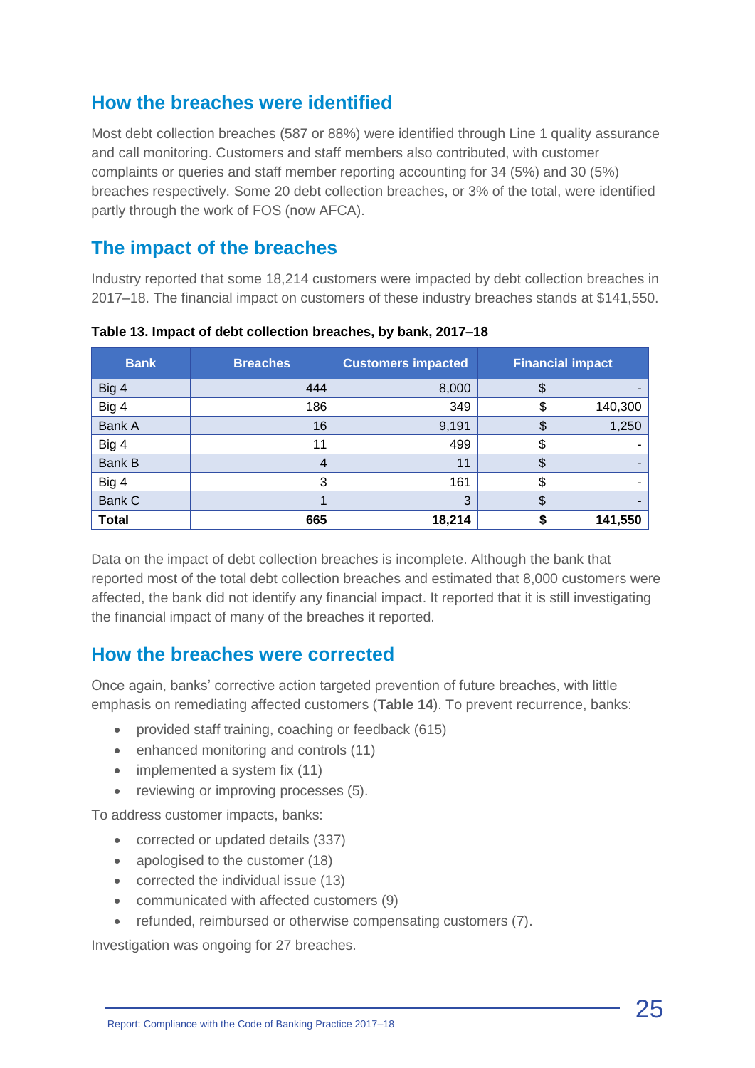## How the breaches were identified

Most debt collection breaches (587 or 88%) were identified through Line 1 quality assurance and call monitoring. Customers and staff members also contributed, with customer complaints or queries and staff member reporting accounting for 34 (5%) and 30 (5%) breaches respectively. Some 20 debt collection breaches, or 3% of the total, were identified partly through the work of FOS (now AFCA).

## The impact of the breaches

Industry reported that some 18,214 customers were impacted by debt collection breaches in 2017–18. The financial impact on customers of these industry breaches stands at $141,550.

**Table 13. Impact of debt collection breaches, by bank, 2017–18**

| Bank | Breaches | Customers impacted | Financial impact |
|---|---|---|---|
| Big 4 | 444 | 8,000 | $ - |
| Big 4 | 186 | 349 | $ 140,300 |
| Bank A | 16 | 9,191 | $ 1,250 |
| Big 4 | 11 | 499 | $ - |
| Bank B | 4 | 11 | $ - |
| Big 4 | 3 | 161 | $ - |
| Bank C | 1 | 3 | $ - |
| **Total** | **665** | **18,214** | **$ 141,550** |

Data on the impact of debt collection breaches is incomplete. Although the bank that reported most of the total debt collection breaches and estimated that 8,000 customers were affected, the bank did not identify any financial impact. It reported that it is still investigating the financial impact of many of the breaches it reported.

## How the breaches were corrected

Once again, banks' corrective action targeted prevention of future breaches, with little emphasis on remediating affected customers (**Table 14**). To prevent recurrence, banks:

- provided staff training, coaching or feedback (615)
- enhanced monitoring and controls (11)
- implemented a system fix (11)
- reviewing or improving processes (5).

To address customer impacts, banks:

- corrected or updated details (337)
- apologised to the customer (18)
- corrected the individual issue (13)
- communicated with affected customers (9)
- refunded, reimbursed or otherwise compensating customers (7).

Investigation was ongoing for 27 breaches.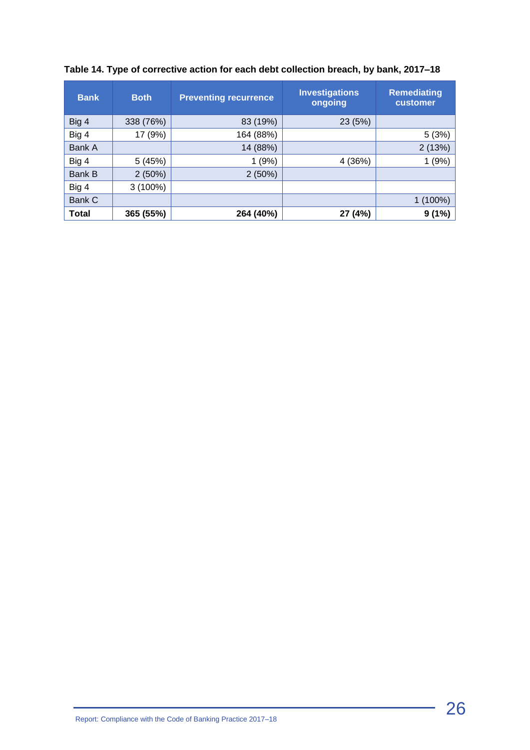**Table 14. Type of corrective action for each debt collection breach, by bank, 2017–18**

| Bank | Both | Preventing recurrence | Investigations ongoing | Remediating customer |
|---|---|---|---|---|
| Big 4 | 338 (76%) | 83 (19%) | 23 (5%) | |
| Big 4 | 17 (9%) | 164 (88%) | | 5 (3%) |
| Bank A | | 14 (88%) | | 2 (13%) |
| Big 4 | 5 (45%) | 1 (9%) | 4 (36%) | 1 (9%) |
| Bank B | 2 (50%) | 2 (50%) | | |
| Big 4 | 3 (100%) | | | |
| Bank C | | | | 1 (100%) |
| **Total** | **365 (55%)** | **264 (40%)** | **27 (4%)** | **9 (1%)** |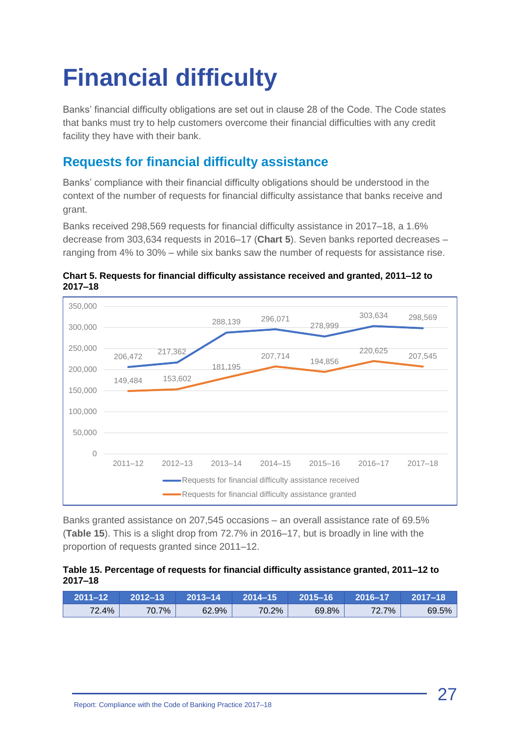# Financial difficulty

Banks' financial difficulty obligations are set out in clause 28 of the Code. The Code states that banks must try to help customers overcome their financial difficulties with any credit facility they have with their bank.

## Requests for financial difficulty assistance

Banks' compliance with their financial difficulty obligations should be understood in the context of the number of requests for financial difficulty assistance that banks receive and grant.

Banks received 298,569 requests for financial difficulty assistance in 2017–18, a 1.6% decrease from 303,634 requests in 2016–17 (**Chart 5**). Seven banks reported decreases – ranging from 4% to 30% – while six banks saw the number of requests for assistance rise.

**Chart 5. Requests for financial difficulty assistance received and granted, 2011–12 to 2017–18**

| | 2011–12 | 2012–13 | 2013–14 | 2014–15 | 2015–16 | 2016–17 | 2017–18 |
|---|---|---|---|---|---|---|---|
| Requests for financial difficulty assistance received | 206,472 | 217,362 | 288,139 | 296,071 | 278,999 | 303,634 | 298,569 |
| Requests for financial difficulty assistance granted | 149,484 | 153,602 | 181,195 | 207,714 | 194,856 | 220,625 | 207,545 |

Banks granted assistance on 207,545 occasions – an overall assistance rate of 69.5% (**Table 15**). This is a slight drop from 72.7% in 2016–17, but is broadly in line with the proportion of requests granted since 2011–12.

**Table 15. Percentage of requests for financial difficulty assistance granted, 2011–12 to 2017–18**

| 2011–12 | 2012–13 | 2013–14 | 2014–15 | 2015–16 | 2016–17 | 2017–18 |
|---|---|---|---|---|---|---|
| 72.4% | 70.7% | 62.9% | 70.2% | 69.8% | 72.7% | 69.5% |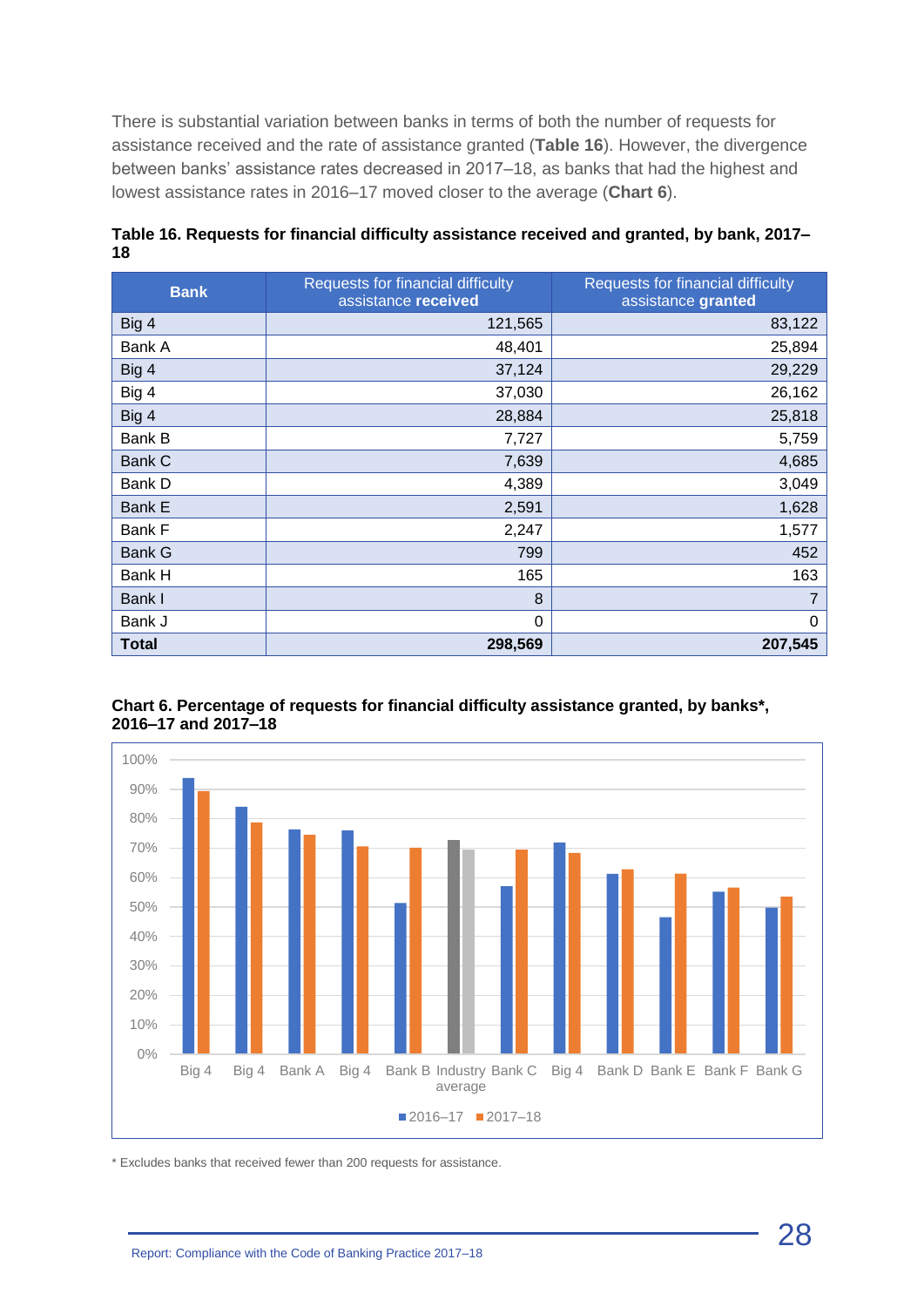There is substantial variation between banks in terms of both the number of requests for assistance received and the rate of assistance granted (**Table 16**). However, the divergence between banks' assistance rates decreased in 2017–18, as banks that had the highest and lowest assistance rates in 2016–17 moved closer to the average (**Chart 6**).

**Table 16. Requests for financial difficulty assistance received and granted, by bank, 2017–18**

| Bank | Requests for financial difficulty assistance **received** | Requests for financial difficulty assistance **granted** |
|---|---:|---:|
| Big 4 | 121,565 | 83,122 |
| Bank A | 48,401 | 25,894 |
| Big 4 | 37,124 | 29,229 |
| Big 4 | 37,030 | 26,162 |
| Big 4 | 28,884 | 25,818 |
| Bank B | 7,727 | 5,759 |
| Bank C | 7,639 | 4,685 |
| Bank D | 4,389 | 3,049 |
| Bank E | 2,591 | 1,628 |
| Bank F | 2,247 | 1,577 |
| Bank G | 799 | 452 |
| Bank H | 165 | 163 |
| Bank I | 8 | 7 |
| Bank J | 0 | 0 |
| **Total** | **298,569** | **207,545** |

**Chart 6. Percentage of requests for financial difficulty assistance granted, by banks*, 2016–17 and 2017–18**

\* Excludes banks that received fewer than 200 requests for assistance.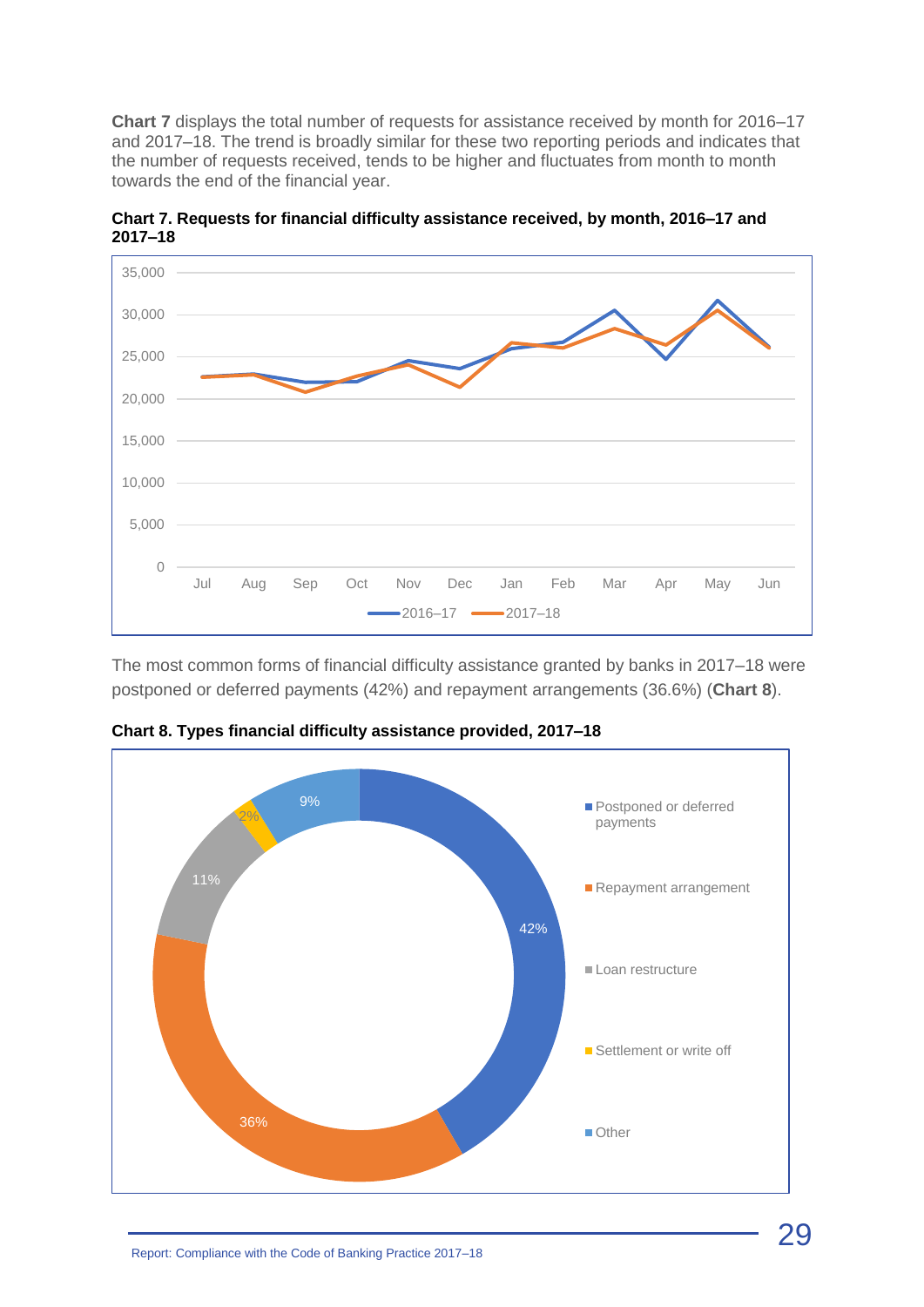**Chart 7** displays the total number of requests for assistance received by month for 2016–17 and 2017–18. The trend is broadly similar for these two reporting periods and indicates that the number of requests received, tends to be higher and fluctuates from month to month towards the end of the financial year.

**Chart 7. Requests for financial difficulty assistance received, by month, 2016–17 and 2017–18**

The most common forms of financial difficulty assistance granted by banks in 2017–18 were postponed or deferred payments (42%) and repayment arrangements (36.6%) (**Chart 8**).

**Chart 8. Types financial difficulty assistance provided, 2017–18**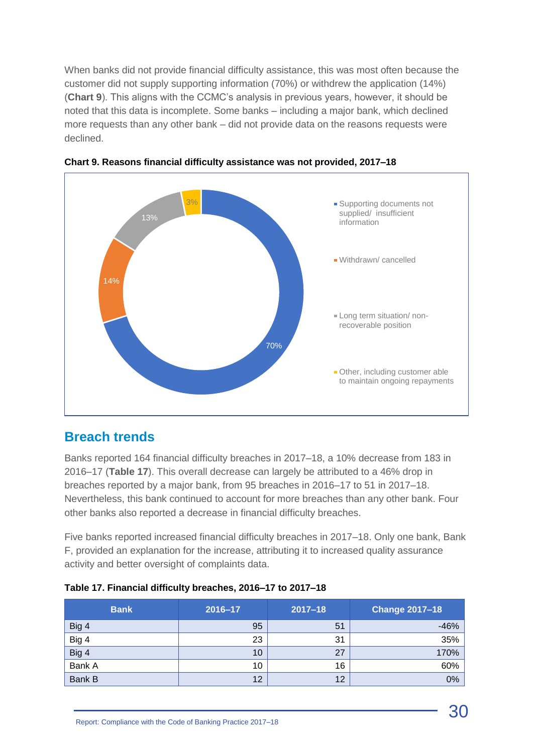When banks did not provide financial difficulty assistance, this was most often because the customer did not supply supporting information (70%) or withdrew the application (14%) (**Chart 9**). This aligns with the CCMC's analysis in previous years, however, it should be noted that this data is incomplete. Some banks – including a major bank, which declined more requests than any other bank – did not provide data on the reasons requests were declined.

**Chart 9. Reasons financial difficulty assistance was not provided, 2017–18**

| Reason | Share |
|---|---|
| Supporting documents not supplied/ insufficient information | 70% |
| Withdrawn/ cancelled | 14% |
| Long term situation/ non-recoverable position | 13% |
| Other, including customer able to maintain ongoing repayments | 3% |

## Breach trends

Banks reported 164 financial difficulty breaches in 2017–18, a 10% decrease from 183 in 2016–17 (**Table 17**). This overall decrease can largely be attributed to a 46% drop in breaches reported by a major bank, from 95 breaches in 2016–17 to 51 in 2017–18. Nevertheless, this bank continued to account for more breaches than any other bank. Four other banks also reported a decrease in financial difficulty breaches.

Five banks reported increased financial difficulty breaches in 2017–18. Only one bank, Bank F, provided an explanation for the increase, attributing it to increased quality assurance activity and better oversight of complaints data.

**Table 17. Financial difficulty breaches, 2016–17 to 2017–18**

| Bank | 2016–17 | 2017–18 | Change 2017–18 |
|---|---|---|---|
| Big 4 | 95 | 51 | -46% |
| Big 4 | 23 | 31 | 35% |
| Big 4 | 10 | 27 | 170% |
| Bank A | 10 | 16 | 60% |
| Bank B | 12 | 12 | 0% |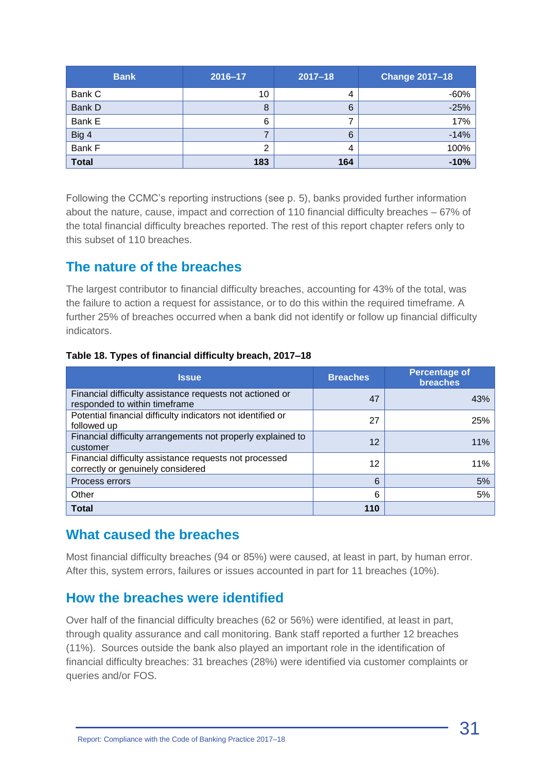| Bank | 2016–17 | 2017–18 | Change 2017–18 |
|---|---|---|---|
| Bank C | 10 | 4 | -60% |
| Bank D | 8 | 6 | -25% |
| Bank E | 6 | 7 | 17% |
| Big 4 | 7 | 6 | -14% |
| Bank F | 2 | 4 | 100% |
| **Total** | **183** | **164** | **-10%** |

Following the CCMC's reporting instructions (see p. 5), banks provided further information about the nature, cause, impact and correction of 110 financial difficulty breaches – 67% of the total financial difficulty breaches reported. The rest of this report chapter refers only to this subset of 110 breaches.

## The nature of the breaches

The largest contributor to financial difficulty breaches, accounting for 43% of the total, was the failure to action a request for assistance, or to do this within the required timeframe. A further 25% of breaches occurred when a bank did not identify or follow up financial difficulty indicators.

**Table 18. Types of financial difficulty breach, 2017–18**

| Issue | Breaches | Percentage of breaches |
|---|---|---|
| Financial difficulty assistance requests not actioned or responded to within timeframe | 47 | 43% |
| Potential financial difficulty indicators not identified or followed up | 27 | 25% |
| Financial difficulty arrangements not properly explained to customer | 12 | 11% |
| Financial difficulty assistance requests not processed correctly or genuinely considered | 12 | 11% |
| Process errors | 6 | 5% |
| Other | 6 | 5% |
| **Total** | **110** | |

## What caused the breaches

Most financial difficulty breaches (94 or 85%) were caused, at least in part, by human error. After this, system errors, failures or issues accounted in part for 11 breaches (10%).

## How the breaches were identified

Over half of the financial difficulty breaches (62 or 56%) were identified, at least in part, through quality assurance and call monitoring. Bank staff reported a further 12 breaches (11%). Sources outside the bank also played an important role in the identification of financial difficulty breaches: 31 breaches (28%) were identified via customer complaints or queries and/or FOS.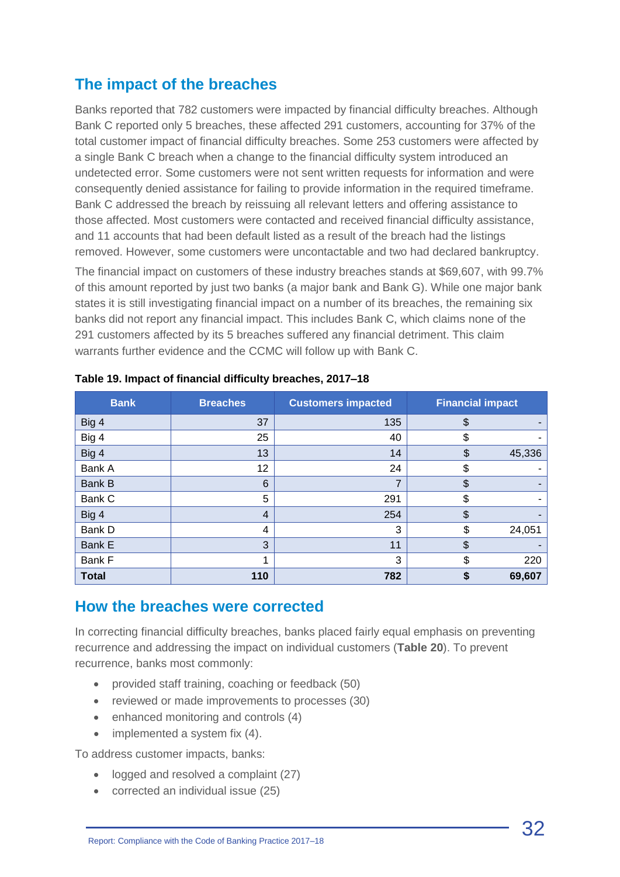## The impact of the breaches

Banks reported that 782 customers were impacted by financial difficulty breaches. Although Bank C reported only 5 breaches, these affected 291 customers, accounting for 37% of the total customer impact of financial difficulty breaches. Some 253 customers were affected by a single Bank C breach when a change to the financial difficulty system introduced an undetected error. Some customers were not sent written requests for information and were consequently denied assistance for failing to provide information in the required timeframe. Bank C addressed the breach by reissuing all relevant letters and offering assistance to those affected. Most customers were contacted and received financial difficulty assistance, and 11 accounts that had been default listed as a result of the breach had the listings removed. However, some customers were uncontactable and two had declared bankruptcy.

The financial impact on customers of these industry breaches stands at $69,607, with 99.7% of this amount reported by just two banks (a major bank and Bank G). While one major bank states it is still investigating financial impact on a number of its breaches, the remaining six banks did not report any financial impact. This includes Bank C, which claims none of the 291 customers affected by its 5 breaches suffered any financial detriment. This claim warrants further evidence and the CCMC will follow up with Bank C.

**Table 19. Impact of financial difficulty breaches, 2017–18**

| Bank | Breaches | Customers impacted | Financial impact |
|---|---|---|---|
| Big 4 | 37 | 135 | $ - |
| Big 4 | 25 | 40 | $ - |
| Big 4 | 13 | 14 | $ 45,336 |
| Bank A | 12 | 24 | $ - |
| Bank B | 6 | 7 | $ - |
| Bank C | 5 | 291 | $ - |
| Big 4 | 4 | 254 | $ - |
| Bank D | 4 | 3 | $ 24,051 |
| Bank E | 3 | 11 | $ - |
| Bank F | 1 | 3 | $ 220 |
| **Total** | **110** | **782** | **$ 69,607** |

## How the breaches were corrected

In correcting financial difficulty breaches, banks placed fairly equal emphasis on preventing recurrence and addressing the impact on individual customers (**Table 20**). To prevent recurrence, banks most commonly:

- provided staff training, coaching or feedback (50)
- reviewed or made improvements to processes (30)
- enhanced monitoring and controls (4)
- implemented a system fix (4).

To address customer impacts, banks:

- logged and resolved a complaint (27)
- corrected an individual issue (25)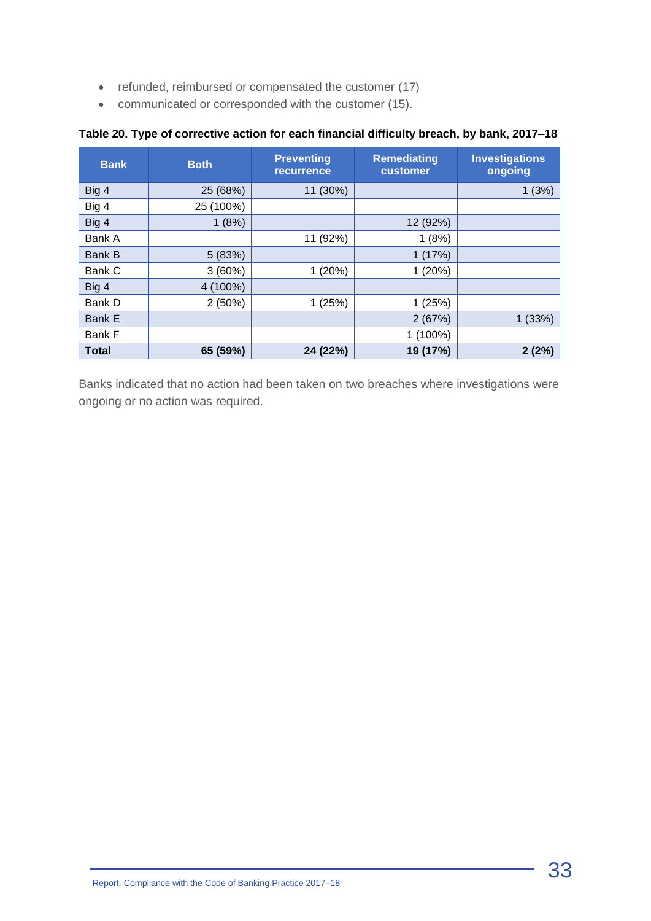- refunded, reimbursed or compensated the customer (17)
- communicated or corresponded with the customer (15).

**Table 20. Type of corrective action for each financial difficulty breach, by bank, 2017–18**

| Bank | Both | Preventing recurrence | Remediating customer | Investigations ongoing |
|---|---|---|---|---|
| Big 4 | 25 (68%) | 11 (30%) | | 1 (3%) |
| Big 4 | 25 (100%) | | | |
| Big 4 | 1 (8%) | | 12 (92%) | |
| Bank A | | 11 (92%) | 1 (8%) | |
| Bank B | 5 (83%) | | 1 (17%) | |
| Bank C | 3 (60%) | 1 (20%) | 1 (20%) | |
| Big 4 | 4 (100%) | | | |
| Bank D | 2 (50%) | 1 (25%) | 1 (25%) | |
| Bank E | | | 2 (67%) | 1 (33%) |
| Bank F | | | 1 (100%) | |
| **Total** | **65 (59%)** | **24 (22%)** | **19 (17%)** | **2 (2%)** |

Banks indicated that no action had been taken on two breaches where investigations were ongoing or no action was required.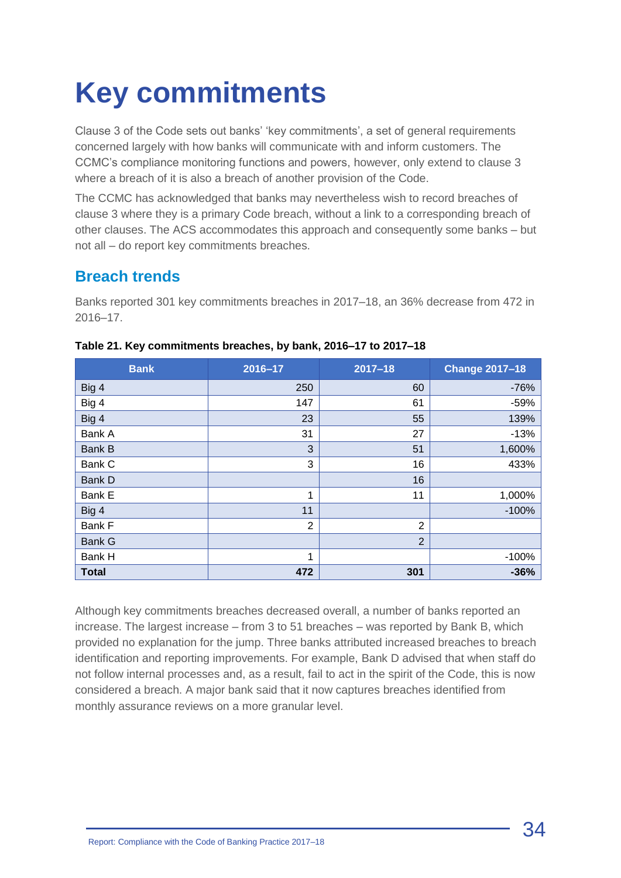# Key commitments

Clause 3 of the Code sets out banks' 'key commitments', a set of general requirements concerned largely with how banks will communicate with and inform customers. The CCMC's compliance monitoring functions and powers, however, only extend to clause 3 where a breach of it is also a breach of another provision of the Code.

The CCMC has acknowledged that banks may nevertheless wish to record breaches of clause 3 where they is a primary Code breach, without a link to a corresponding breach of other clauses. The ACS accommodates this approach and consequently some banks – but not all – do report key commitments breaches.

## Breach trends

Banks reported 301 key commitments breaches in 2017–18, an 36% decrease from 472 in 2016–17.

**Table 21. Key commitments breaches, by bank, 2016–17 to 2017–18**

| Bank | 2016–17 | 2017–18 | Change 2017–18 |
|---|---|---|---|
| Big 4 | 250 | 60 | -76% |
| Big 4 | 147 | 61 | -59% |
| Big 4 | 23 | 55 | 139% |
| Bank A | 31 | 27 | -13% |
| Bank B | 3 | 51 | 1,600% |
| Bank C | 3 | 16 | 433% |
| Bank D | | 16 | |
| Bank E | 1 | 11 | 1,000% |
| Big 4 | 11 | | -100% |
| Bank F | 2 | 2 | |
| Bank G | | 2 | |
| Bank H | 1 | | -100% |
| **Total** | **472** | **301** | **-36%** |

Although key commitments breaches decreased overall, a number of banks reported an increase. The largest increase – from 3 to 51 breaches – was reported by Bank B, which provided no explanation for the jump. Three banks attributed increased breaches to breach identification and reporting improvements. For example, Bank D advised that when staff do not follow internal processes and, as a result, fail to act in the spirit of the Code, this is now considered a breach. A major bank said that it now captures breaches identified from monthly assurance reviews on a more granular level.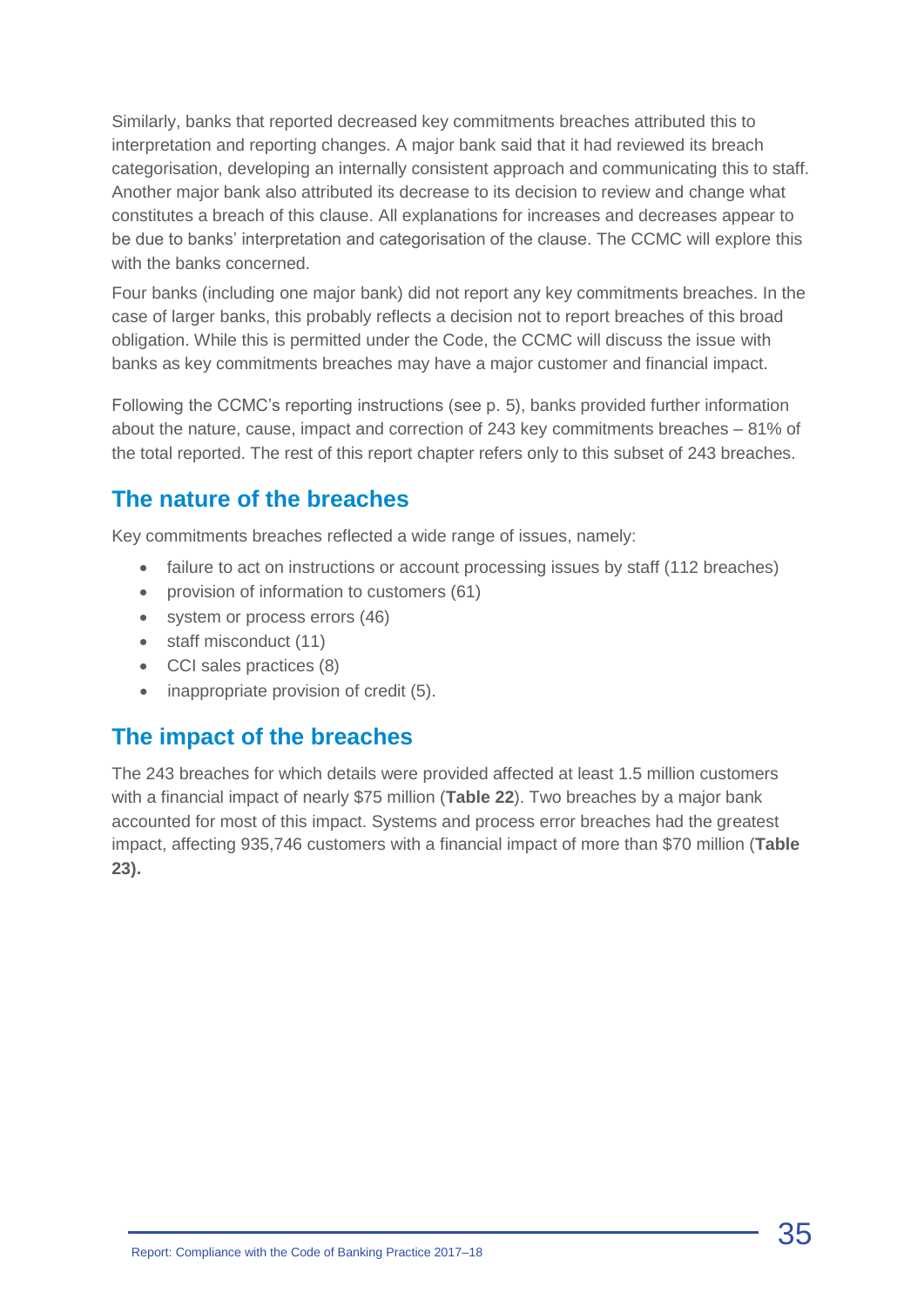Similarly, banks that reported decreased key commitments breaches attributed this to interpretation and reporting changes. A major bank said that it had reviewed its breach categorisation, developing an internally consistent approach and communicating this to staff. Another major bank also attributed its decrease to its decision to review and change what constitutes a breach of this clause. All explanations for increases and decreases appear to be due to banks' interpretation and categorisation of the clause. The CCMC will explore this with the banks concerned.

Four banks (including one major bank) did not report any key commitments breaches. In the case of larger banks, this probably reflects a decision not to report breaches of this broad obligation. While this is permitted under the Code, the CCMC will discuss the issue with banks as key commitments breaches may have a major customer and financial impact.

Following the CCMC's reporting instructions (see p. 5), banks provided further information about the nature, cause, impact and correction of 243 key commitments breaches – 81% of the total reported. The rest of this report chapter refers only to this subset of 243 breaches.

## The nature of the breaches

Key commitments breaches reflected a wide range of issues, namely:

- failure to act on instructions or account processing issues by staff (112 breaches)
- provision of information to customers (61)
- system or process errors (46)
- staff misconduct (11)
- CCI sales practices (8)
- inappropriate provision of credit (5).

## The impact of the breaches

The 243 breaches for which details were provided affected at least 1.5 million customers with a financial impact of nearly $75 million (**Table 22**). Two breaches by a major bank accounted for most of this impact. Systems and process error breaches had the greatest impact, affecting 935,746 customers with a financial impact of more than $70 million (**Table 23).**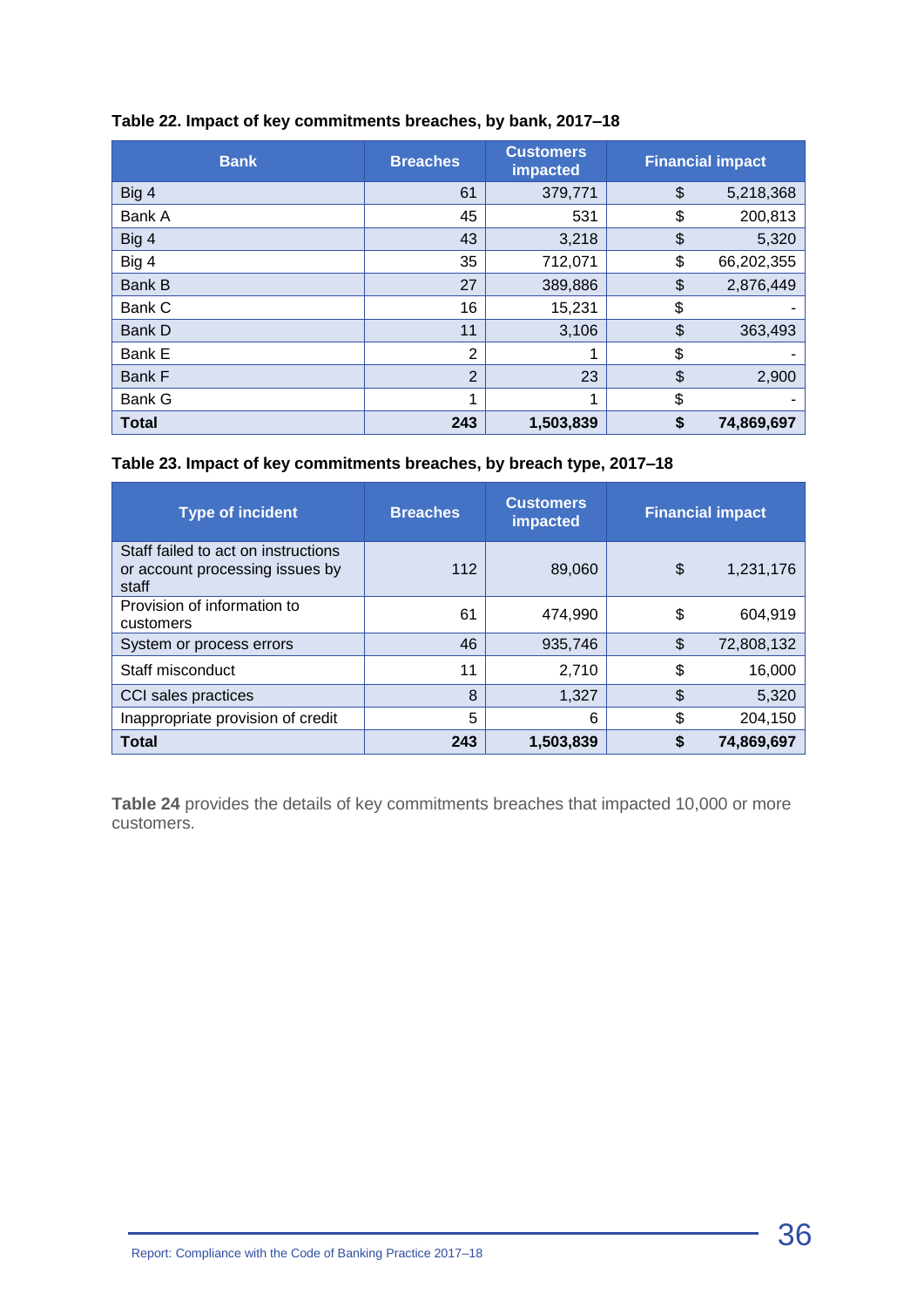**Table 22. Impact of key commitments breaches, by bank, 2017–18**

| Bank | Breaches | Customers impacted | Financial impact |
|---|---|---|---|
| Big 4 | 61 | 379,771 | $ 5,218,368 |
| Bank A | 45 | 531 | $ 200,813 |
| Big 4 | 43 | 3,218 | $ 5,320 |
| Big 4 | 35 | 712,071 | $ 66,202,355 |
| Bank B | 27 | 389,886 | $ 2,876,449 |
| Bank C | 16 | 15,231 | $ - |
| Bank D | 11 | 3,106 | $ 363,493 |
| Bank E | 2 | 1 | $ - |
| Bank F | 2 | 23 | $ 2,900 |
| Bank G | 1 | 1 | $ - |
| **Total** | **243** | **1,503,839** | **$ 74,869,697** |

**Table 23. Impact of key commitments breaches, by breach type, 2017–18**

| Type of incident | Breaches | Customers impacted | Financial impact |
|---|---|---|---|
| Staff failed to act on instructions or account processing issues by staff | 112 | 89,060 | $ 1,231,176 |
| Provision of information to customers | 61 | 474,990 | $ 604,919 |
| System or process errors | 46 | 935,746 | $ 72,808,132 |
| Staff misconduct | 11 | 2,710 | $ 16,000 |
| CCI sales practices | 8 | 1,327 | $ 5,320 |
| Inappropriate provision of credit | 5 | 6 | $ 204,150 |
| **Total** | **243** | **1,503,839** | **$ 74,869,697** |

**Table 24** provides the details of key commitments breaches that impacted 10,000 or more customers.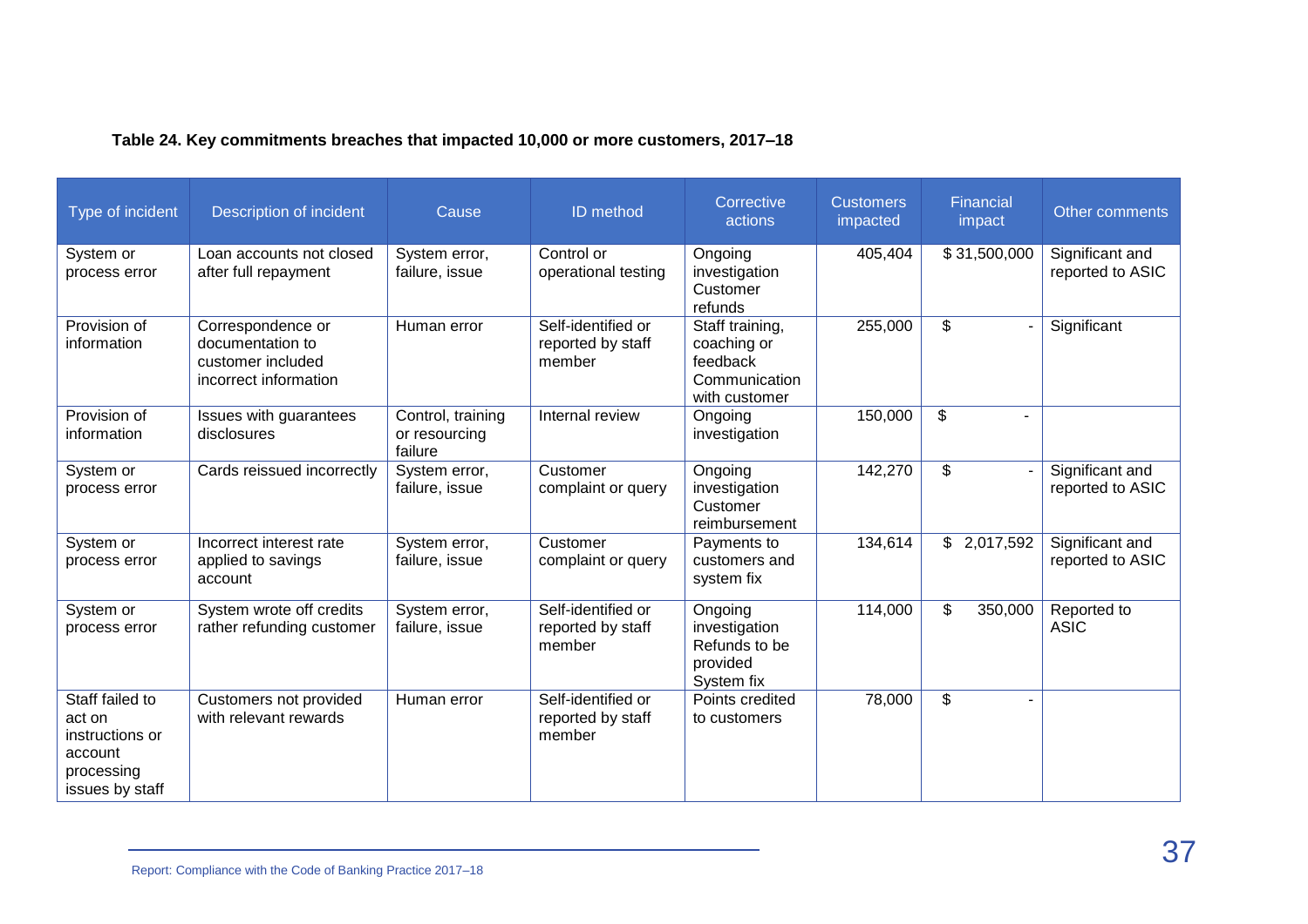**Table 24. Key commitments breaches that impacted 10,000 or more customers, 2017–18**

| Type of incident | Description of incident | Cause | ID method | Corrective actions | Customers impacted | Financial impact | Other comments |
|---|---|---|---|---|---|---|---|
| System or process error | Loan accounts not closed after full repayment | System error, failure, issue | Control or operational testing | Ongoing investigation Customer refunds | 405,404 | $ 31,500,000 | Significant and reported to ASIC |
| Provision of information | Correspondence or documentation to customer included incorrect information | Human error | Self-identified or reported by staff member | Staff training, coaching or feedback Communication with customer | 255,000 | $ - | Significant |
| Provision of information | Issues with guarantees disclosures | Control, training or resourcing failure | Internal review | Ongoing investigation | 150,000 | $ - | |
| System or process error | Cards reissued incorrectly | System error, failure, issue | Customer complaint or query | Ongoing investigation Customer reimbursement | 142,270 | $ - | Significant and reported to ASIC |
| System or process error | Incorrect interest rate applied to savings account | System error, failure, issue | Customer complaint or query | Payments to customers and system fix | 134,614 | $ 2,017,592 | Significant and reported to ASIC |
| System or process error | System wrote off credits rather refunding customer | System error, failure, issue | Self-identified or reported by staff member | Ongoing investigation Refunds to be provided System fix | 114,000 | $ 350,000 | Reported to ASIC |
| Staff failed to act on instructions or account processing issues by staff | Customers not provided with relevant rewards | Human error | Self-identified or reported by staff member | Points credited to customers | 78,000 | $ - | |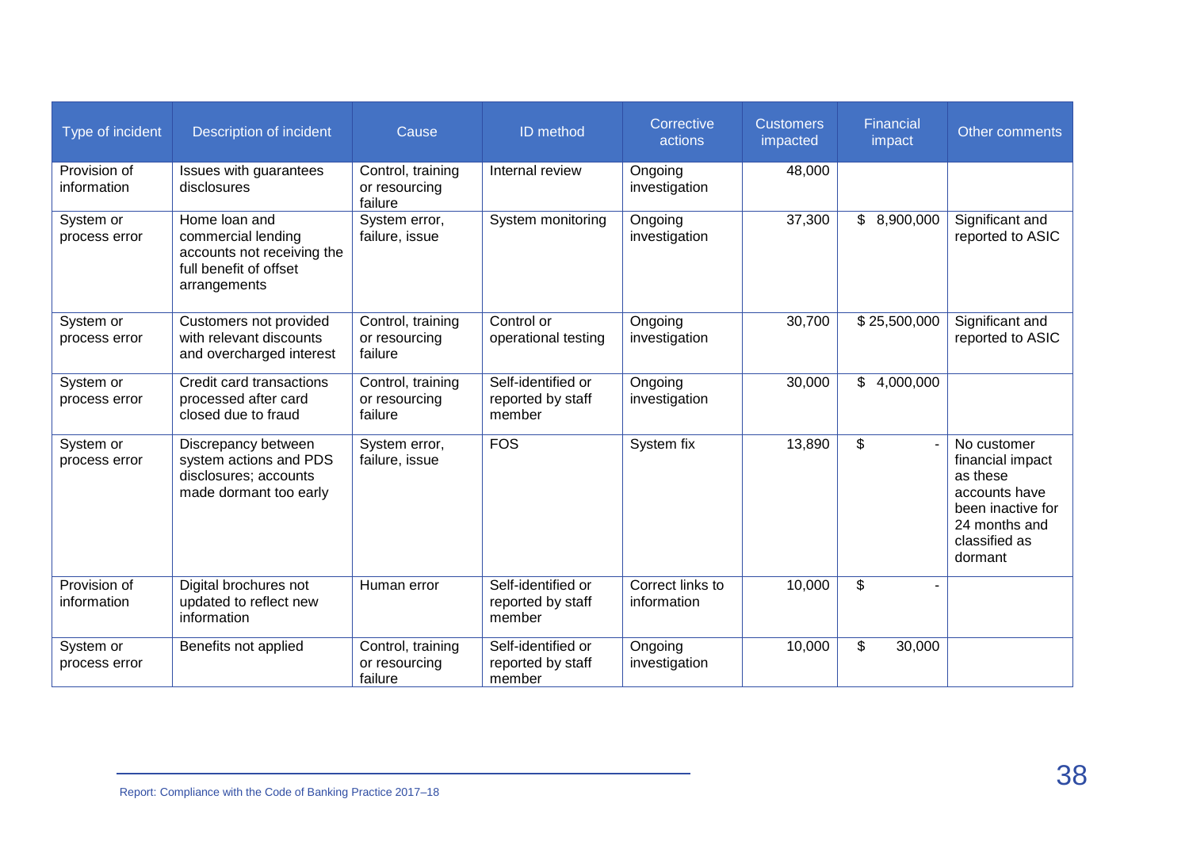| Type of incident | Description of incident | Cause | ID method | Corrective actions | Customers impacted | Financial impact | Other comments |
|---|---|---|---|---|---|---|---|
| Provision of information | Issues with guarantees disclosures | Control, training or resourcing failure | Internal review | Ongoing investigation | 48,000 | | |
| System or process error | Home loan and commercial lending accounts not receiving the full benefit of offset arrangements | System error, failure, issue | System monitoring | Ongoing investigation | 37,300 | $ 8,900,000 | Significant and reported to ASIC |
| System or process error | Customers not provided with relevant discounts and overcharged interest | Control, training or resourcing failure | Control or operational testing | Ongoing investigation | 30,700 | $ 25,500,000 | Significant and reported to ASIC |
| System or process error | Credit card transactions processed after card closed due to fraud | Control, training or resourcing failure | Self-identified or reported by staff member | Ongoing investigation | 30,000 | $ 4,000,000 | |
| System or process error | Discrepancy between system actions and PDS disclosures; accounts made dormant too early | System error, failure, issue | FOS | System fix | 13,890 | $ - | No customer financial impact as these accounts have been inactive for 24 months and classified as dormant |
| Provision of information | Digital brochures not updated to reflect new information | Human error | Self-identified or reported by staff member | Correct links to information | 10,000 | $ - | |
| System or process error | Benefits not applied | Control, training or resourcing failure | Self-identified or reported by staff member | Ongoing investigation | 10,000 | $ 30,000 | |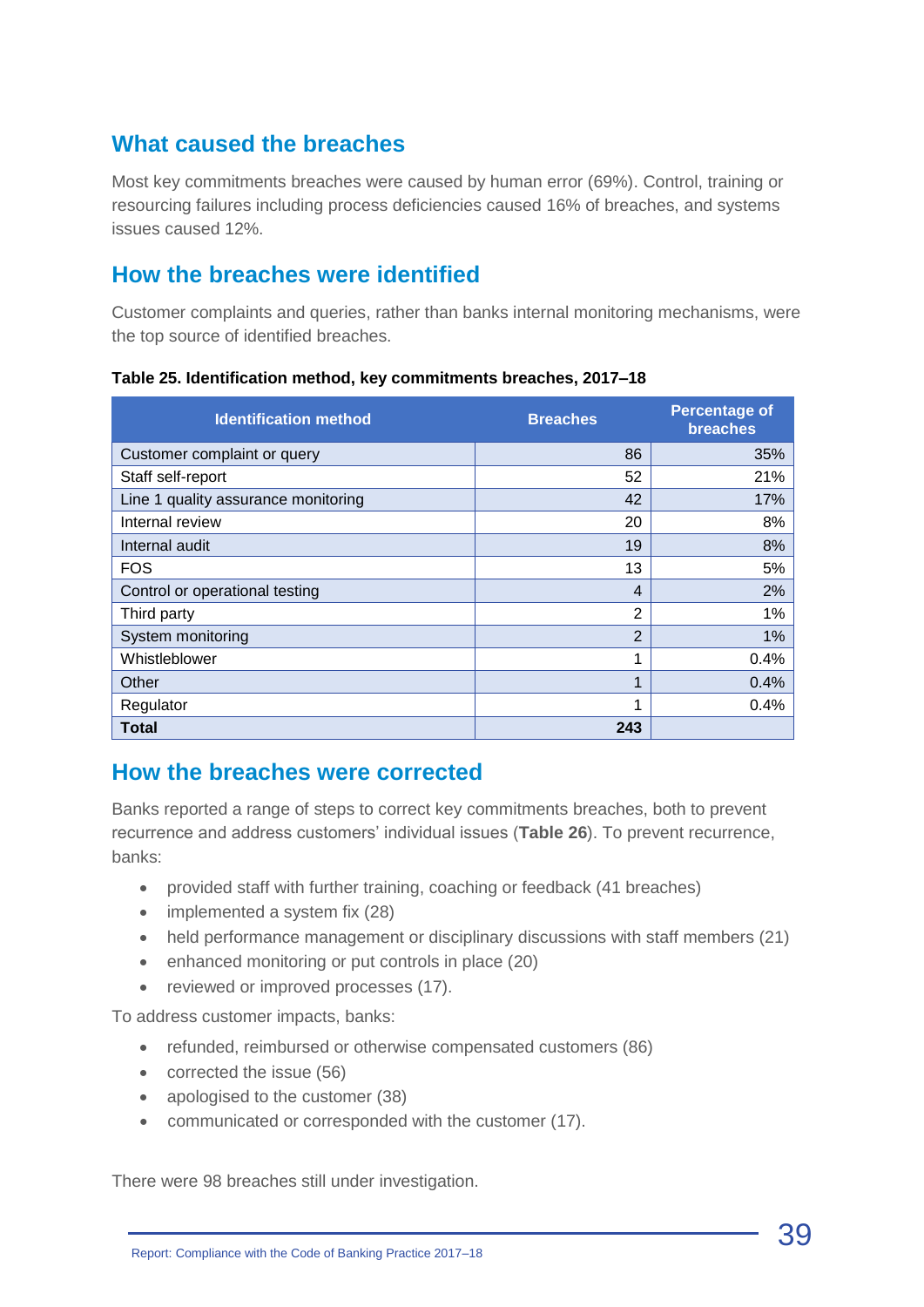## What caused the breaches

Most key commitments breaches were caused by human error (69%). Control, training or resourcing failures including process deficiencies caused 16% of breaches, and systems issues caused 12%.

## How the breaches were identified

Customer complaints and queries, rather than banks internal monitoring mechanisms, were the top source of identified breaches.

**Table 25. Identification method, key commitments breaches, 2017–18**

| Identification method | Breaches | Percentage of breaches |
|---|---|---|
| Customer complaint or query | 86 | 35% |
| Staff self-report | 52 | 21% |
| Line 1 quality assurance monitoring | 42 | 17% |
| Internal review | 20 | 8% |
| Internal audit | 19 | 8% |
| FOS | 13 | 5% |
| Control or operational testing | 4 | 2% |
| Third party | 2 | 1% |
| System monitoring | 2 | 1% |
| Whistleblower | 1 | 0.4% |
| Other | 1 | 0.4% |
| Regulator | 1 | 0.4% |
| **Total** | **243** | |

## How the breaches were corrected

Banks reported a range of steps to correct key commitments breaches, both to prevent recurrence and address customers' individual issues (**Table 26**). To prevent recurrence, banks:

- provided staff with further training, coaching or feedback (41 breaches)
- implemented a system fix (28)
- held performance management or disciplinary discussions with staff members (21)
- enhanced monitoring or put controls in place (20)
- reviewed or improved processes (17).

To address customer impacts, banks:

- refunded, reimbursed or otherwise compensated customers (86)
- corrected the issue (56)
- apologised to the customer (38)
- communicated or corresponded with the customer (17).

There were 98 breaches still under investigation.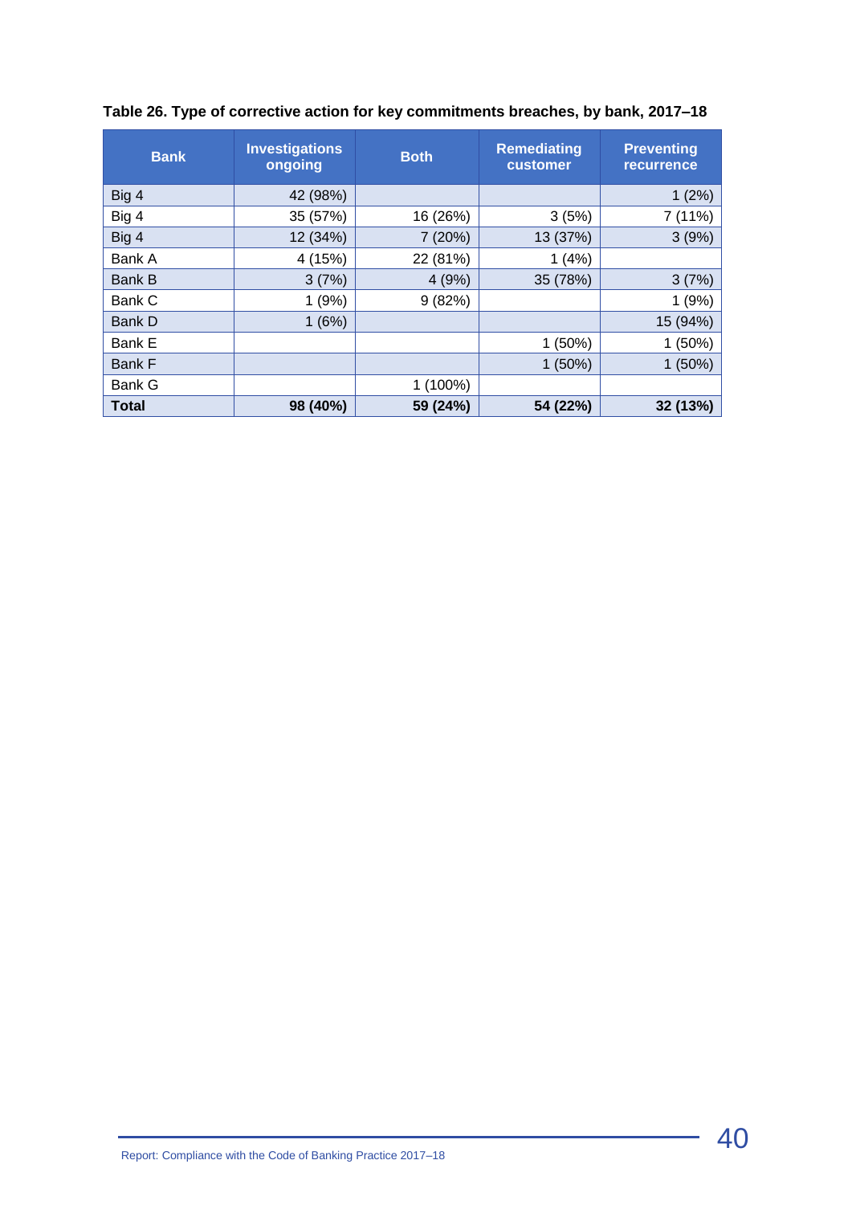**Table 26. Type of corrective action for key commitments breaches, by bank, 2017–18**

| Bank | Investigations ongoing | Both | Remediating customer | Preventing recurrence |
|---|---|---|---|---|
| Big 4 | 42 (98%) | | | 1 (2%) |
| Big 4 | 35 (57%) | 16 (26%) | 3 (5%) | 7 (11%) |
| Big 4 | 12 (34%) | 7 (20%) | 13 (37%) | 3 (9%) |
| Bank A | 4 (15%) | 22 (81%) | 1 (4%) | |
| Bank B | 3 (7%) | 4 (9%) | 35 (78%) | 3 (7%) |
| Bank C | 1 (9%) | 9 (82%) | | 1 (9%) |
| Bank D | 1 (6%) | | | 15 (94%) |
| Bank E | | | 1 (50%) | 1 (50%) |
| Bank F | | | 1 (50%) | 1 (50%) |
| Bank G | | 1 (100%) | | |
| **Total** | **98 (40%)** | **59 (24%)** | **54 (22%)** | **32 (13%)** |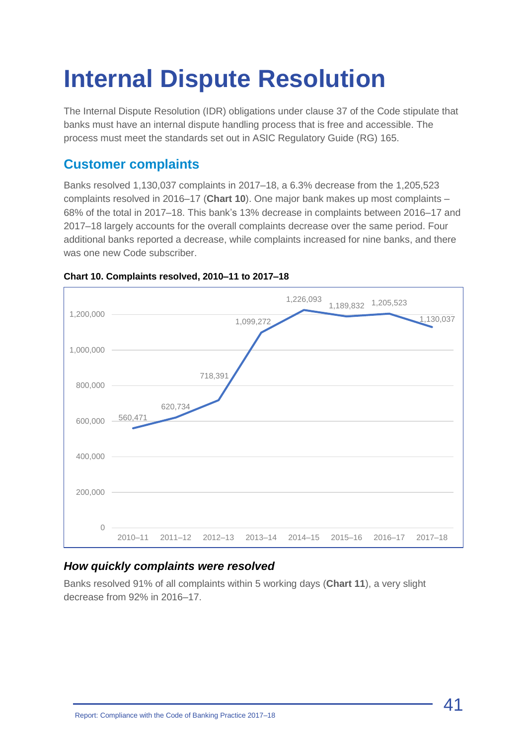# Internal Dispute Resolution

The Internal Dispute Resolution (IDR) obligations under clause 37 of the Code stipulate that banks must have an internal dispute handling process that is free and accessible. The process must meet the standards set out in ASIC Regulatory Guide (RG) 165.

## Customer complaints

Banks resolved 1,130,037 complaints in 2017–18, a 6.3% decrease from the 1,205,523 complaints resolved in 2016–17 (**Chart 10**). One major bank makes up most complaints – 68% of the total in 2017–18. This bank's 13% decrease in complaints between 2016–17 and 2017–18 largely accounts for the overall complaints decrease over the same period. Four additional banks reported a decrease, while complaints increased for nine banks, and there was one new Code subscriber.

**Chart 10. Complaints resolved, 2010–11 to 2017–18**

| Year | Complaints resolved |
|---|---|
| 2010–11 | 560,471 |
| 2011–12 | 620,734 |
| 2012–13 | 718,391 |
| 2013–14 | 1,099,272 |
| 2014–15 | 1,226,093 |
| 2015–16 | 1,189,832 |
| 2016–17 | 1,205,523 |
| 2017–18 | 1,130,037 |

### *How quickly complaints were resolved*

Banks resolved 91% of all complaints within 5 working days (**Chart 11**), a very slight decrease from 92% in 2016–17.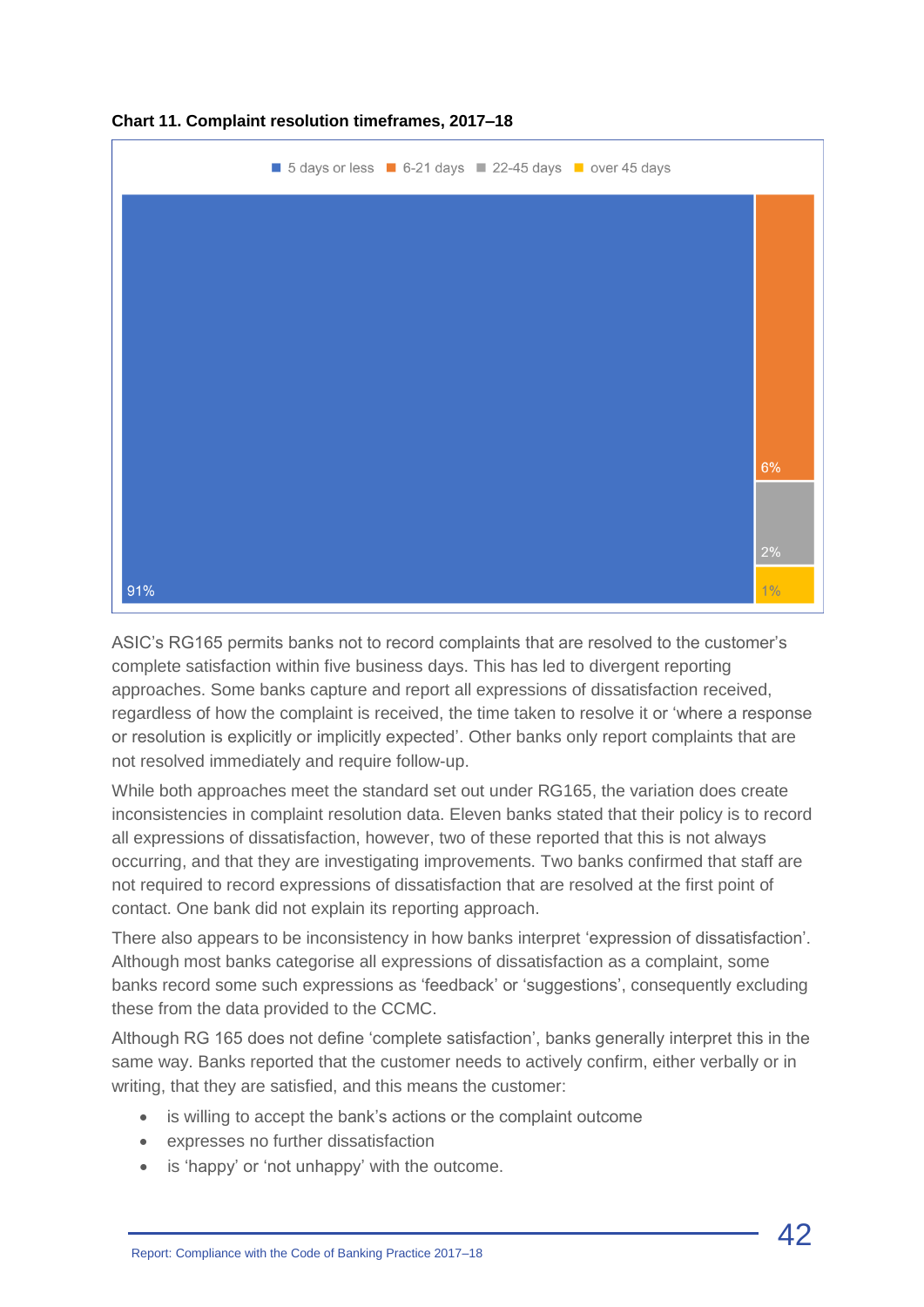**Chart 11. Complaint resolution timeframes, 2017–18**

| Timeframe | Percentage |
| --- | --- |
| 5 days or less | 91% |
| 6-21 days | 6% |
| 22-45 days | 2% |
| over 45 days | 1% |

ASIC's RG165 permits banks not to record complaints that are resolved to the customer's complete satisfaction within five business days. This has led to divergent reporting approaches. Some banks capture and report all expressions of dissatisfaction received, regardless of how the complaint is received, the time taken to resolve it or 'where a response or resolution is explicitly or implicitly expected'. Other banks only report complaints that are not resolved immediately and require follow-up.

While both approaches meet the standard set out under RG165, the variation does create inconsistencies in complaint resolution data. Eleven banks stated that their policy is to record all expressions of dissatisfaction, however, two of these reported that this is not always occurring, and that they are investigating improvements. Two banks confirmed that staff are not required to record expressions of dissatisfaction that are resolved at the first point of contact. One bank did not explain its reporting approach.

There also appears to be inconsistency in how banks interpret 'expression of dissatisfaction'. Although most banks categorise all expressions of dissatisfaction as a complaint, some banks record some such expressions as 'feedback' or 'suggestions', consequently excluding these from the data provided to the CCMC.

Although RG 165 does not define 'complete satisfaction', banks generally interpret this in the same way. Banks reported that the customer needs to actively confirm, either verbally or in writing, that they are satisfied, and this means the customer:

- is willing to accept the bank's actions or the complaint outcome
- expresses no further dissatisfaction
- is 'happy' or 'not unhappy' with the outcome.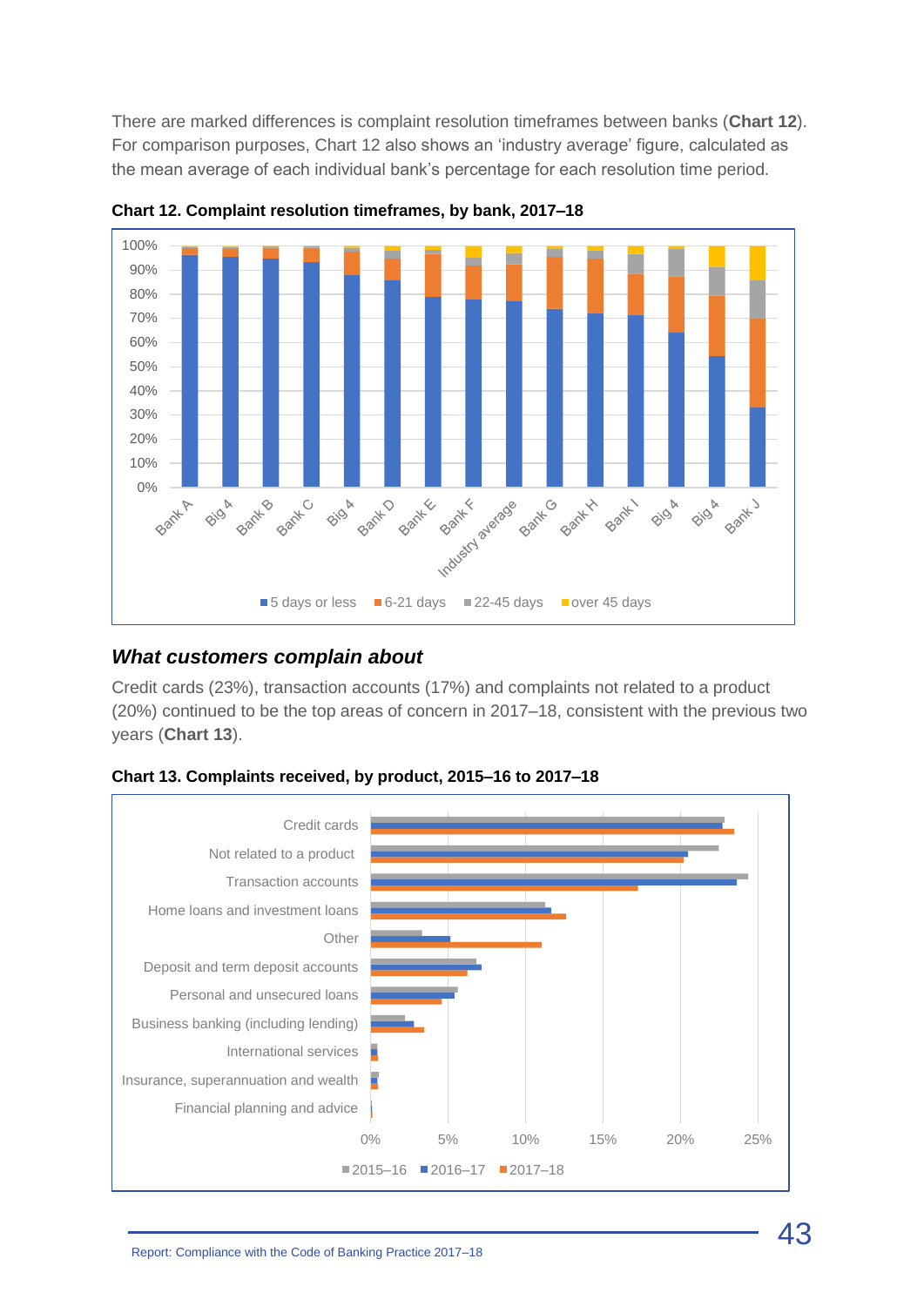There are marked differences is complaint resolution timeframes between banks (**Chart 12**). For comparison purposes, Chart 12 also shows an 'industry average' figure, calculated as the mean average of each individual bank's percentage for each resolution time period.

**Chart 12. Complaint resolution timeframes, by bank, 2017–18**

### *What customers complain about*

Credit cards (23%), transaction accounts (17%) and complaints not related to a product (20%) continued to be the top areas of concern in 2017–18, consistent with the previous two years (**Chart 13**).

**Chart 13. Complaints received, by product, 2015–16 to 2017–18**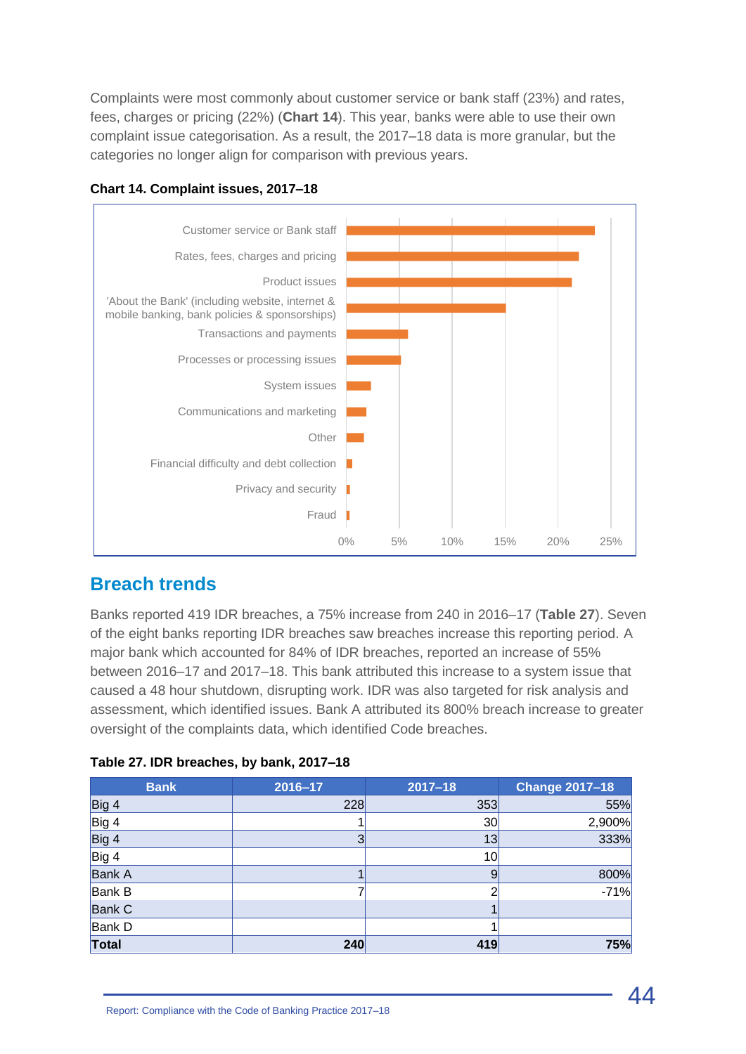Complaints were most commonly about customer service or bank staff (23%) and rates, fees, charges or pricing (22%) (**Chart 14**). This year, banks were able to use their own complaint issue categorisation. As a result, the 2017–18 data is more granular, but the categories no longer align for comparison with previous years.

**Chart 14. Complaint issues, 2017–18**

## Breach trends

Banks reported 419 IDR breaches, a 75% increase from 240 in 2016–17 (**Table 27**). Seven of the eight banks reporting IDR breaches saw breaches increase this reporting period. A major bank which accounted for 84% of IDR breaches, reported an increase of 55% between 2016–17 and 2017–18. This bank attributed this increase to a system issue that caused a 48 hour shutdown, disrupting work. IDR was also targeted for risk analysis and assessment, which identified issues. Bank A attributed its 800% breach increase to greater oversight of the complaints data, which identified Code breaches.

**Table 27. IDR breaches, by bank, 2017–18**

| Bank | 2016–17 | 2017–18 | Change 2017–18 |
|---|---|---|---|
| Big 4 | 228 | 353 | 55% |
| Big 4 | 1 | 30 | 2,900% |
| Big 4 | 3 | 13 | 333% |
| Big 4 | | 10 | |
| Bank A | 1 | 9 | 800% |
| Bank B | 7 | 2 | -71% |
| Bank C | | 1 | |
| Bank D | | 1 | |
| **Total** | **240** | **419** | **75%** |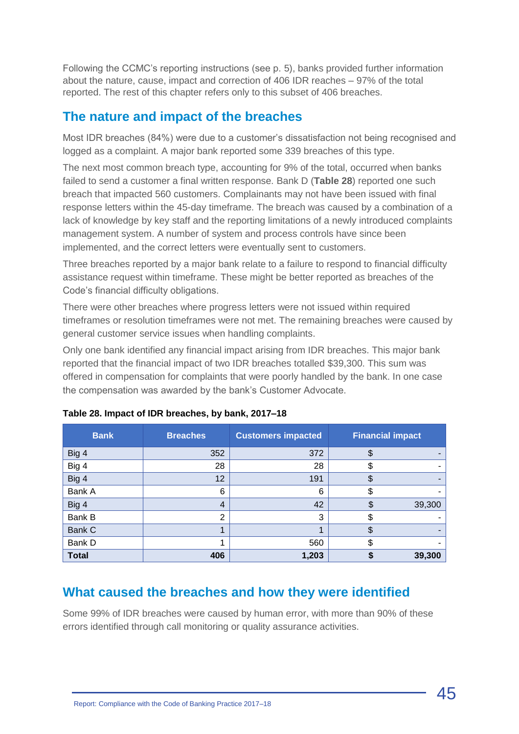Following the CCMC's reporting instructions (see p. 5), banks provided further information about the nature, cause, impact and correction of 406 IDR reaches – 97% of the total reported. The rest of this chapter refers only to this subset of 406 breaches.

## The nature and impact of the breaches

Most IDR breaches (84%) were due to a customer's dissatisfaction not being recognised and logged as a complaint. A major bank reported some 339 breaches of this type.

The next most common breach type, accounting for 9% of the total, occurred when banks failed to send a customer a final written response. Bank D (**Table 28**) reported one such breach that impacted 560 customers. Complainants may not have been issued with final response letters within the 45-day timeframe. The breach was caused by a combination of a lack of knowledge by key staff and the reporting limitations of a newly introduced complaints management system. A number of system and process controls have since been implemented, and the correct letters were eventually sent to customers.

Three breaches reported by a major bank relate to a failure to respond to financial difficulty assistance request within timeframe. These might be better reported as breaches of the Code's financial difficulty obligations.

There were other breaches where progress letters were not issued within required timeframes or resolution timeframes were not met. The remaining breaches were caused by general customer service issues when handling complaints.

Only one bank identified any financial impact arising from IDR breaches. This major bank reported that the financial impact of two IDR breaches totalled $39,300. This sum was offered in compensation for complaints that were poorly handled by the bank. In one case the compensation was awarded by the bank's Customer Advocate.

**Table 28. Impact of IDR breaches, by bank, 2017–18**

| Bank | Breaches | Customers impacted | Financial impact |
|---|---|---|---|
| Big 4 | 352 | 372 | $ - |
| Big 4 | 28 | 28 | $ - |
| Big 4 | 12 | 191 | $ - |
| Bank A | 6 | 6 | $ - |
| Big 4 | 4 | 42 | $ 39,300 |
| Bank B | 2 | 3 | $ - |
| Bank C | 1 | 1 | $ - |
| Bank D | 1 | 560 | $ - |
| **Total** | **406** | **1,203** | **$ 39,300** |

## What caused the breaches and how they were identified

Some 99% of IDR breaches were caused by human error, with more than 90% of these errors identified through call monitoring or quality assurance activities.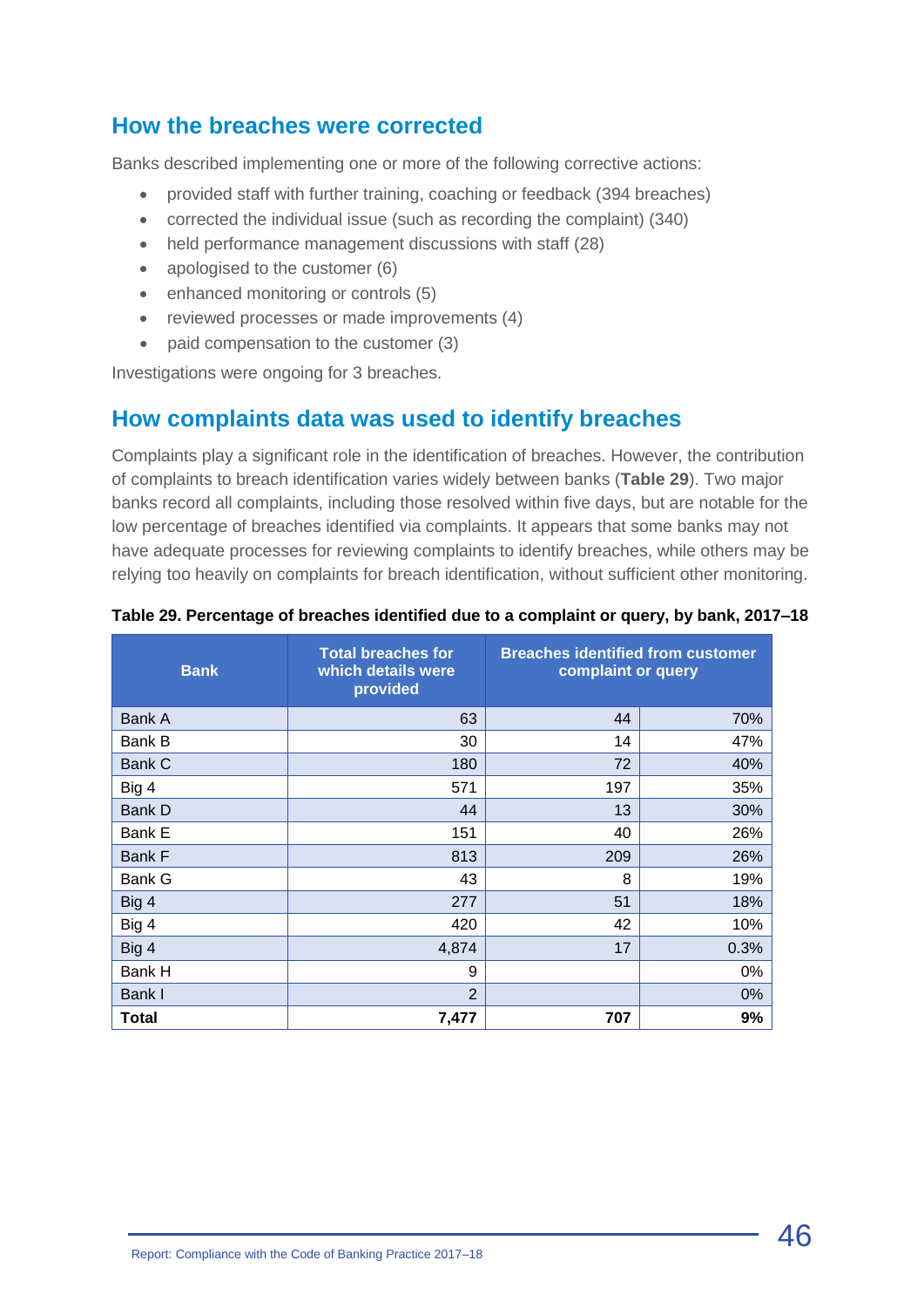## How the breaches were corrected

Banks described implementing one or more of the following corrective actions:

- provided staff with further training, coaching or feedback (394 breaches)
- corrected the individual issue (such as recording the complaint) (340)
- held performance management discussions with staff (28)
- apologised to the customer (6)
- enhanced monitoring or controls (5)
- reviewed processes or made improvements (4)
- paid compensation to the customer (3)

Investigations were ongoing for 3 breaches.

## How complaints data was used to identify breaches

Complaints play a significant role in the identification of breaches. However, the contribution of complaints to breach identification varies widely between banks (**Table 29**). Two major banks record all complaints, including those resolved within five days, but are notable for the low percentage of breaches identified via complaints. It appears that some banks may not have adequate processes for reviewing complaints to identify breaches, while others may be relying too heavily on complaints for breach identification, without sufficient other monitoring.

**Table 29. Percentage of breaches identified due to a complaint or query, by bank, 2017–18**

| Bank | Total breaches for which details were provided | Breaches identified from customer complaint or query | |
|---|---|---|---|
| Bank A | 63 | 44 | 70% |
| Bank B | 30 | 14 | 47% |
| Bank C | 180 | 72 | 40% |
| Big 4 | 571 | 197 | 35% |
| Bank D | 44 | 13 | 30% |
| Bank E | 151 | 40 | 26% |
| Bank F | 813 | 209 | 26% |
| Bank G | 43 | 8 | 19% |
| Big 4 | 277 | 51 | 18% |
| Big 4 | 420 | 42 | 10% |
| Big 4 | 4,874 | 17 | 0.3% |
| Bank H | 9 | | 0% |
| Bank I | 2 | | 0% |
| **Total** | **7,477** | **707** | **9%** |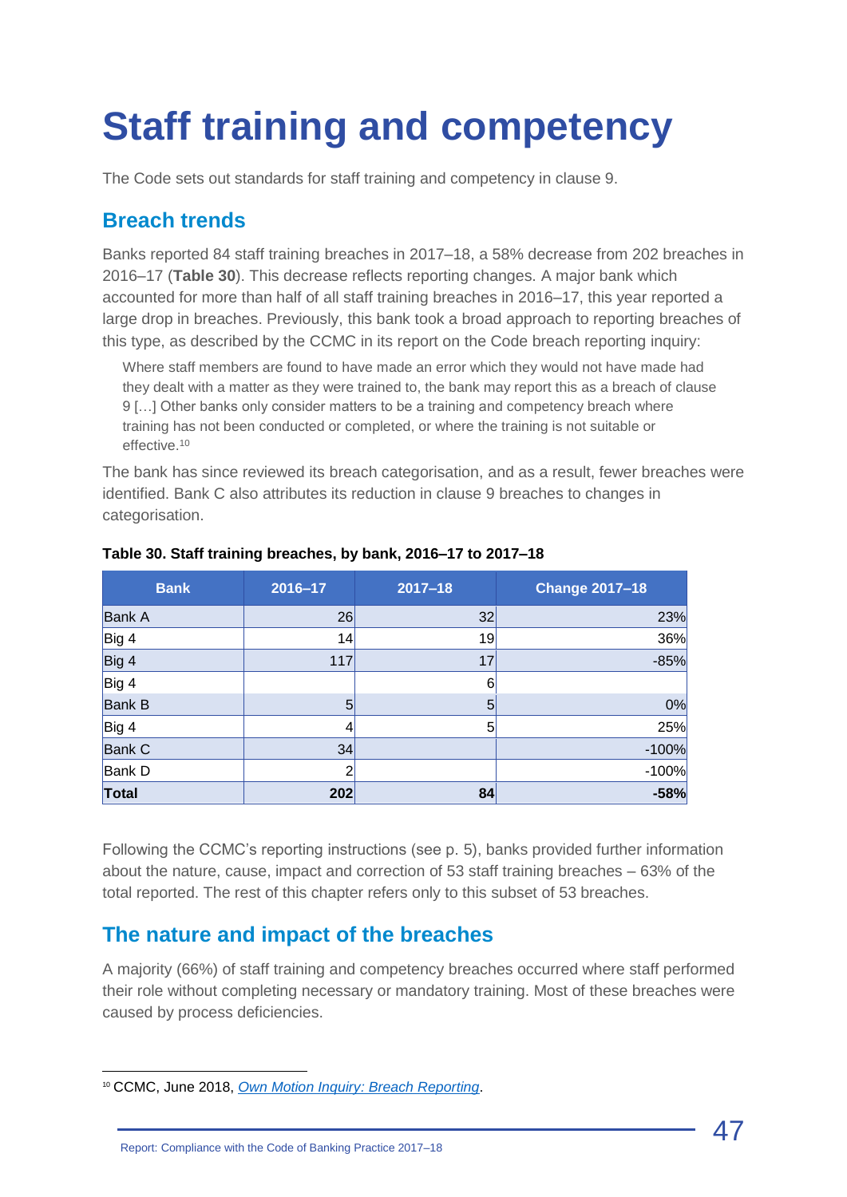# Staff training and competency

The Code sets out standards for staff training and competency in clause 9.

## Breach trends

Banks reported 84 staff training breaches in 2017–18, a 58% decrease from 202 breaches in 2016–17 (**Table 30**). This decrease reflects reporting changes. A major bank which accounted for more than half of all staff training breaches in 2016–17, this year reported a large drop in breaches. Previously, this bank took a broad approach to reporting breaches of this type, as described by the CCMC in its report on the Code breach reporting inquiry:

> Where staff members are found to have made an error which they would not have made had they dealt with a matter as they were trained to, the bank may report this as a breach of clause 9 […] Other banks only consider matters to be a training and competency breach where training has not been conducted or completed, or where the training is not suitable or effective.[10]

The bank has since reviewed its breach categorisation, and as a result, fewer breaches were identified. Bank C also attributes its reduction in clause 9 breaches to changes in categorisation.

**Table 30. Staff training breaches, by bank, 2016–17 to 2017–18**

| Bank | 2016–17 | 2017–18 | Change 2017–18 |
|---|---|---|---|
| Bank A | 26 | 32 | 23% |
| Big 4 | 14 | 19 | 36% |
| Big 4 | 117 | 17 | -85% |
| Big 4 | | 6 | |
| Bank B | 5 | 5 | 0% |
| Big 4 | 4 | 5 | 25% |
| Bank C | 34 | | -100% |
| Bank D | 2 | | -100% |
| **Total** | **202** | **84** | **-58%** |

Following the CCMC's reporting instructions (see p. 5), banks provided further information about the nature, cause, impact and correction of 53 staff training breaches – 63% of the total reported. The rest of this chapter refers only to this subset of 53 breaches.

## The nature and impact of the breaches

A majority (66%) of staff training and competency breaches occurred where staff performed their role without completing necessary or mandatory training. Most of these breaches were caused by process deficiencies.

[10] CCMC, June 2018, *Own Motion Inquiry: Breach Reporting*.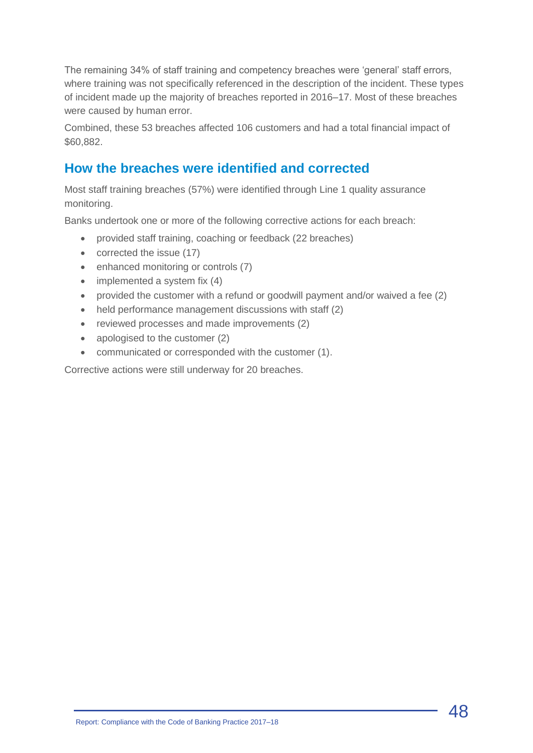The remaining 34% of staff training and competency breaches were 'general' staff errors, where training was not specifically referenced in the description of the incident. These types of incident made up the majority of breaches reported in 2016–17. Most of these breaches were caused by human error.

Combined, these 53 breaches affected 106 customers and had a total financial impact of $60,882.

## How the breaches were identified and corrected

Most staff training breaches (57%) were identified through Line 1 quality assurance monitoring.

Banks undertook one or more of the following corrective actions for each breach:

- provided staff training, coaching or feedback (22 breaches)
- corrected the issue (17)
- enhanced monitoring or controls (7)
- implemented a system fix (4)
- provided the customer with a refund or goodwill payment and/or waived a fee (2)
- held performance management discussions with staff (2)
- reviewed processes and made improvements (2)
- apologised to the customer (2)
- communicated or corresponded with the customer (1).

Corrective actions were still underway for 20 breaches.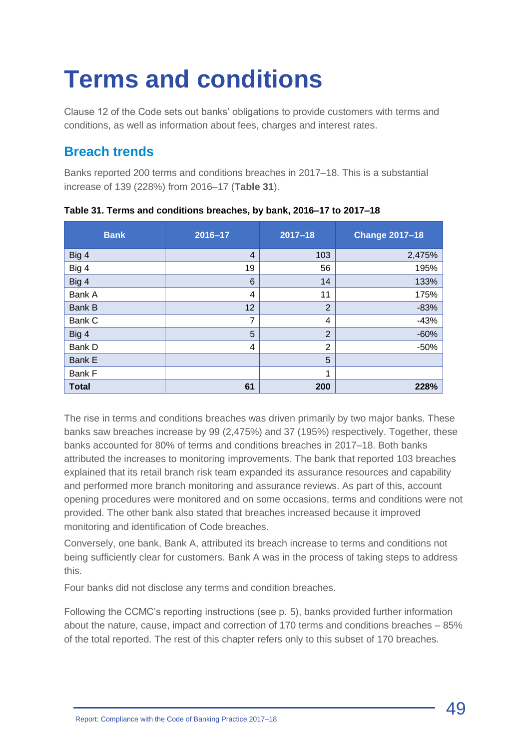# Terms and conditions

Clause 12 of the Code sets out banks' obligations to provide customers with terms and conditions, as well as information about fees, charges and interest rates.

## Breach trends

Banks reported 200 terms and conditions breaches in 2017–18. This is a substantial increase of 139 (228%) from 2016–17 (**Table 31**).

**Table 31. Terms and conditions breaches, by bank, 2016–17 to 2017–18**

| Bank | 2016–17 | 2017–18 | Change 2017–18 |
|---|---|---|---|
| Big 4 | 4 | 103 | 2,475% |
| Big 4 | 19 | 56 | 195% |
| Big 4 | 6 | 14 | 133% |
| Bank A | 4 | 11 | 175% |
| Bank B | 12 | 2 | -83% |
| Bank C | 7 | 4 | -43% |
| Big 4 | 5 | 2 | -60% |
| Bank D | 4 | 2 | -50% |
| Bank E | | 5 | |
| Bank F | | 1 | |
| **Total** | **61** | **200** | **228%** |

The rise in terms and conditions breaches was driven primarily by two major banks. These banks saw breaches increase by 99 (2,475%) and 37 (195%) respectively. Together, these banks accounted for 80% of terms and conditions breaches in 2017–18. Both banks attributed the increases to monitoring improvements. The bank that reported 103 breaches explained that its retail branch risk team expanded its assurance resources and capability and performed more branch monitoring and assurance reviews. As part of this, account opening procedures were monitored and on some occasions, terms and conditions were not provided. The other bank also stated that breaches increased because it improved monitoring and identification of Code breaches.

Conversely, one bank, Bank A, attributed its breach increase to terms and conditions not being sufficiently clear for customers. Bank A was in the process of taking steps to address this.

Four banks did not disclose any terms and condition breaches.

Following the CCMC's reporting instructions (see p. 5), banks provided further information about the nature, cause, impact and correction of 170 terms and conditions breaches – 85% of the total reported. The rest of this chapter refers only to this subset of 170 breaches.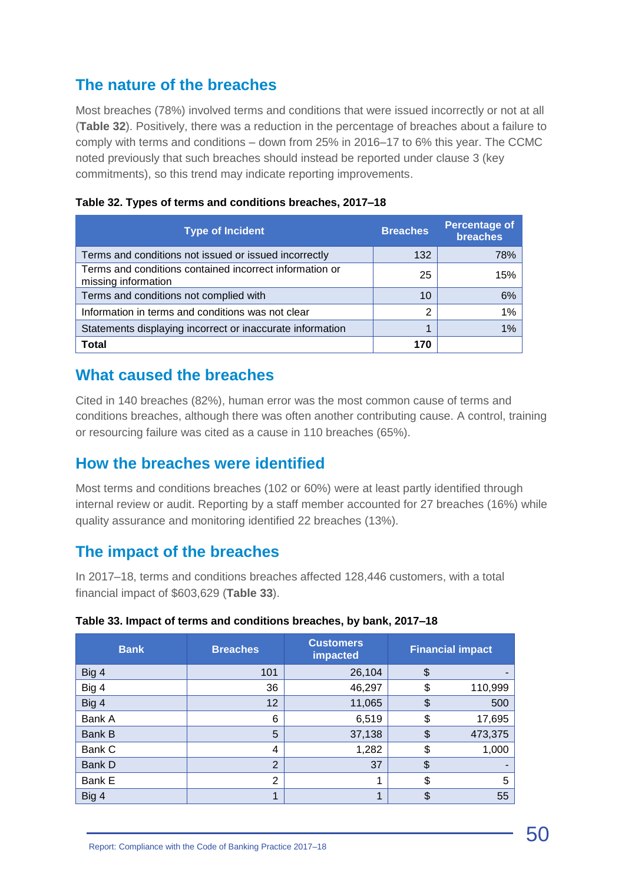## The nature of the breaches

Most breaches (78%) involved terms and conditions that were issued incorrectly or not at all (**Table 32**). Positively, there was a reduction in the percentage of breaches about a failure to comply with terms and conditions – down from 25% in 2016–17 to 6% this year. The CCMC noted previously that such breaches should instead be reported under clause 3 (key commitments), so this trend may indicate reporting improvements.

**Table 32. Types of terms and conditions breaches, 2017–18**

| Type of Incident | Breaches | Percentage of breaches |
|---|---|---|
| Terms and conditions not issued or issued incorrectly | 132 | 78% |
| Terms and conditions contained incorrect information or missing information | 25 | 15% |
| Terms and conditions not complied with | 10 | 6% |
| Information in terms and conditions was not clear | 2 | 1% |
| Statements displaying incorrect or inaccurate information | 1 | 1% |
| **Total** | **170** | |

## What caused the breaches

Cited in 140 breaches (82%), human error was the most common cause of terms and conditions breaches, although there was often another contributing cause. A control, training or resourcing failure was cited as a cause in 110 breaches (65%).

## How the breaches were identified

Most terms and conditions breaches (102 or 60%) were at least partly identified through internal review or audit. Reporting by a staff member accounted for 27 breaches (16%) while quality assurance and monitoring identified 22 breaches (13%).

## The impact of the breaches

In 2017–18, terms and conditions breaches affected 128,446 customers, with a total financial impact of $603,629 (**Table 33**).

**Table 33. Impact of terms and conditions breaches, by bank, 2017–18**

| Bank | Breaches | Customers impacted | Financial impact |
|---|---|---|---|
| Big 4 | 101 | 26,104 | $ - |
| Big 4 | 36 | 46,297 | $ 110,999 |
| Big 4 | 12 | 11,065 | $ 500 |
| Bank A | 6 | 6,519 | $ 17,695 |
| Bank B | 5 | 37,138 | $ 473,375 |
| Bank C | 4 | 1,282 | $ 1,000 |
| Bank D | 2 | 37 | $ - |
| Bank E | 2 | 1 | $ 5 |
| Big 4 | 1 | 1 | $ 55 |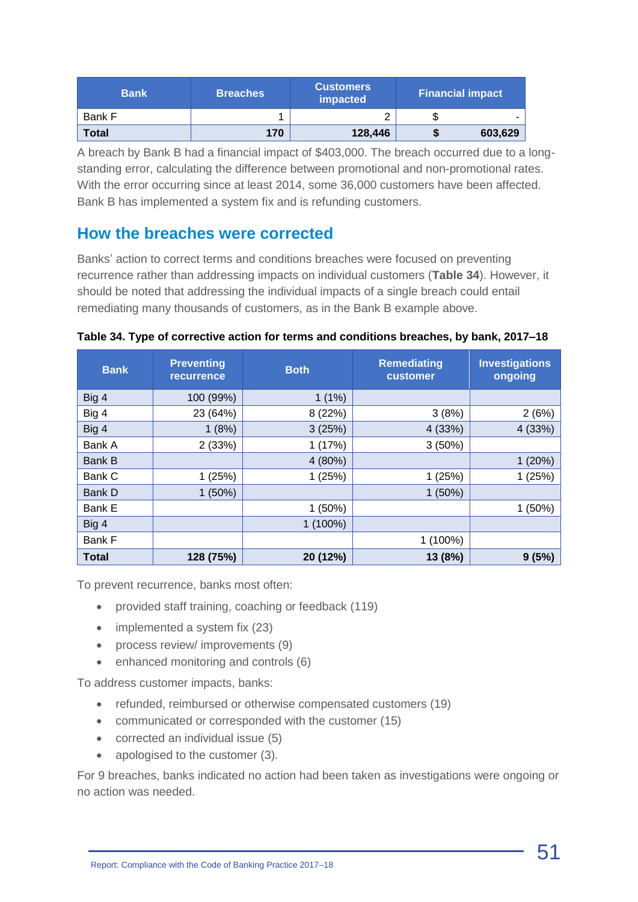| Bank | Breaches | Customers impacted | Financial impact |
|---|---|---|---|
| Bank F | 1 | 2 | $ - |
| **Total** | **170** | **128,446** | **$ 603,629** |

A breach by Bank B had a financial impact of $403,000. The breach occurred due to a long-standing error, calculating the difference between promotional and non-promotional rates. With the error occurring since at least 2014, some 36,000 customers have been affected. Bank B has implemented a system fix and is refunding customers.

## How the breaches were corrected

Banks' action to correct terms and conditions breaches were focused on preventing recurrence rather than addressing impacts on individual customers (**Table 34**). However, it should be noted that addressing the individual impacts of a single breach could entail remediating many thousands of customers, as in the Bank B example above.

**Table 34. Type of corrective action for terms and conditions breaches, by bank, 2017–18**

| Bank | Preventing recurrence | Both | Remediating customer | Investigations ongoing |
|---|---|---|---|---|
| Big 4 | 100 (99%) | 1 (1%) | | |
| Big 4 | 23 (64%) | 8 (22%) | 3 (8%) | 2 (6%) |
| Big 4 | 1 (8%) | 3 (25%) | 4 (33%) | 4 (33%) |
| Bank A | 2 (33%) | 1 (17%) | 3 (50%) | |
| Bank B | | 4 (80%) | | 1 (20%) |
| Bank C | 1 (25%) | 1 (25%) | 1 (25%) | 1 (25%) |
| Bank D | 1 (50%) | | 1 (50%) | |
| Bank E | | 1 (50%) | | 1 (50%) |
| Big 4 | | 1 (100%) | | |
| Bank F | | | 1 (100%) | |
| **Total** | **128 (75%)** | **20 (12%)** | **13 (8%)** | **9 (5%)** |

To prevent recurrence, banks most often:

- provided staff training, coaching or feedback (119)
- implemented a system fix (23)
- process review/ improvements (9)
- enhanced monitoring and controls (6)

To address customer impacts, banks:

- refunded, reimbursed or otherwise compensated customers (19)
- communicated or corresponded with the customer (15)
- corrected an individual issue (5)
- apologised to the customer (3).

For 9 breaches, banks indicated no action had been taken as investigations were ongoing or no action was needed.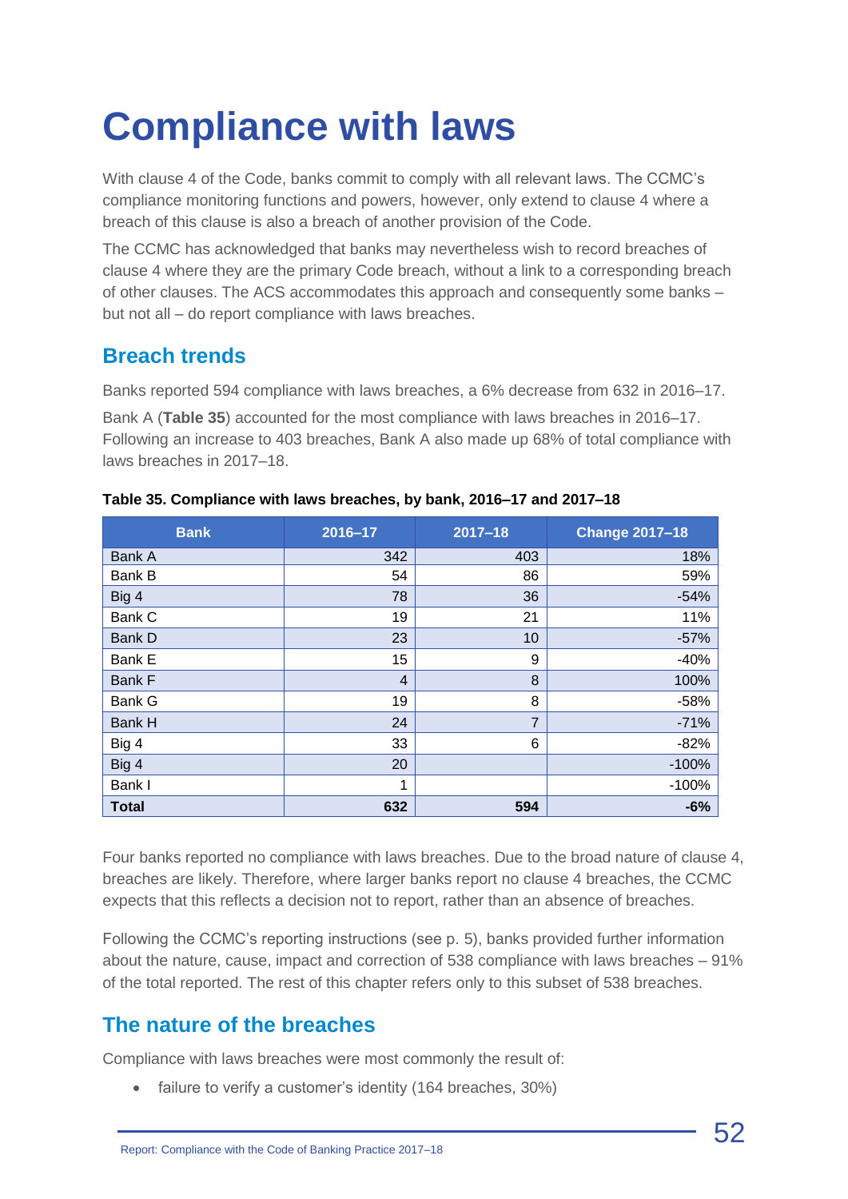# Compliance with laws

With clause 4 of the Code, banks commit to comply with all relevant laws. The CCMC's compliance monitoring functions and powers, however, only extend to clause 4 where a breach of this clause is also a breach of another provision of the Code.

The CCMC has acknowledged that banks may nevertheless wish to record breaches of clause 4 where they are the primary Code breach, without a link to a corresponding breach of other clauses. The ACS accommodates this approach and consequently some banks – but not all – do report compliance with laws breaches.

## Breach trends

Banks reported 594 compliance with laws breaches, a 6% decrease from 632 in 2016–17.

Bank A (**Table 35**) accounted for the most compliance with laws breaches in 2016–17. Following an increase to 403 breaches, Bank A also made up 68% of total compliance with laws breaches in 2017–18.

**Table 35. Compliance with laws breaches, by bank, 2016–17 and 2017–18**

| Bank | 2016–17 | 2017–18 | Change 2017–18 |
|---|---|---|---|
| Bank A | 342 | 403 | 18% |
| Bank B | 54 | 86 | 59% |
| Big 4 | 78 | 36 | -54% |
| Bank C | 19 | 21 | 11% |
| Bank D | 23 | 10 | -57% |
| Bank E | 15 | 9 | -40% |
| Bank F | 4 | 8 | 100% |
| Bank G | 19 | 8 | -58% |
| Bank H | 24 | 7 | -71% |
| Big 4 | 33 | 6 | -82% |
| Big 4 | 20 | | -100% |
| Bank I | 1 | | -100% |
| **Total** | **632** | **594** | **-6%** |

Four banks reported no compliance with laws breaches. Due to the broad nature of clause 4, breaches are likely. Therefore, where larger banks report no clause 4 breaches, the CCMC expects that this reflects a decision not to report, rather than an absence of breaches.

Following the CCMC's reporting instructions (see p. 5), banks provided further information about the nature, cause, impact and correction of 538 compliance with laws breaches – 91% of the total reported. The rest of this chapter refers only to this subset of 538 breaches.

## The nature of the breaches

Compliance with laws breaches were most commonly the result of:

- failure to verify a customer's identity (164 breaches, 30%)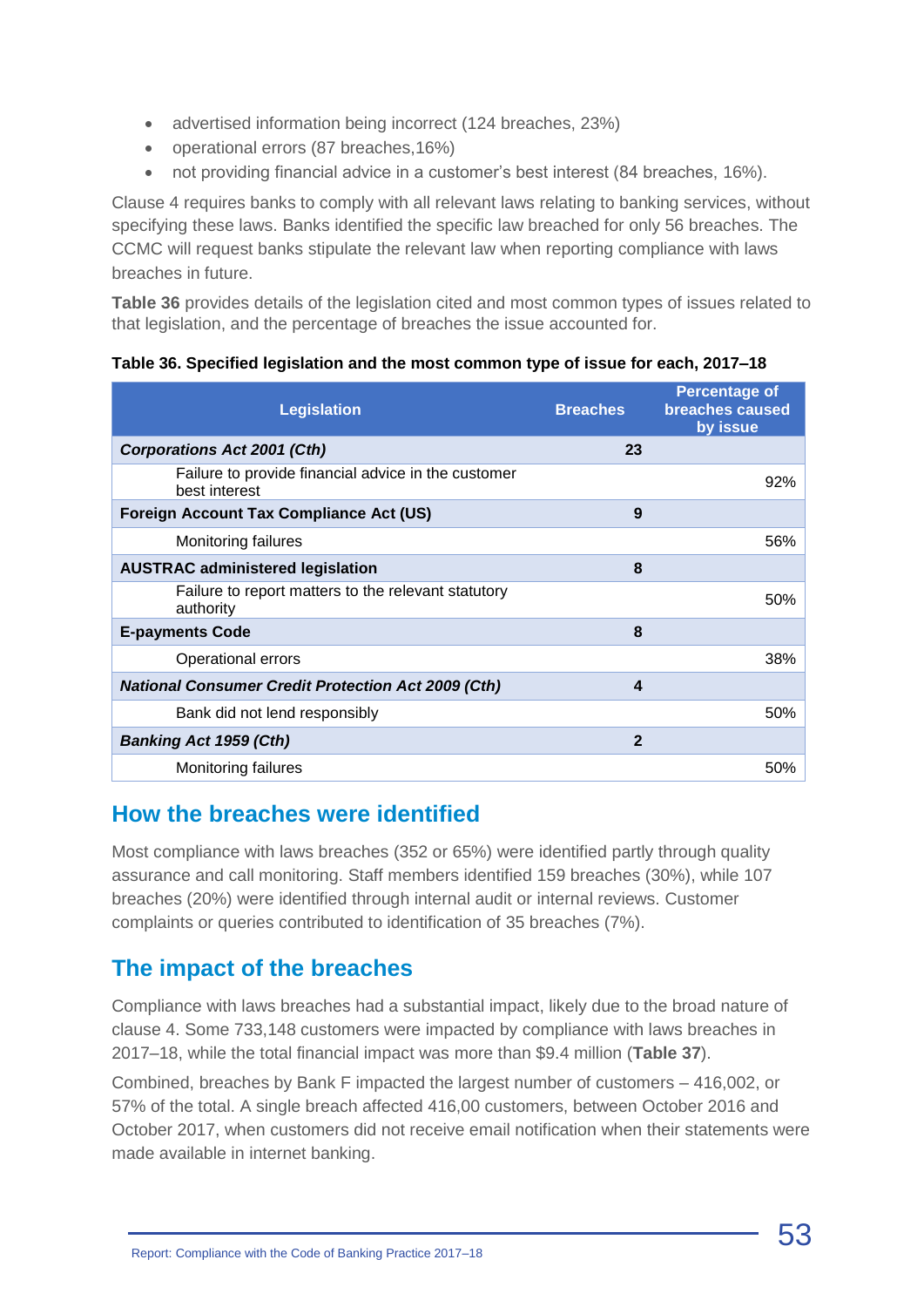- advertised information being incorrect (124 breaches, 23%)
- operational errors (87 breaches,16%)
- not providing financial advice in a customer's best interest (84 breaches, 16%).

Clause 4 requires banks to comply with all relevant laws relating to banking services, without specifying these laws. Banks identified the specific law breached for only 56 breaches. The CCMC will request banks stipulate the relevant law when reporting compliance with laws breaches in future.

**Table 36** provides details of the legislation cited and most common types of issues related to that legislation, and the percentage of breaches the issue accounted for.

**Table 36. Specified legislation and the most common type of issue for each, 2017–18**

| Legislation | Breaches | Percentage of breaches caused by issue |
|---|---|---|
| ***Corporations Act 2001 (Cth)*** | **23** | |
| Failure to provide financial advice in the customer best interest | | 92% |
| **Foreign Account Tax Compliance Act (US)** | **9** | |
| Monitoring failures | | 56% |
| **AUSTRAC administered legislation** | **8** | |
| Failure to report matters to the relevant statutory authority | | 50% |
| **E-payments Code** | **8** | |
| Operational errors | | 38% |
| ***National Consumer Credit Protection Act 2009 (Cth)*** | **4** | |
| Bank did not lend responsibly | | 50% |
| ***Banking Act 1959 (Cth)*** | **2** | |
| Monitoring failures | | 50% |

## How the breaches were identified

Most compliance with laws breaches (352 or 65%) were identified partly through quality assurance and call monitoring. Staff members identified 159 breaches (30%), while 107 breaches (20%) were identified through internal audit or internal reviews. Customer complaints or queries contributed to identification of 35 breaches (7%).

## The impact of the breaches

Compliance with laws breaches had a substantial impact, likely due to the broad nature of clause 4. Some 733,148 customers were impacted by compliance with laws breaches in 2017–18, while the total financial impact was more than $9.4 million (**Table 37**).

Combined, breaches by Bank F impacted the largest number of customers – 416,002, or 57% of the total. A single breach affected 416,00 customers, between October 2016 and October 2017, when customers did not receive email notification when their statements were made available in internet banking.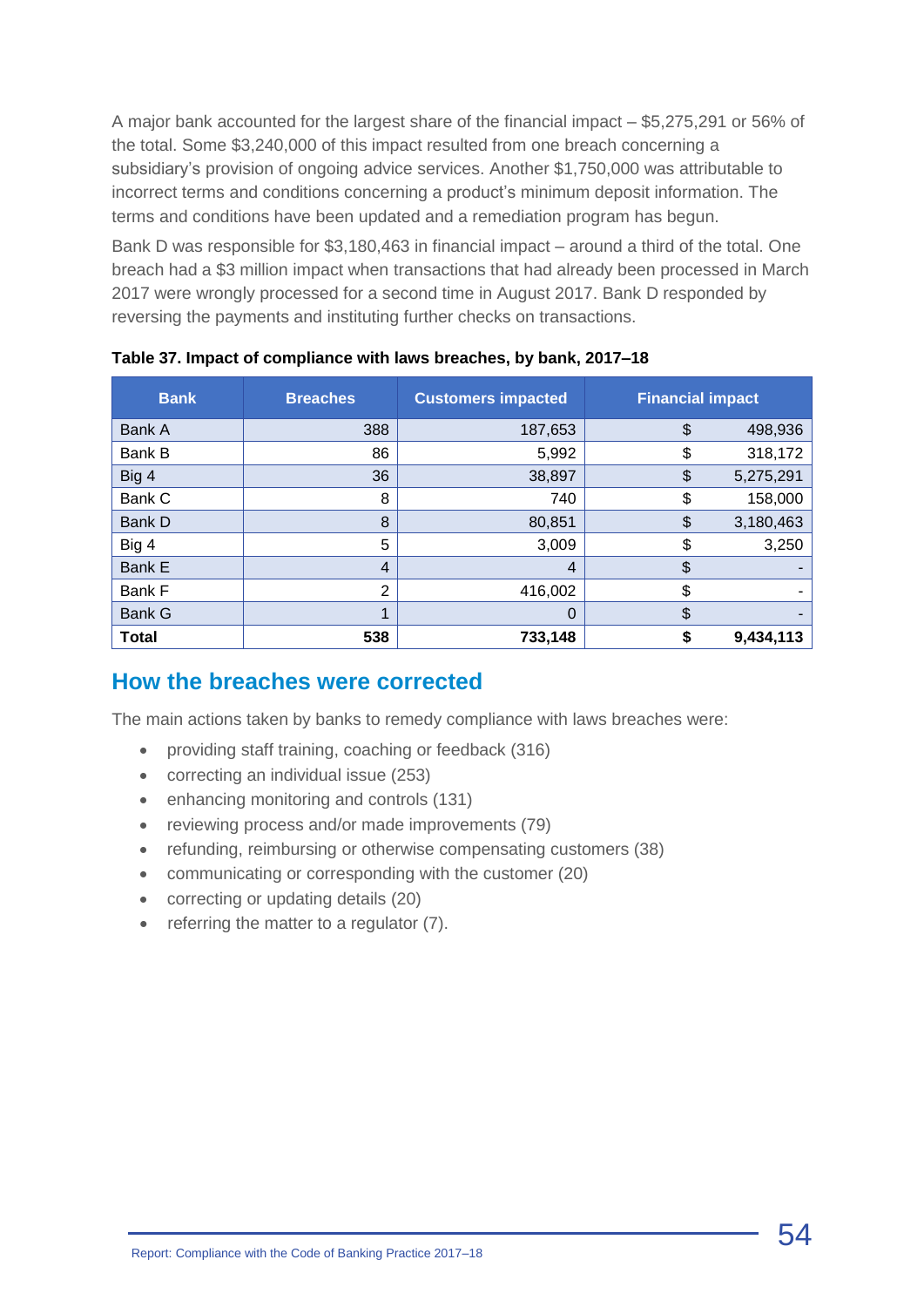A major bank accounted for the largest share of the financial impact – $5,275,291 or 56% of the total. Some $3,240,000 of this impact resulted from one breach concerning a subsidiary's provision of ongoing advice services. Another $1,750,000 was attributable to incorrect terms and conditions concerning a product's minimum deposit information. The terms and conditions have been updated and a remediation program has begun.

Bank D was responsible for $3,180,463 in financial impact – around a third of the total. One breach had a $3 million impact when transactions that had already been processed in March 2017 were wrongly processed for a second time in August 2017. Bank D responded by reversing the payments and instituting further checks on transactions.

**Table 37. Impact of compliance with laws breaches, by bank, 2017–18**

| Bank | Breaches | Customers impacted | Financial impact | |
|---|---|---|---|---|
| Bank A | 388 | 187,653 | $ | 498,936 |
| Bank B | 86 | 5,992 | $ | 318,172 |
| Big 4 | 36 | 38,897 | $ | 5,275,291 |
| Bank C | 8 | 740 | $ | 158,000 |
| Bank D | 8 | 80,851 | $ | 3,180,463 |
| Big 4 | 5 | 3,009 | $ | 3,250 |
| Bank E | 4 | 4 | $ | - |
| Bank F | 2 | 416,002 | $ | - |
| Bank G | 1 | 0 | $ | - |
| **Total** | **538** | **733,148** | **$** | **9,434,113** |

## How the breaches were corrected

The main actions taken by banks to remedy compliance with laws breaches were:

- providing staff training, coaching or feedback (316)
- correcting an individual issue (253)
- enhancing monitoring and controls (131)
- reviewing process and/or made improvements (79)
- refunding, reimbursing or otherwise compensating customers (38)
- communicating or corresponding with the customer (20)
- correcting or updating details (20)
- referring the matter to a regulator (7).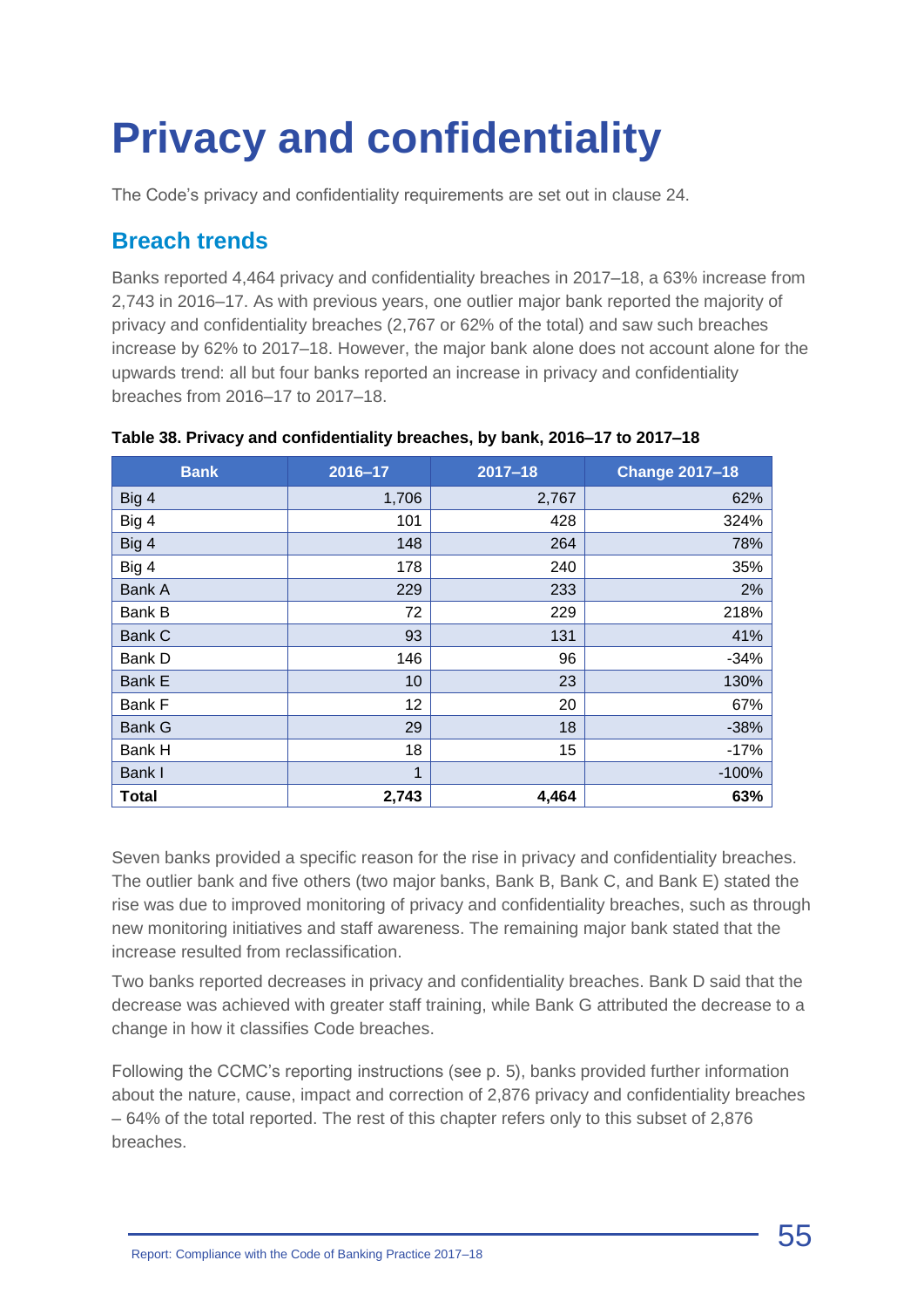# Privacy and confidentiality

The Code's privacy and confidentiality requirements are set out in clause 24.

## Breach trends

Banks reported 4,464 privacy and confidentiality breaches in 2017–18, a 63% increase from 2,743 in 2016–17. As with previous years, one outlier major bank reported the majority of privacy and confidentiality breaches (2,767 or 62% of the total) and saw such breaches increase by 62% to 2017–18. However, the major bank alone does not account alone for the upwards trend: all but four banks reported an increase in privacy and confidentiality breaches from 2016–17 to 2017–18.

**Table 38. Privacy and confidentiality breaches, by bank, 2016–17 to 2017–18**

| Bank | 2016–17 | 2017–18 | Change 2017–18 |
|---|---|---|---|
| Big 4 | 1,706 | 2,767 | 62% |
| Big 4 | 101 | 428 | 324% |
| Big 4 | 148 | 264 | 78% |
| Big 4 | 178 | 240 | 35% |
| Bank A | 229 | 233 | 2% |
| Bank B | 72 | 229 | 218% |
| Bank C | 93 | 131 | 41% |
| Bank D | 146 | 96 | -34% |
| Bank E | 10 | 23 | 130% |
| Bank F | 12 | 20 | 67% |
| Bank G | 29 | 18 | -38% |
| Bank H | 18 | 15 | -17% |
| Bank I | 1 | | -100% |
| **Total** | **2,743** | **4,464** | **63%** |

Seven banks provided a specific reason for the rise in privacy and confidentiality breaches. The outlier bank and five others (two major banks, Bank B, Bank C, and Bank E) stated the rise was due to improved monitoring of privacy and confidentiality breaches, such as through new monitoring initiatives and staff awareness. The remaining major bank stated that the increase resulted from reclassification.

Two banks reported decreases in privacy and confidentiality breaches. Bank D said that the decrease was achieved with greater staff training, while Bank G attributed the decrease to a change in how it classifies Code breaches.

Following the CCMC's reporting instructions (see p. 5), banks provided further information about the nature, cause, impact and correction of 2,876 privacy and confidentiality breaches – 64% of the total reported. The rest of this chapter refers only to this subset of 2,876 breaches.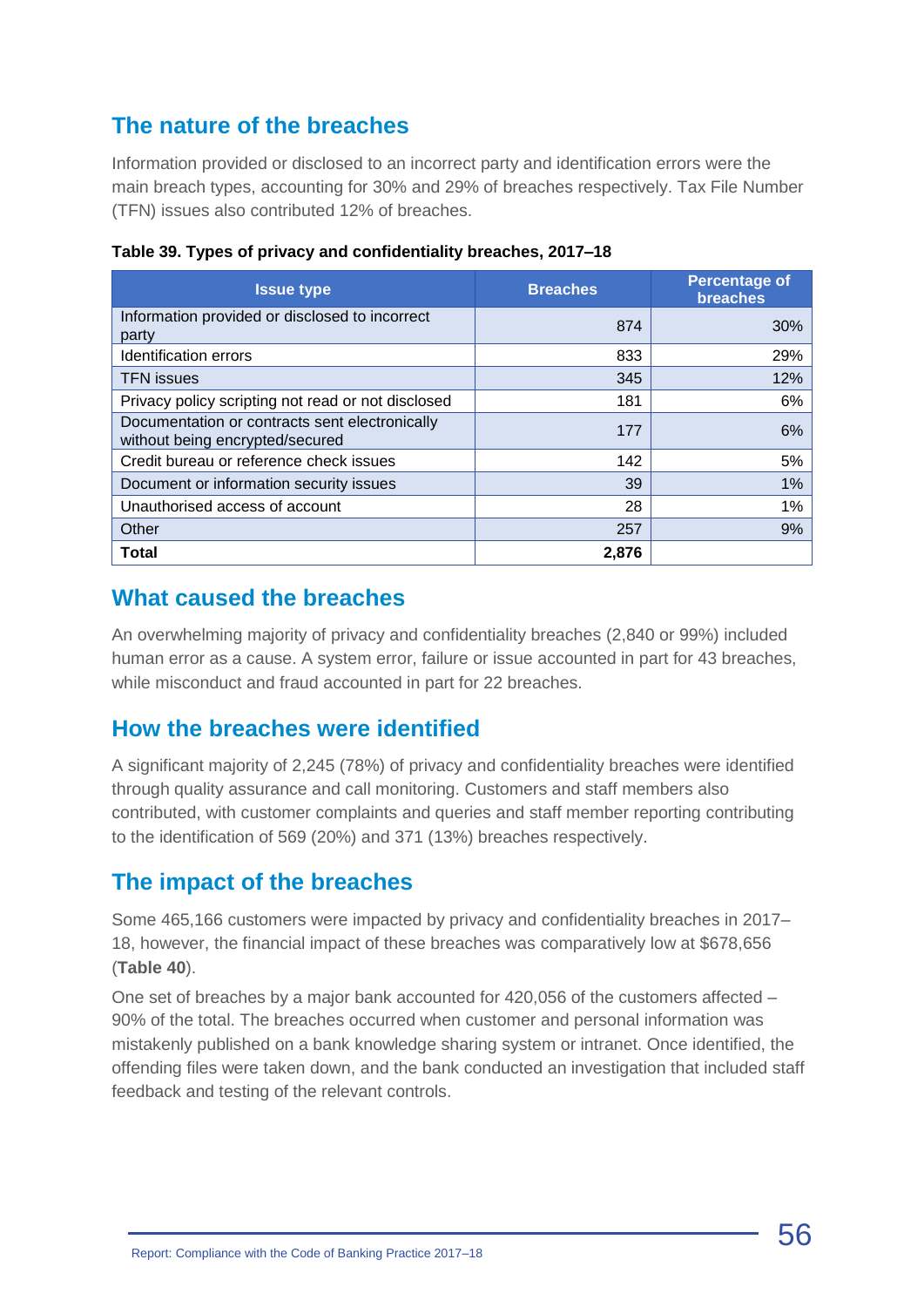## The nature of the breaches

Information provided or disclosed to an incorrect party and identification errors were the main breach types, accounting for 30% and 29% of breaches respectively. Tax File Number (TFN) issues also contributed 12% of breaches.

**Table 39. Types of privacy and confidentiality breaches, 2017–18**

| Issue type | Breaches | Percentage of breaches |
|---|---|---|
| Information provided or disclosed to incorrect party | 874 | 30% |
| Identification errors | 833 | 29% |
| TFN issues | 345 | 12% |
| Privacy policy scripting not read or not disclosed | 181 | 6% |
| Documentation or contracts sent electronically without being encrypted/secured | 177 | 6% |
| Credit bureau or reference check issues | 142 | 5% |
| Document or information security issues | 39 | 1% |
| Unauthorised access of account | 28 | 1% |
| Other | 257 | 9% |
| **Total** | **2,876** | |

## What caused the breaches

An overwhelming majority of privacy and confidentiality breaches (2,840 or 99%) included human error as a cause. A system error, failure or issue accounted in part for 43 breaches, while misconduct and fraud accounted in part for 22 breaches.

## How the breaches were identified

A significant majority of 2,245 (78%) of privacy and confidentiality breaches were identified through quality assurance and call monitoring. Customers and staff members also contributed, with customer complaints and queries and staff member reporting contributing to the identification of 569 (20%) and 371 (13%) breaches respectively.

## The impact of the breaches

Some 465,166 customers were impacted by privacy and confidentiality breaches in 2017–18, however, the financial impact of these breaches was comparatively low at $678,656 (**Table 40**).

One set of breaches by a major bank accounted for 420,056 of the customers affected – 90% of the total. The breaches occurred when customer and personal information was mistakenly published on a bank knowledge sharing system or intranet. Once identified, the offending files were taken down, and the bank conducted an investigation that included staff feedback and testing of the relevant controls.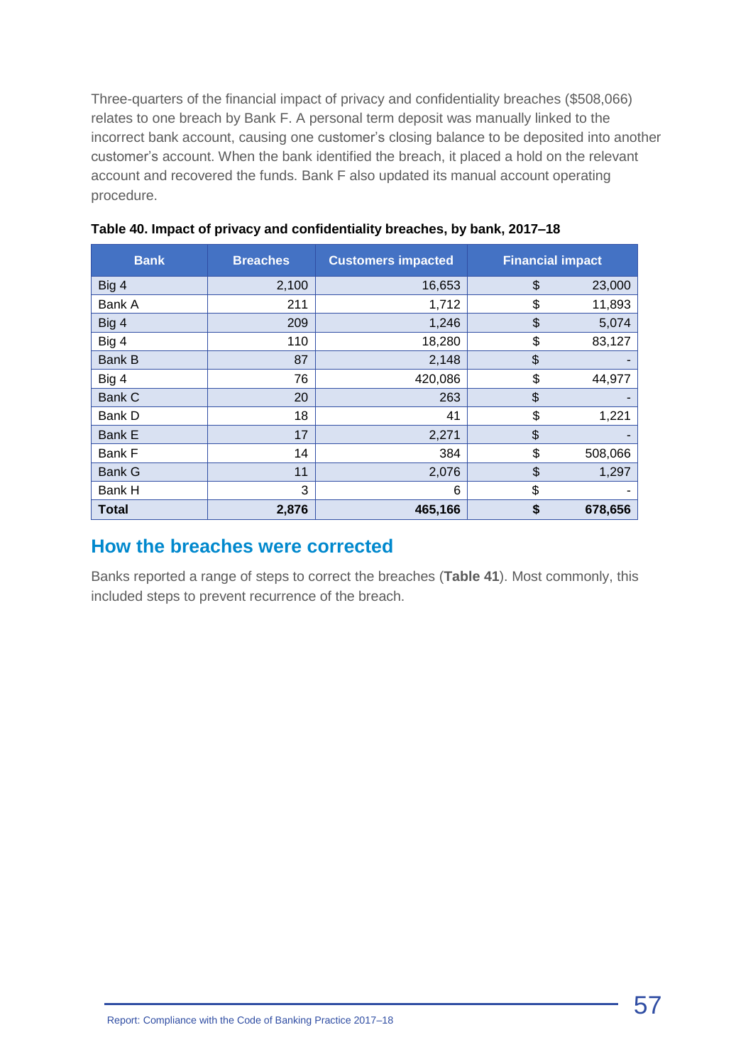Three-quarters of the financial impact of privacy and confidentiality breaches ($508,066) relates to one breach by Bank F. A personal term deposit was manually linked to the incorrect bank account, causing one customer's closing balance to be deposited into another customer's account. When the bank identified the breach, it placed a hold on the relevant account and recovered the funds. Bank F also updated its manual account operating procedure.

**Table 40. Impact of privacy and confidentiality breaches, by bank, 2017–18**

| Bank | Breaches | Customers impacted | Financial impact |
|---|---|---|---|
| Big 4 | 2,100 | 16,653 | $ 23,000 |
| Bank A | 211 | 1,712 | $ 11,893 |
| Big 4 | 209 | 1,246 | $ 5,074 |
| Big 4 | 110 | 18,280 | $ 83,127 |
| Bank B | 87 | 2,148 | $ - |
| Big 4 | 76 | 420,086 | $ 44,977 |
| Bank C | 20 | 263 | $ - |
| Bank D | 18 | 41 | $ 1,221 |
| Bank E | 17 | 2,271 | $ - |
| Bank F | 14 | 384 | $ 508,066 |
| Bank G | 11 | 2,076 | $ 1,297 |
| Bank H | 3 | 6 | $ - |
| **Total** | **2,876** | **465,166** | **$ 678,656** |

## How the breaches were corrected

Banks reported a range of steps to correct the breaches (**Table 41**). Most commonly, this included steps to prevent recurrence of the breach.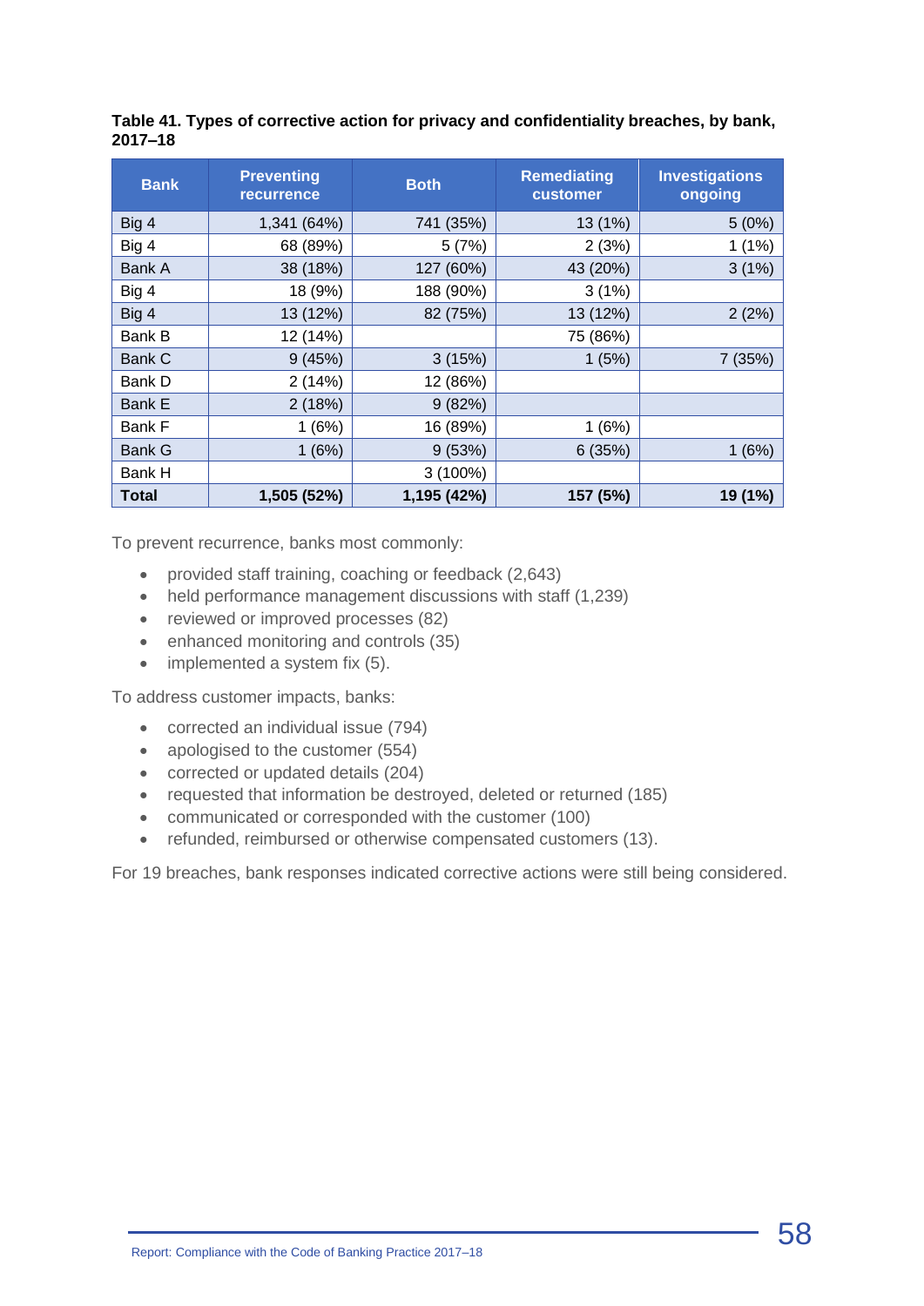**Table 41. Types of corrective action for privacy and confidentiality breaches, by bank, 2017–18**

| Bank | Preventing recurrence | Both | Remediating customer | Investigations ongoing |
|---|---|---|---|---|
| Big 4 | 1,341 (64%) | 741 (35%) | 13 (1%) | 5 (0%) |
| Big 4 | 68 (89%) | 5 (7%) | 2 (3%) | 1 (1%) |
| Bank A | 38 (18%) | 127 (60%) | 43 (20%) | 3 (1%) |
| Big 4 | 18 (9%) | 188 (90%) | 3 (1%) | |
| Big 4 | 13 (12%) | 82 (75%) | 13 (12%) | 2 (2%) |
| Bank B | 12 (14%) | | 75 (86%) | |
| Bank C | 9 (45%) | 3 (15%) | 1 (5%) | 7 (35%) |
| Bank D | 2 (14%) | 12 (86%) | | |
| Bank E | 2 (18%) | 9 (82%) | | |
| Bank F | 1 (6%) | 16 (89%) | 1 (6%) | |
| Bank G | 1 (6%) | 9 (53%) | 6 (35%) | 1 (6%) |
| Bank H | | 3 (100%) | | |
| **Total** | **1,505 (52%)** | **1,195 (42%)** | **157 (5%)** | **19 (1%)** |

To prevent recurrence, banks most commonly:

- provided staff training, coaching or feedback (2,643)
- held performance management discussions with staff (1,239)
- reviewed or improved processes (82)
- enhanced monitoring and controls (35)
- implemented a system fix (5).

To address customer impacts, banks:

- corrected an individual issue (794)
- apologised to the customer (554)
- corrected or updated details (204)
- requested that information be destroyed, deleted or returned (185)
- communicated or corresponded with the customer (100)
- refunded, reimbursed or otherwise compensated customers (13).

For 19 breaches, bank responses indicated corrective actions were still being considered.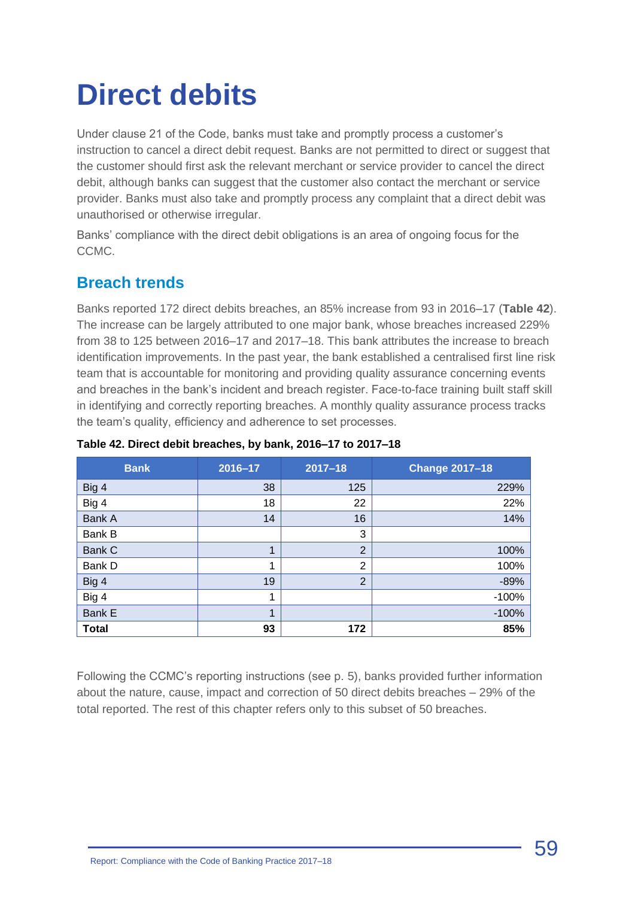# Direct debits

Under clause 21 of the Code, banks must take and promptly process a customer's instruction to cancel a direct debit request. Banks are not permitted to direct or suggest that the customer should first ask the relevant merchant or service provider to cancel the direct debit, although banks can suggest that the customer also contact the merchant or service provider. Banks must also take and promptly process any complaint that a direct debit was unauthorised or otherwise irregular.

Banks' compliance with the direct debit obligations is an area of ongoing focus for the CCMC.

## Breach trends

Banks reported 172 direct debits breaches, an 85% increase from 93 in 2016–17 (**Table 42**). The increase can be largely attributed to one major bank, whose breaches increased 229% from 38 to 125 between 2016–17 and 2017–18. This bank attributes the increase to breach identification improvements. In the past year, the bank established a centralised first line risk team that is accountable for monitoring and providing quality assurance concerning events and breaches in the bank's incident and breach register. Face-to-face training built staff skill in identifying and correctly reporting breaches. A monthly quality assurance process tracks the team's quality, efficiency and adherence to set processes.

**Table 42. Direct debit breaches, by bank, 2016–17 to 2017–18**

| Bank | 2016–17 | 2017–18 | Change 2017–18 |
|---|---|---|---|
| Big 4 | 38 | 125 | 229% |
| Big 4 | 18 | 22 | 22% |
| Bank A | 14 | 16 | 14% |
| Bank B | | 3 | |
| Bank C | 1 | 2 | 100% |
| Bank D | 1 | 2 | 100% |
| Big 4 | 19 | 2 | -89% |
| Big 4 | 1 | | -100% |
| Bank E | 1 | | -100% |
| **Total** | **93** | **172** | **85%** |

Following the CCMC's reporting instructions (see p. 5), banks provided further information about the nature, cause, impact and correction of 50 direct debits breaches – 29% of the total reported. The rest of this chapter refers only to this subset of 50 breaches.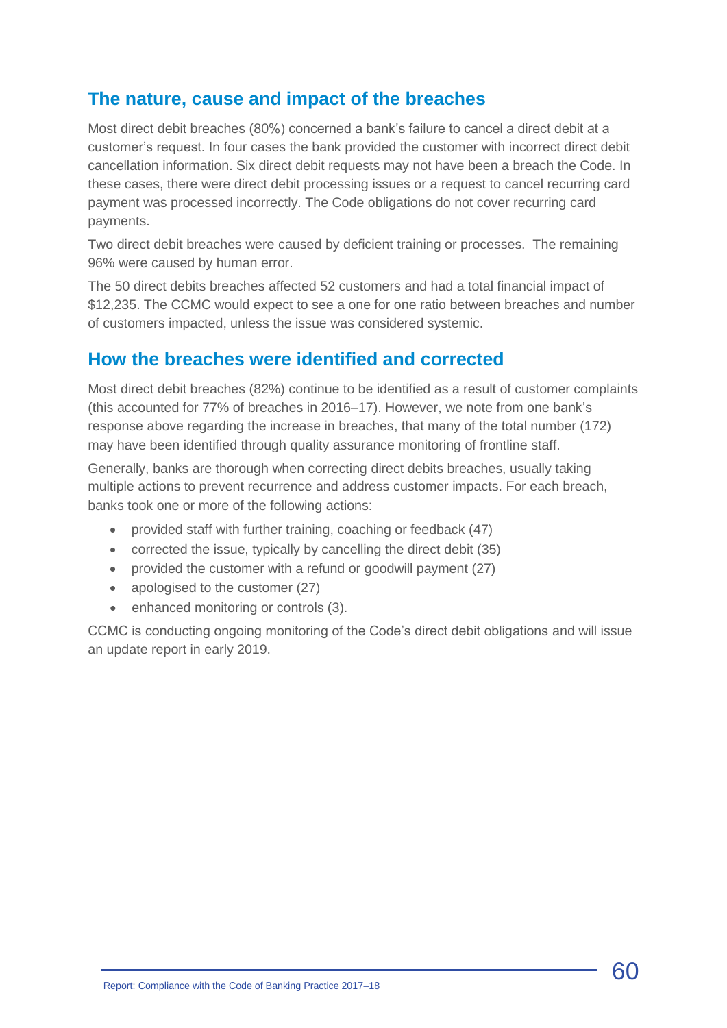## The nature, cause and impact of the breaches

Most direct debit breaches (80%) concerned a bank's failure to cancel a direct debit at a customer's request. In four cases the bank provided the customer with incorrect direct debit cancellation information. Six direct debit requests may not have been a breach the Code. In these cases, there were direct debit processing issues or a request to cancel recurring card payment was processed incorrectly. The Code obligations do not cover recurring card payments.

Two direct debit breaches were caused by deficient training or processes. The remaining 96% were caused by human error.

The 50 direct debits breaches affected 52 customers and had a total financial impact of $12,235. The CCMC would expect to see a one for one ratio between breaches and number of customers impacted, unless the issue was considered systemic.

## How the breaches were identified and corrected

Most direct debit breaches (82%) continue to be identified as a result of customer complaints (this accounted for 77% of breaches in 2016–17). However, we note from one bank's response above regarding the increase in breaches, that many of the total number (172) may have been identified through quality assurance monitoring of frontline staff.

Generally, banks are thorough when correcting direct debits breaches, usually taking multiple actions to prevent recurrence and address customer impacts. For each breach, banks took one or more of the following actions:

- provided staff with further training, coaching or feedback (47)
- corrected the issue, typically by cancelling the direct debit (35)
- provided the customer with a refund or goodwill payment (27)
- apologised to the customer (27)
- enhanced monitoring or controls (3).

CCMC is conducting ongoing monitoring of the Code's direct debit obligations and will issue an update report in early 2019.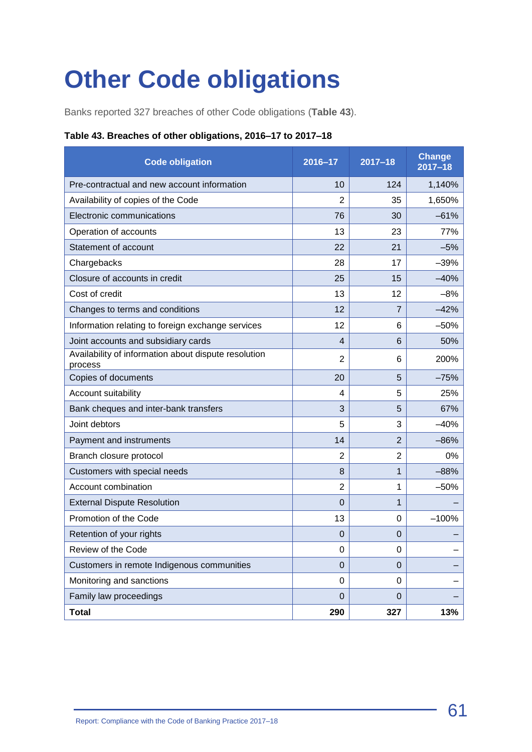# Other Code obligations

Banks reported 327 breaches of other Code obligations (**Table 43**).

**Table 43. Breaches of other obligations, 2016–17 to 2017–18**

| Code obligation | 2016–17 | 2017–18 | Change 2017–18 |
|---|---|---|---|
| Pre-contractual and new account information | 10 | 124 | 1,140% |
| Availability of copies of the Code | 2 | 35 | 1,650% |
| Electronic communications | 76 | 30 | –61% |
| Operation of accounts | 13 | 23 | 77% |
| Statement of account | 22 | 21 | –5% |
| Chargebacks | 28 | 17 | –39% |
| Closure of accounts in credit | 25 | 15 | –40% |
| Cost of credit | 13 | 12 | –8% |
| Changes to terms and conditions | 12 | 7 | –42% |
| Information relating to foreign exchange services | 12 | 6 | –50% |
| Joint accounts and subsidiary cards | 4 | 6 | 50% |
| Availability of information about dispute resolution process | 2 | 6 | 200% |
| Copies of documents | 20 | 5 | –75% |
| Account suitability | 4 | 5 | 25% |
| Bank cheques and inter-bank transfers | 3 | 5 | 67% |
| Joint debtors | 5 | 3 | –40% |
| Payment and instruments | 14 | 2 | –86% |
| Branch closure protocol | 2 | 2 | 0% |
| Customers with special needs | 8 | 1 | –88% |
| Account combination | 2 | 1 | –50% |
| External Dispute Resolution | 0 | 1 | – |
| Promotion of the Code | 13 | 0 | –100% |
| Retention of your rights | 0 | 0 | – |
| Review of the Code | 0 | 0 | – |
| Customers in remote Indigenous communities | 0 | 0 | – |
| Monitoring and sanctions | 0 | 0 | – |
| Family law proceedings | 0 | 0 | – |
| **Total** | **290** | **327** | **13%** |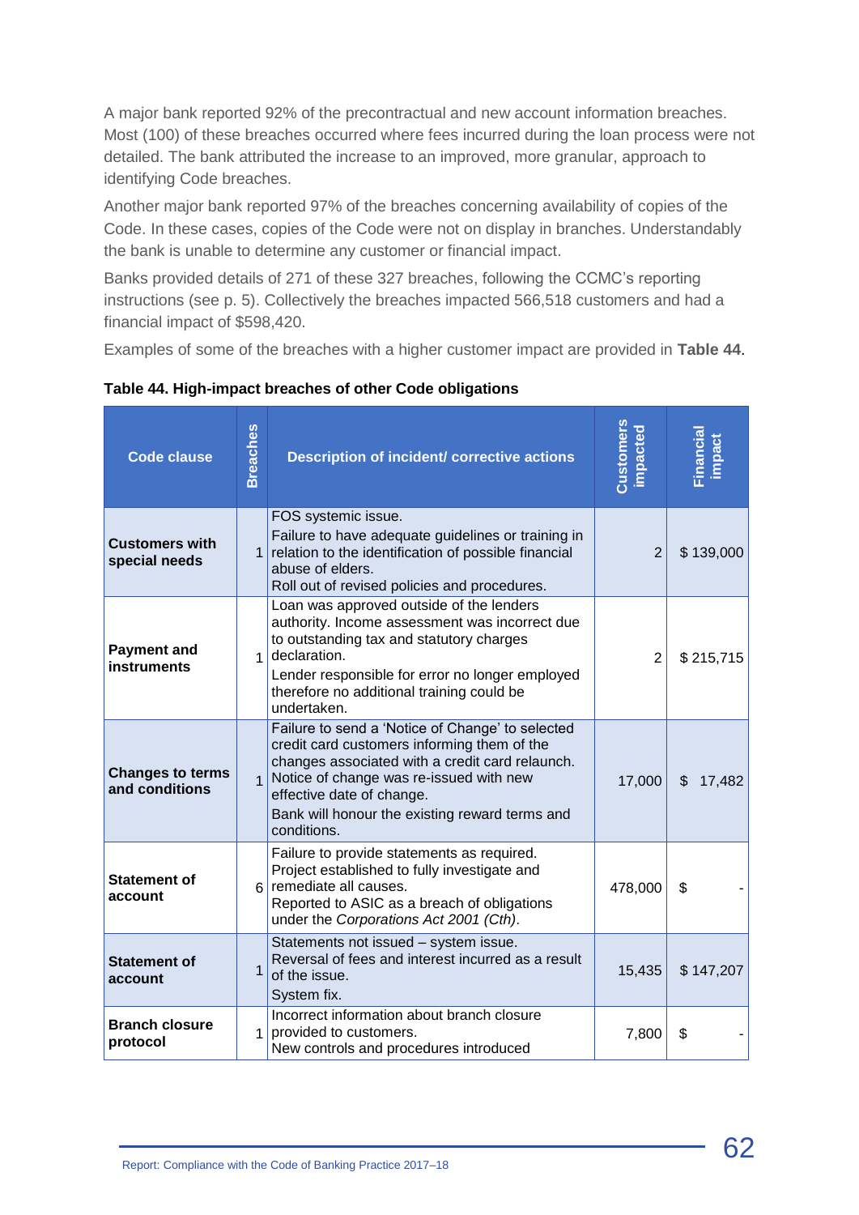A major bank reported 92% of the precontractual and new account information breaches. Most (100) of these breaches occurred where fees incurred during the loan process were not detailed. The bank attributed the increase to an improved, more granular, approach to identifying Code breaches.

Another major bank reported 97% of the breaches concerning availability of copies of the Code. In these cases, copies of the Code were not on display in branches. Understandably the bank is unable to determine any customer or financial impact.

Banks provided details of 271 of these 327 breaches, following the CCMC's reporting instructions (see p. 5). Collectively the breaches impacted 566,518 customers and had a financial impact of $598,420.

Examples of some of the breaches with a higher customer impact are provided in **Table 44**.

**Table 44. High-impact breaches of other Code obligations**

| Code clause | Breaches | Description of incident/ corrective actions | Customers impacted | Financial impact |
|---|---|---|---|---|
| **Customers with special needs** | 1 | FOS systemic issue.<br>Failure to have adequate guidelines or training in relation to the identification of possible financial abuse of elders.<br>Roll out of revised policies and procedures. | 2 | $ 139,000 |
| **Payment and instruments** | 1 | Loan was approved outside of the lenders authority. Income assessment was incorrect due to outstanding tax and statutory charges declaration.<br>Lender responsible for error no longer employed therefore no additional training could be undertaken. | 2 | $ 215,715 |
| **Changes to terms and conditions** | 1 | Failure to send a 'Notice of Change' to selected credit card customers informing them of the changes associated with a credit card relaunch. Notice of change was re-issued with new effective date of change.<br>Bank will honour the existing reward terms and conditions. | 17,000 | $ 17,482 |
| **Statement of account** | 6 | Failure to provide statements as required. Project established to fully investigate and remediate all causes.<br>Reported to ASIC as a breach of obligations under the *Corporations Act 2001 (Cth)*. | 478,000 | $ - |
| **Statement of account** | 1 | Statements not issued – system issue.<br>Reversal of fees and interest incurred as a result of the issue.<br>System fix. | 15,435 | $ 147,207 |
| **Branch closure protocol** | 1 | Incorrect information about branch closure provided to customers.<br>New controls and procedures introduced | 7,800 | $ - |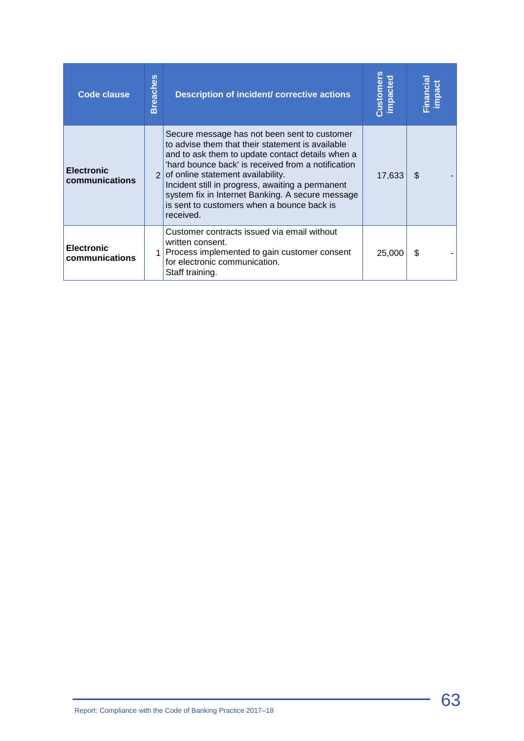| Code clause | Breaches | Description of incident/ corrective actions | Customers impacted | Financial impact |
|---|---|---|---|---|
| **Electronic communications** | 2 | Secure message has not been sent to customer to advise them that their statement is available and to ask them to update contact details when a 'hard bounce back' is received from a notification of online statement availability. Incident still in progress, awaiting a permanent system fix in Internet Banking. A secure message is sent to customers when a bounce back is received. | 17,633 | $ - |
| **Electronic communications** | 1 | Customer contracts issued via email without written consent. Process implemented to gain customer consent for electronic communication. Staff training. | 25,000 | $ - |